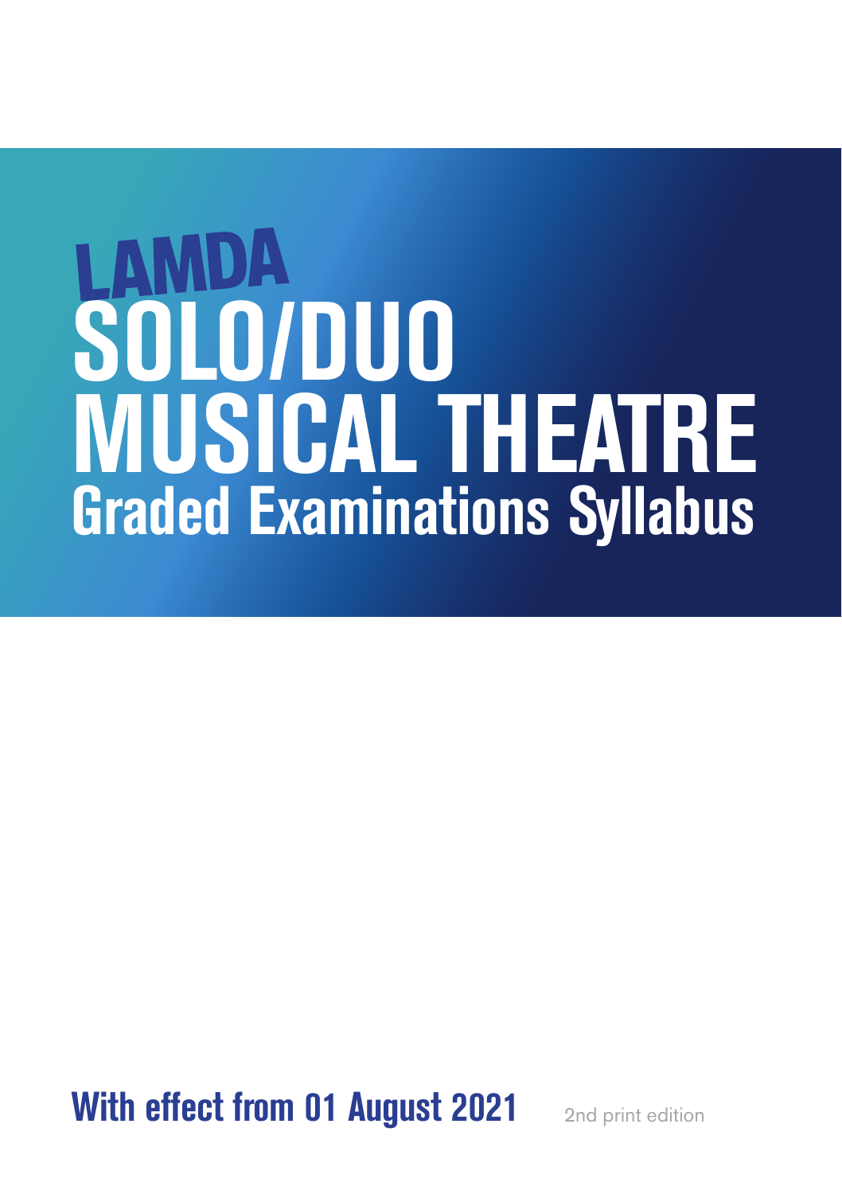# LAMDA SOLO/DUO MUSICAL THEATRE

## Graded Examinations Syllabus

**With effect from 01 August 2021**

2nd print edition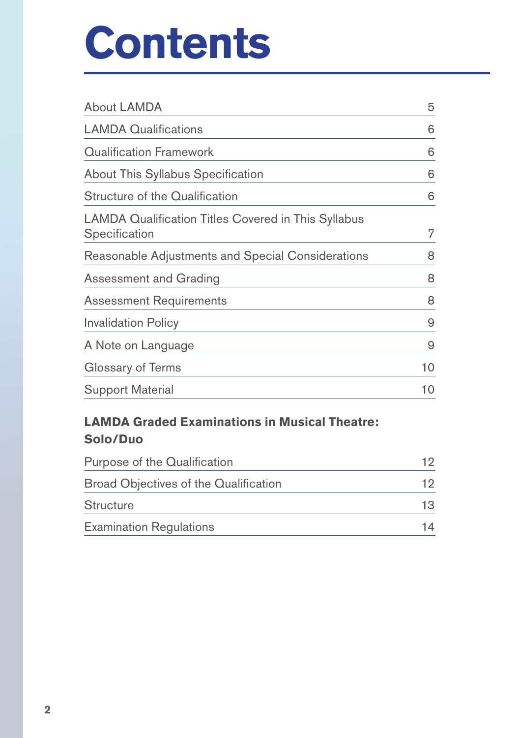# Contents

| | |
|---|---|
| About LAMDA | 5 |
| LAMDA Qualifications | 6 |
| Qualification Framework | 6 |
| About This Syllabus Specification | 6 |
| Structure of the Qualification | 6 |
| LAMDA Qualification Titles Covered in This Syllabus Specification | 7 |
| Reasonable Adjustments and Special Considerations | 8 |
| Assessment and Grading | 8 |
| Assessment Requirements | 8 |
| Invalidation Policy | 9 |
| A Note on Language | 9 |
| Glossary of Terms | 10 |
| Support Material | 10 |

**LAMDA Graded Examinations in Musical Theatre: Solo/Duo**

| | |
|---|---|
| Purpose of the Qualification | 12 |
| Broad Objectives of the Qualification | 12 |
| Structure | 13 |
| Examination Regulations | 14 |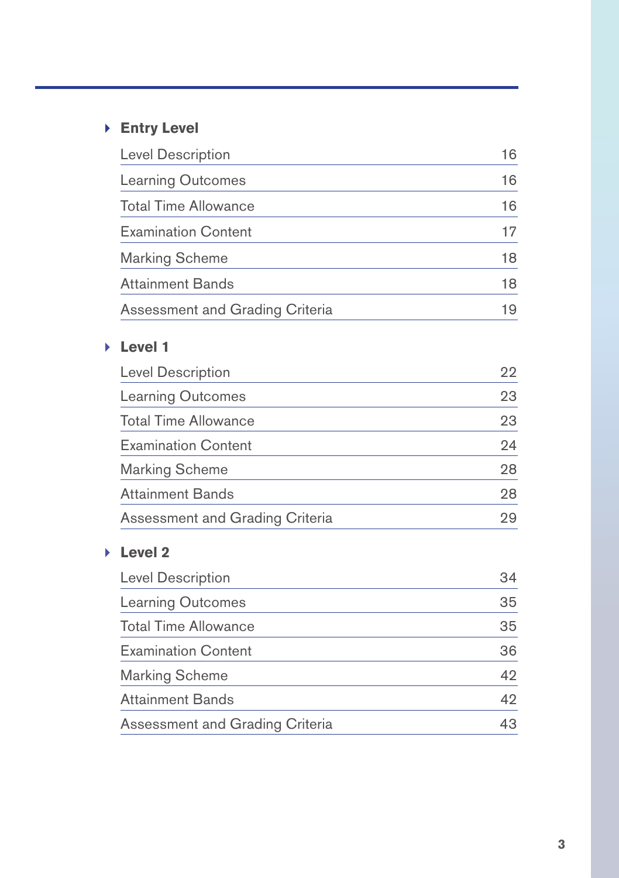## Entry Level

| | |
|---|---|
| Level Description | 16 |
| Learning Outcomes | 16 |
| Total Time Allowance | 16 |
| Examination Content | 17 |
| Marking Scheme | 18 |
| Attainment Bands | 18 |
| Assessment and Grading Criteria | 19 |

## Level 1

| | |
|---|---|
| Level Description | 22 |
| Learning Outcomes | 23 |
| Total Time Allowance | 23 |
| Examination Content | 24 |
| Marking Scheme | 28 |
| Attainment Bands | 28 |
| Assessment and Grading Criteria | 29 |

## Level 2

| | |
|---|---|
| Level Description | 34 |
| Learning Outcomes | 35 |
| Total Time Allowance | 35 |
| Examination Content | 36 |
| Marking Scheme | 42 |
| Attainment Bands | 42 |
| Assessment and Grading Criteria | 43 |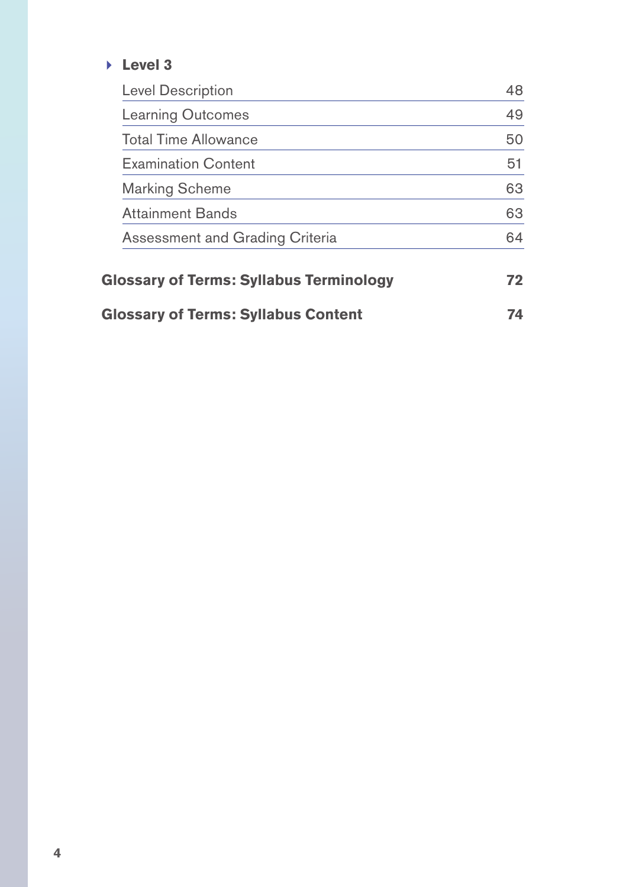**Level 3**

| | |
|---|---|
| Level Description | 48 |
| Learning Outcomes | 49 |
| Total Time Allowance | 50 |
| Examination Content | 51 |
| Marking Scheme | 63 |
| Attainment Bands | 63 |
| Assessment and Grading Criteria | 64 |

**Glossary of Terms: Syllabus Terminology** 72

**Glossary of Terms: Syllabus Content** 74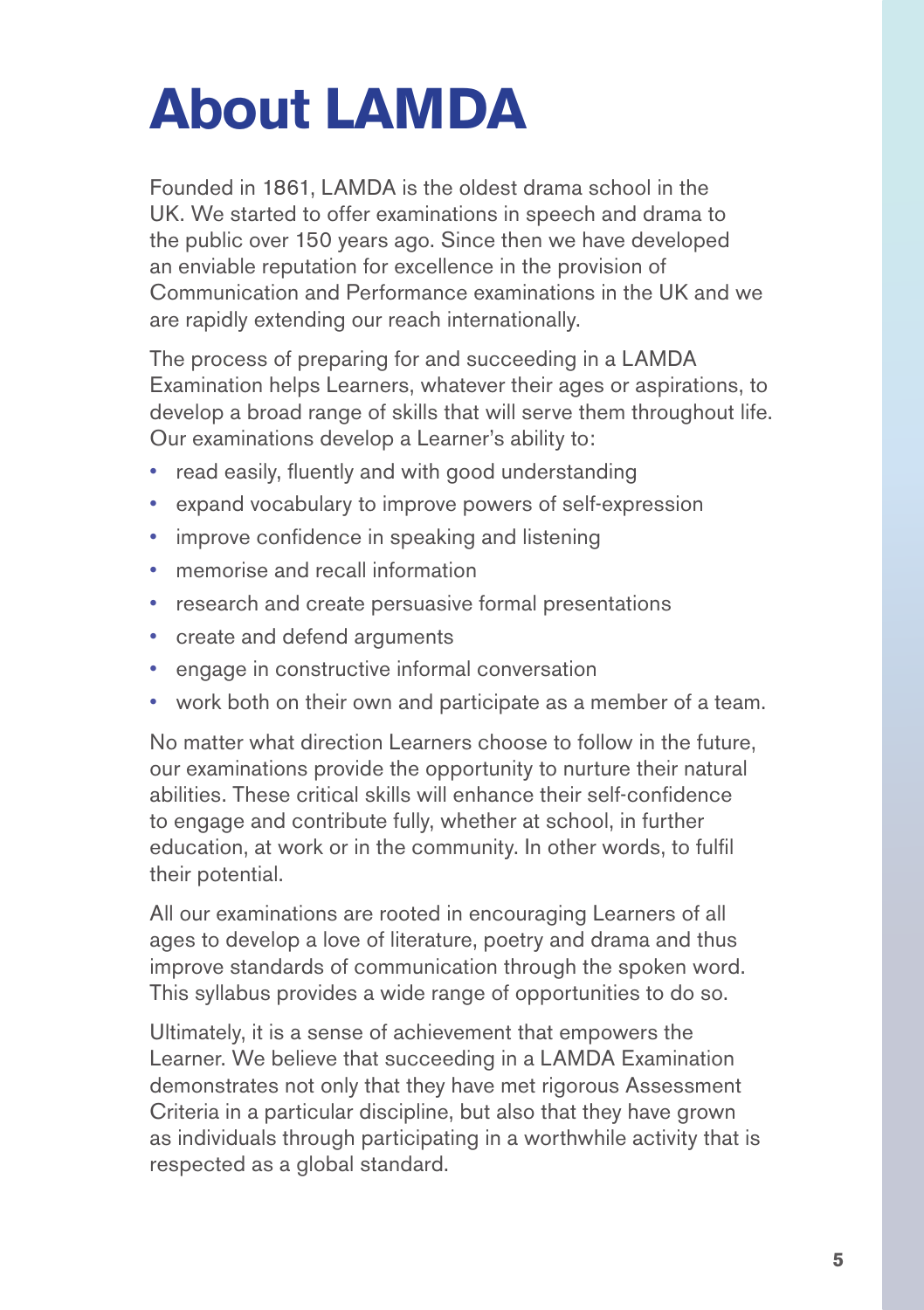# About LAMDA

Founded in 1861, LAMDA is the oldest drama school in the UK. We started to offer examinations in speech and drama to the public over 150 years ago. Since then we have developed an enviable reputation for excellence in the provision of Communication and Performance examinations in the UK and we are rapidly extending our reach internationally.

The process of preparing for and succeeding in a LAMDA Examination helps Learners, whatever their ages or aspirations, to develop a broad range of skills that will serve them throughout life. Our examinations develop a Learner's ability to:

- read easily, fluently and with good understanding
- expand vocabulary to improve powers of self-expression
- improve confidence in speaking and listening
- memorise and recall information
- research and create persuasive formal presentations
- create and defend arguments
- engage in constructive informal conversation
- work both on their own and participate as a member of a team.

No matter what direction Learners choose to follow in the future, our examinations provide the opportunity to nurture their natural abilities. These critical skills will enhance their self-confidence to engage and contribute fully, whether at school, in further education, at work or in the community. In other words, to fulfil their potential.

All our examinations are rooted in encouraging Learners of all ages to develop a love of literature, poetry and drama and thus improve standards of communication through the spoken word. This syllabus provides a wide range of opportunities to do so.

Ultimately, it is a sense of achievement that empowers the Learner. We believe that succeeding in a LAMDA Examination demonstrates not only that they have met rigorous Assessment Criteria in a particular discipline, but also that they have grown as individuals through participating in a worthwhile activity that is respected as a global standard.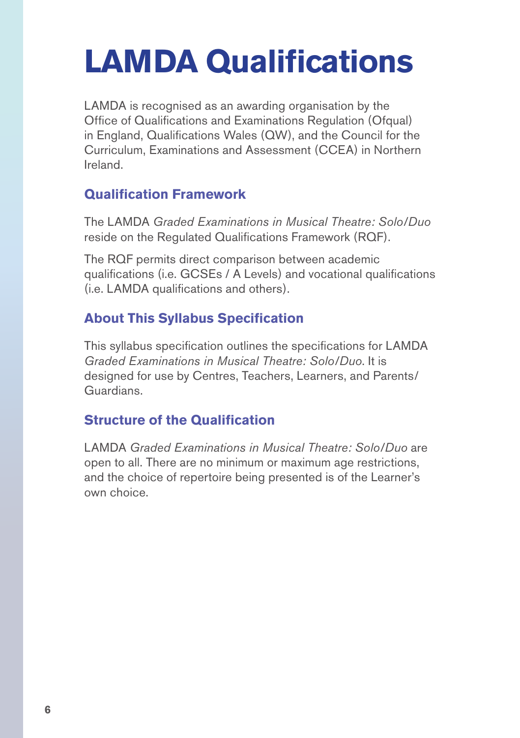# LAMDA Qualifications

LAMDA is recognised as an awarding organisation by the Office of Qualifications and Examinations Regulation (Ofqual) in England, Qualifications Wales (QW), and the Council for the Curriculum, Examinations and Assessment (CCEA) in Northern Ireland.

## Qualification Framework

The LAMDA *Graded Examinations in Musical Theatre: Solo/Duo* reside on the Regulated Qualifications Framework (RQF).

The RQF permits direct comparison between academic qualifications (i.e. GCSEs / A Levels) and vocational qualifications (i.e. LAMDA qualifications and others).

## About This Syllabus Specification

This syllabus specification outlines the specifications for LAMDA *Graded Examinations in Musical Theatre: Solo/Duo*. It is designed for use by Centres, Teachers, Learners, and Parents/Guardians.

## Structure of the Qualification

LAMDA *Graded Examinations in Musical Theatre: Solo/Duo* are open to all. There are no minimum or maximum age restrictions, and the choice of repertoire being presented is of the Learner's own choice.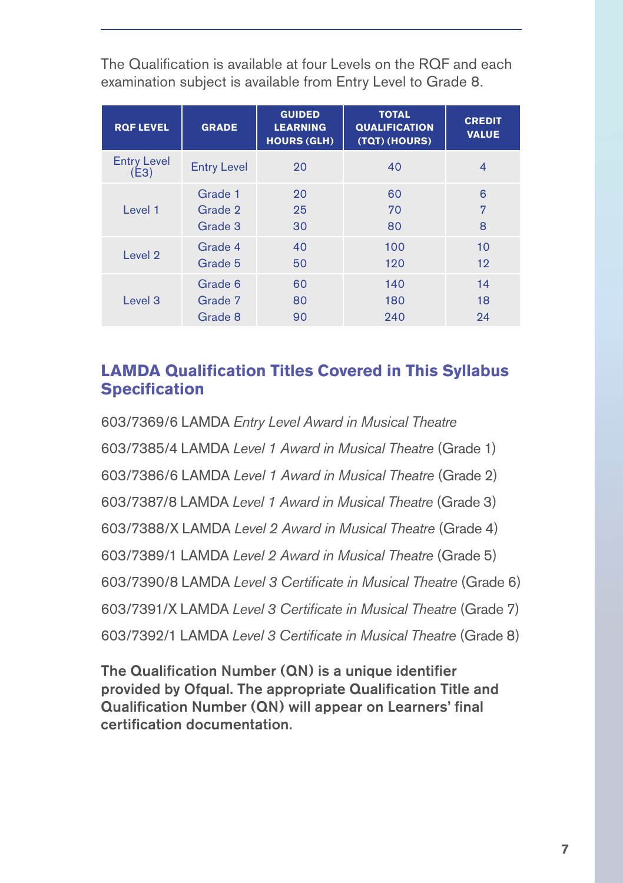The Qualification is available at four Levels on the RQF and each examination subject is available from Entry Level to Grade 8.

| RQF LEVEL | GRADE | GUIDED LEARNING HOURS (GLH) | TOTAL QUALIFICATION (TQT) (HOURS) | CREDIT VALUE |
|---|---|---|---|---|
| Entry Level (E3) | Entry Level | 20 | 40 | 4 |
| Level 1 | Grade 1 | 20 | 60 | 6 |
| | Grade 2 | 25 | 70 | 7 |
| | Grade 3 | 30 | 80 | 8 |
| Level 2 | Grade 4 | 40 | 100 | 10 |
| | Grade 5 | 50 | 120 | 12 |
| Level 3 | Grade 6 | 60 | 140 | 14 |
| | Grade 7 | 80 | 180 | 18 |
| | Grade 8 | 90 | 240 | 24 |

## LAMDA Qualification Titles Covered in This Syllabus Specification

603/7369/6 LAMDA *Entry Level Award in Musical Theatre*

603/7385/4 LAMDA *Level 1 Award in Musical Theatre* (Grade 1)

603/7386/6 LAMDA *Level 1 Award in Musical Theatre* (Grade 2)

603/7387/8 LAMDA *Level 1 Award in Musical Theatre* (Grade 3)

603/7388/X LAMDA *Level 2 Award in Musical Theatre* (Grade 4)

603/7389/1 LAMDA *Level 2 Award in Musical Theatre* (Grade 5)

603/7390/8 LAMDA *Level 3 Certificate in Musical Theatre* (Grade 6)

603/7391/X LAMDA *Level 3 Certificate in Musical Theatre* (Grade 7)

603/7392/1 LAMDA *Level 3 Certificate in Musical Theatre* (Grade 8)

**The Qualification Number (QN) is a unique identifier provided by Ofqual. The appropriate Qualification Title and Qualification Number (QN) will appear on Learners' final certification documentation.**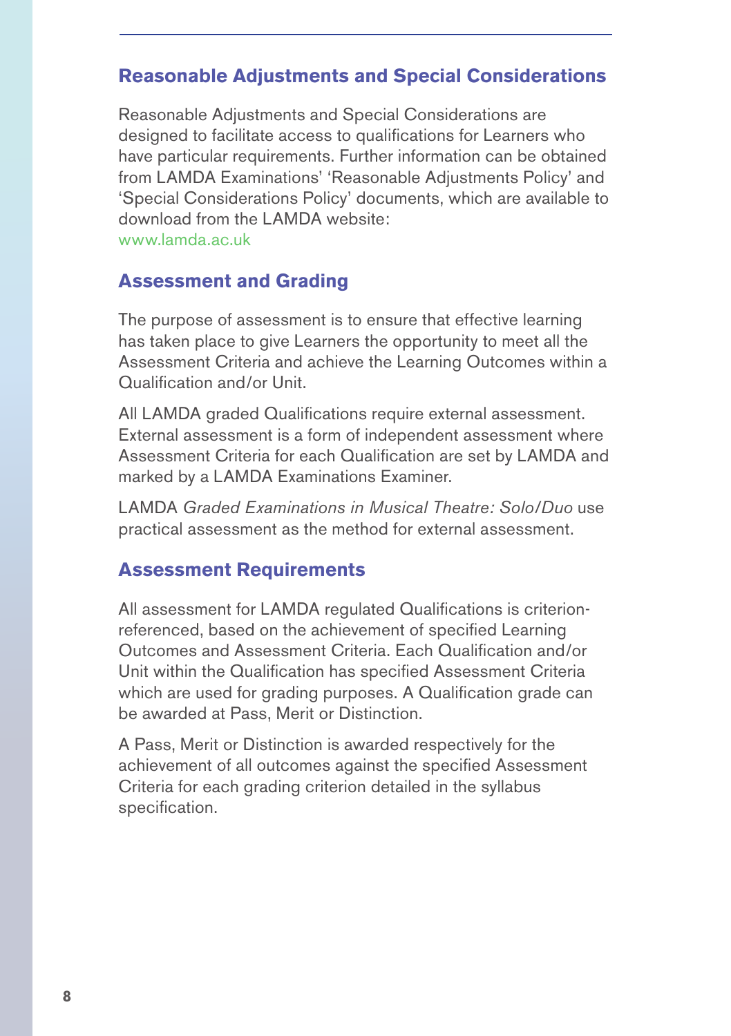## Reasonable Adjustments and Special Considerations

Reasonable Adjustments and Special Considerations are designed to facilitate access to qualifications for Learners who have particular requirements. Further information can be obtained from LAMDA Examinations' 'Reasonable Adjustments Policy' and 'Special Considerations Policy' documents, which are available to download from the LAMDA website:
www.lamda.ac.uk

## Assessment and Grading

The purpose of assessment is to ensure that effective learning has taken place to give Learners the opportunity to meet all the Assessment Criteria and achieve the Learning Outcomes within a Qualification and/or Unit.

All LAMDA graded Qualifications require external assessment. External assessment is a form of independent assessment where Assessment Criteria for each Qualification are set by LAMDA and marked by a LAMDA Examinations Examiner.

LAMDA *Graded Examinations in Musical Theatre: Solo/Duo* use practical assessment as the method for external assessment.

## Assessment Requirements

All assessment for LAMDA regulated Qualifications is criterion-referenced, based on the achievement of specified Learning Outcomes and Assessment Criteria. Each Qualification and/or Unit within the Qualification has specified Assessment Criteria which are used for grading purposes. A Qualification grade can be awarded at Pass, Merit or Distinction.

A Pass, Merit or Distinction is awarded respectively for the achievement of all outcomes against the specified Assessment Criteria for each grading criterion detailed in the syllabus specification.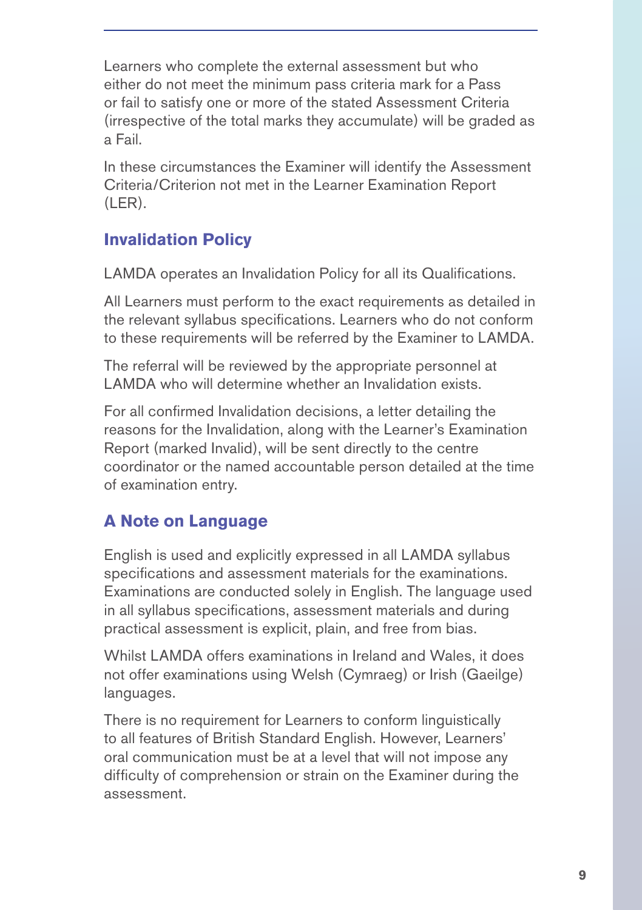Learners who complete the external assessment but who either do not meet the minimum pass criteria mark for a Pass or fail to satisfy one or more of the stated Assessment Criteria (irrespective of the total marks they accumulate) will be graded as a Fail.

In these circumstances the Examiner will identify the Assessment Criteria/Criterion not met in the Learner Examination Report (LER).

## Invalidation Policy

LAMDA operates an Invalidation Policy for all its Qualifications.

All Learners must perform to the exact requirements as detailed in the relevant syllabus specifications. Learners who do not conform to these requirements will be referred by the Examiner to LAMDA.

The referral will be reviewed by the appropriate personnel at LAMDA who will determine whether an Invalidation exists.

For all confirmed Invalidation decisions, a letter detailing the reasons for the Invalidation, along with the Learner's Examination Report (marked Invalid), will be sent directly to the centre coordinator or the named accountable person detailed at the time of examination entry.

## A Note on Language

English is used and explicitly expressed in all LAMDA syllabus specifications and assessment materials for the examinations. Examinations are conducted solely in English. The language used in all syllabus specifications, assessment materials and during practical assessment is explicit, plain, and free from bias.

Whilst LAMDA offers examinations in Ireland and Wales, it does not offer examinations using Welsh (Cymraeg) or Irish (Gaeilge) languages.

There is no requirement for Learners to conform linguistically to all features of British Standard English. However, Learners' oral communication must be at a level that will not impose any difficulty of comprehension or strain on the Examiner during the assessment.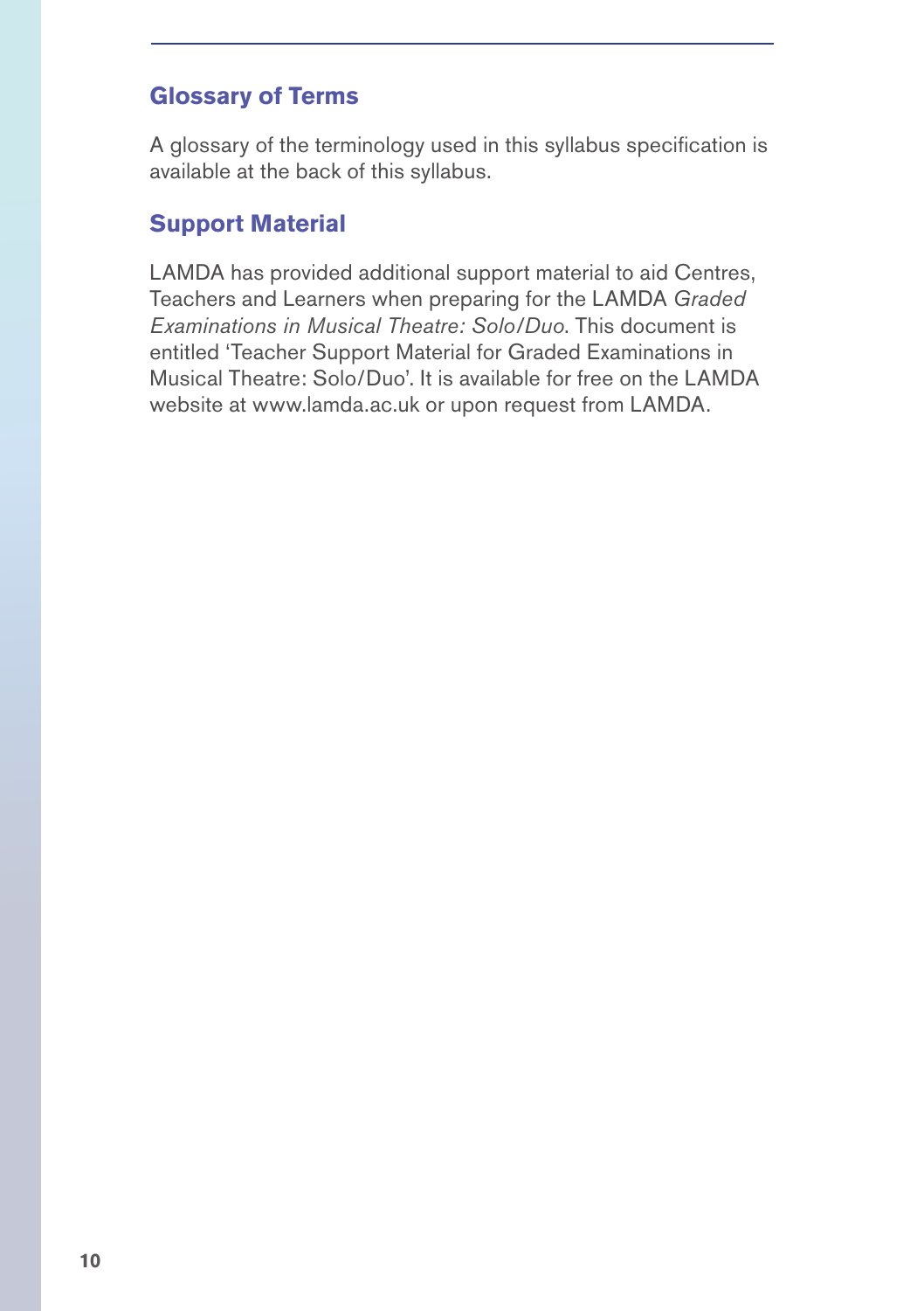## Glossary of Terms

A glossary of the terminology used in this syllabus specification is available at the back of this syllabus.

## Support Material

LAMDA has provided additional support material to aid Centres, Teachers and Learners when preparing for the LAMDA *Graded Examinations in Musical Theatre: Solo/Duo*. This document is entitled 'Teacher Support Material for Graded Examinations in Musical Theatre: Solo/Duo'. It is available for free on the LAMDA website at www.lamda.ac.uk or upon request from LAMDA.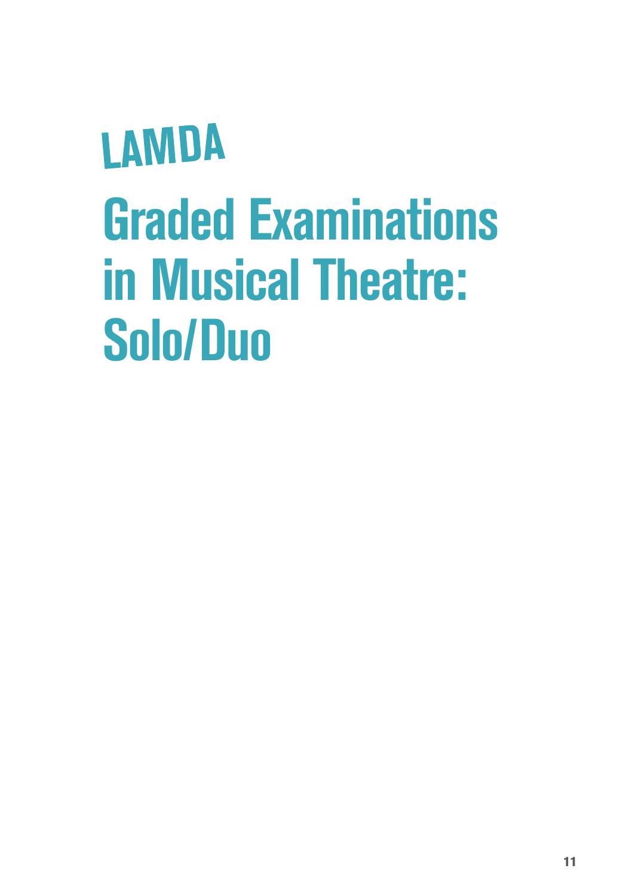LAMDA

# Graded Examinations in Musical Theatre: Solo/Duo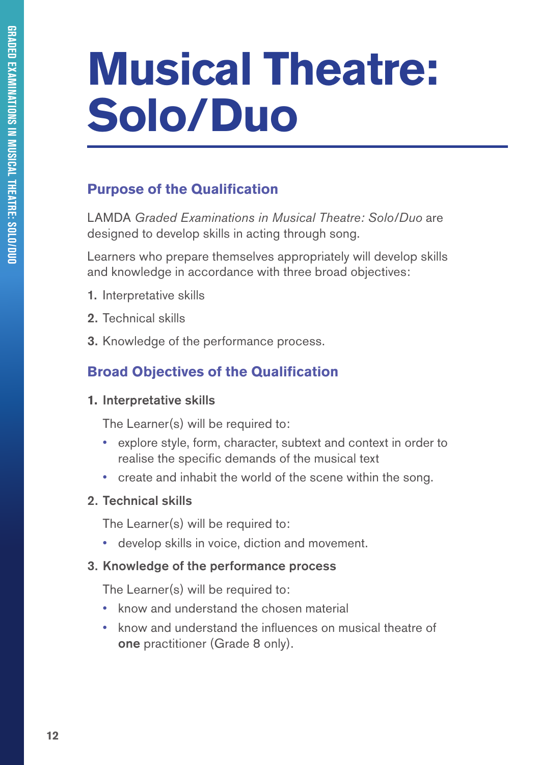# Musical Theatre: Solo/Duo

## Purpose of the Qualification

LAMDA *Graded Examinations in Musical Theatre: Solo/Duo* are designed to develop skills in acting through song.

Learners who prepare themselves appropriately will develop skills and knowledge in accordance with three broad objectives:

1. Interpretative skills
2. Technical skills
3. Knowledge of the performance process.

## Broad Objectives of the Qualification

### 1. Interpretative skills

The Learner(s) will be required to:

- explore style, form, character, subtext and context in order to realise the specific demands of the musical text
- create and inhabit the world of the scene within the song.

### 2. Technical skills

The Learner(s) will be required to:

- develop skills in voice, diction and movement.

### 3. Knowledge of the performance process

The Learner(s) will be required to:

- know and understand the chosen material
- know and understand the influences on musical theatre of **one** practitioner (Grade 8 only).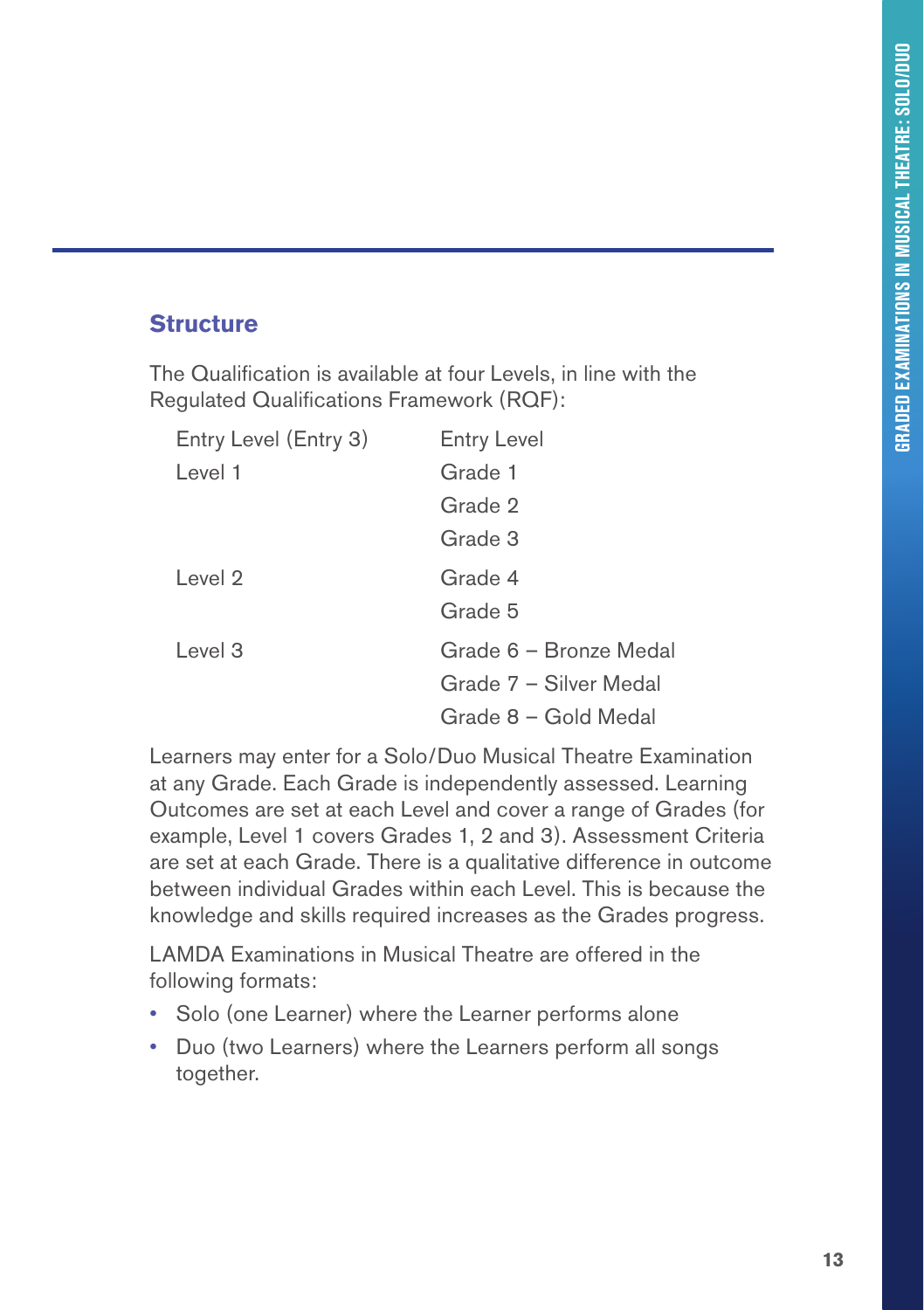### Structure

The Qualification is available at four Levels, in line with the Regulated Qualifications Framework (RQF):

| | |
|---|---|
| Entry Level (Entry 3) | Entry Level |
| Level 1 | Grade 1 |
| | Grade 2 |
| | Grade 3 |
| Level 2 | Grade 4 |
| | Grade 5 |
| Level 3 | Grade 6 – Bronze Medal |
| | Grade 7 – Silver Medal |
| | Grade 8 – Gold Medal |

Learners may enter for a Solo/Duo Musical Theatre Examination at any Grade. Each Grade is independently assessed. Learning Outcomes are set at each Level and cover a range of Grades (for example, Level 1 covers Grades 1, 2 and 3). Assessment Criteria are set at each Grade. There is a qualitative difference in outcome between individual Grades within each Level. This is because the knowledge and skills required increases as the Grades progress.

LAMDA Examinations in Musical Theatre are offered in the following formats:

- Solo (one Learner) where the Learner performs alone
- Duo (two Learners) where the Learners perform all songs together.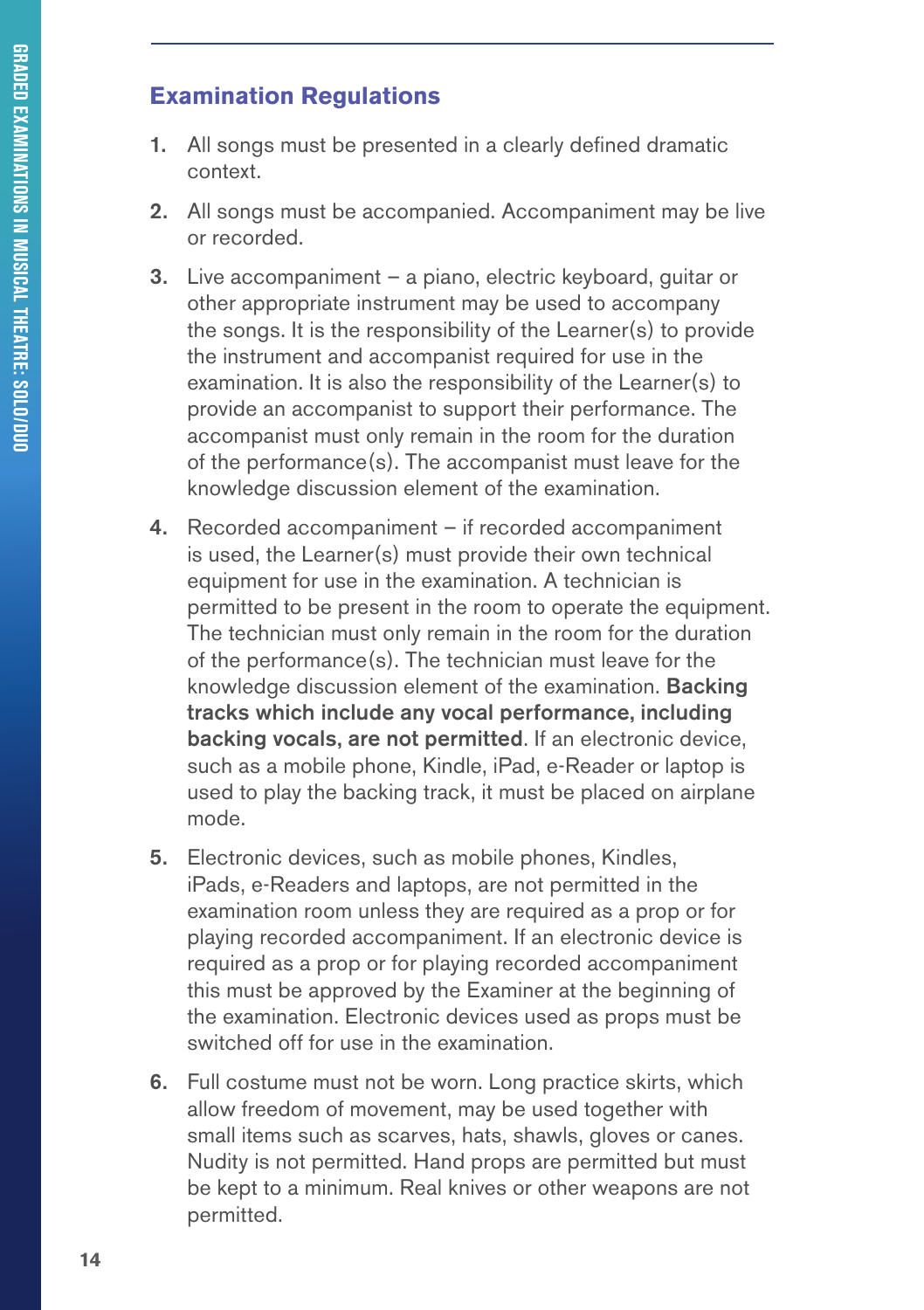## Examination Regulations

1. All songs must be presented in a clearly defined dramatic context.
2. All songs must be accompanied. Accompaniment may be live or recorded.
3. Live accompaniment – a piano, electric keyboard, guitar or other appropriate instrument may be used to accompany the songs. It is the responsibility of the Learner(s) to provide the instrument and accompanist required for use in the examination. It is also the responsibility of the Learner(s) to provide an accompanist to support their performance. The accompanist must only remain in the room for the duration of the performance(s). The accompanist must leave for the knowledge discussion element of the examination.
4. Recorded accompaniment – if recorded accompaniment is used, the Learner(s) must provide their own technical equipment for use in the examination. A technician is permitted to be present in the room to operate the equipment. The technician must only remain in the room for the duration of the performance(s). The technician must leave for the knowledge discussion element of the examination. **Backing tracks which include any vocal performance, including backing vocals, are not permitted**. If an electronic device, such as a mobile phone, Kindle, iPad, e-Reader or laptop is used to play the backing track, it must be placed on airplane mode.
5. Electronic devices, such as mobile phones, Kindles, iPads, e-Readers and laptops, are not permitted in the examination room unless they are required as a prop or for playing recorded accompaniment. If an electronic device is required as a prop or for playing recorded accompaniment this must be approved by the Examiner at the beginning of the examination. Electronic devices used as props must be switched off for use in the examination.
6. Full costume must not be worn. Long practice skirts, which allow freedom of movement, may be used together with small items such as scarves, hats, shawls, gloves or canes. Nudity is not permitted. Hand props are permitted but must be kept to a minimum. Real knives or other weapons are not permitted.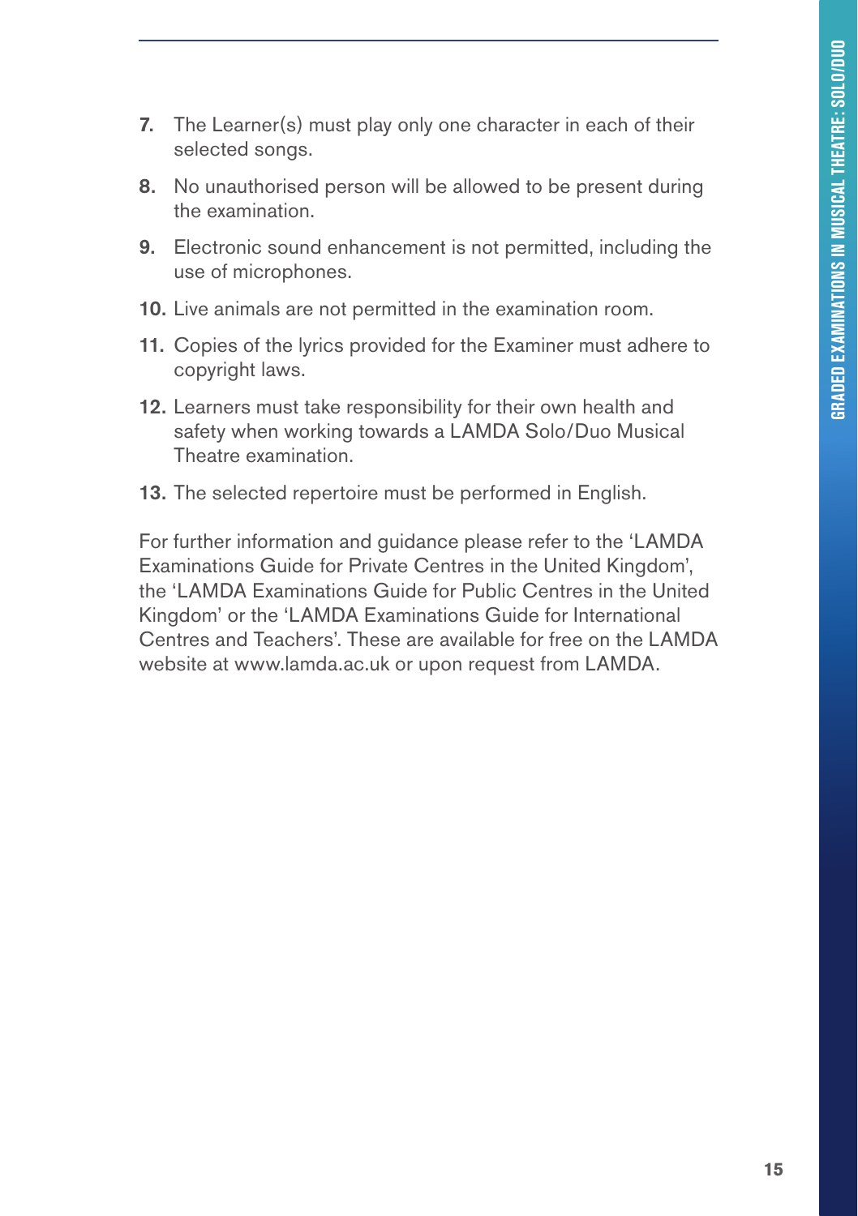7. The Learner(s) must play only one character in each of their selected songs.
8. No unauthorised person will be allowed to be present during the examination.
9. Electronic sound enhancement is not permitted, including the use of microphones.
10. Live animals are not permitted in the examination room.
11. Copies of the lyrics provided for the Examiner must adhere to copyright laws.
12. Learners must take responsibility for their own health and safety when working towards a LAMDA Solo/Duo Musical Theatre examination.
13. The selected repertoire must be performed in English.

For further information and guidance please refer to the 'LAMDA Examinations Guide for Private Centres in the United Kingdom', the 'LAMDA Examinations Guide for Public Centres in the United Kingdom' or the 'LAMDA Examinations Guide for International Centres and Teachers'. These are available for free on the LAMDA website at www.lamda.ac.uk or upon request from LAMDA.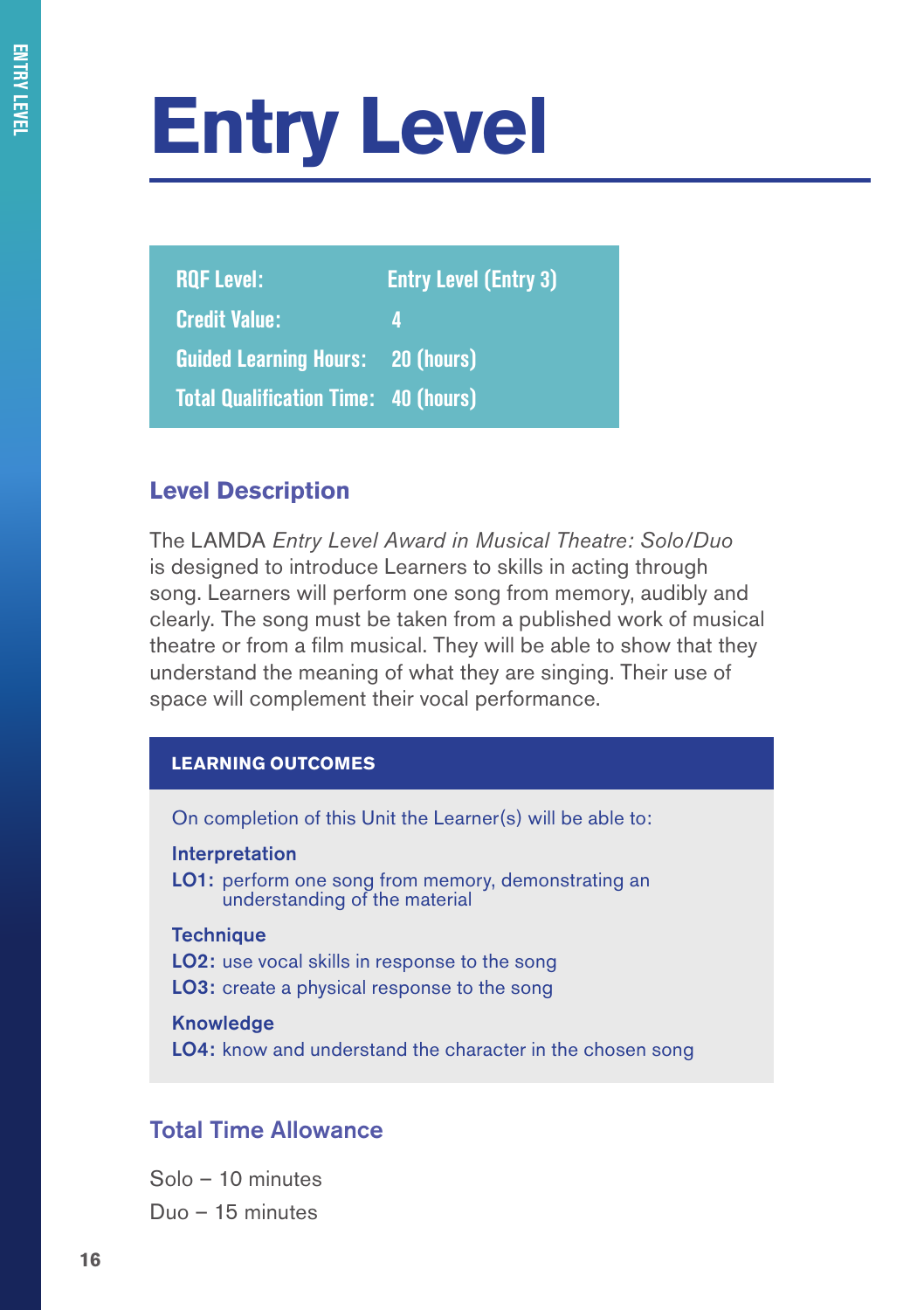# Entry Level

| RQF Level: | Entry Level (Entry 3) |
|---|---|
| Credit Value: | 4 |
| Guided Learning Hours: | 20 (hours) |
| Total Qualification Time: | 40 (hours) |

## Level Description

The LAMDA *Entry Level Award in Musical Theatre: Solo/Duo* is designed to introduce Learners to skills in acting through song. Learners will perform one song from memory, audibly and clearly. The song must be taken from a published work of musical theatre or from a film musical. They will be able to show that they understand the meaning of what they are singing. Their use of space will complement their vocal performance.

### LEARNING OUTCOMES

On completion of this Unit the Learner(s) will be able to:

**Interpretation**

**LO1:** perform one song from memory, demonstrating an understanding of the material

**Technique**

**LO2:** use vocal skills in response to the song

**LO3:** create a physical response to the song

**Knowledge**

**LO4:** know and understand the character in the chosen song

## Total Time Allowance

Solo – 10 minutes

Duo – 15 minutes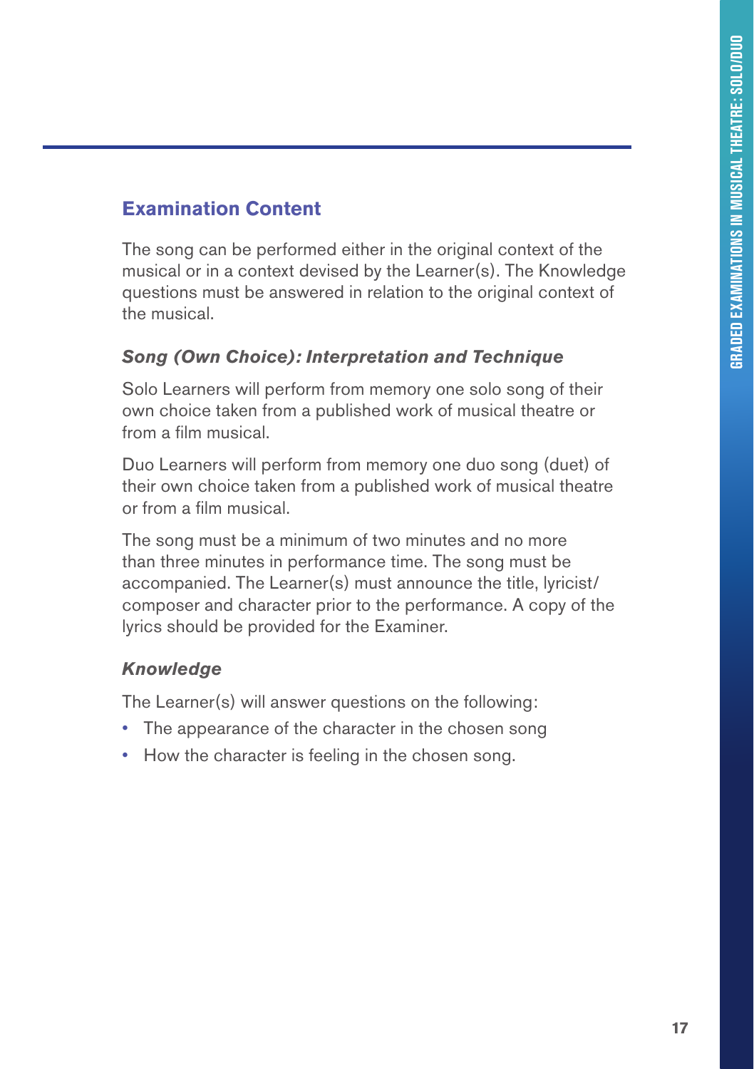## Examination Content

The song can be performed either in the original context of the musical or in a context devised by the Learner(s). The Knowledge questions must be answered in relation to the original context of the musical.

### *Song (Own Choice): Interpretation and Technique*

Solo Learners will perform from memory one solo song of their own choice taken from a published work of musical theatre or from a film musical.

Duo Learners will perform from memory one duo song (duet) of their own choice taken from a published work of musical theatre or from a film musical.

The song must be a minimum of two minutes and no more than three minutes in performance time. The song must be accompanied. The Learner(s) must announce the title, lyricist/composer and character prior to the performance. A copy of the lyrics should be provided for the Examiner.

### *Knowledge*

The Learner(s) will answer questions on the following:

- The appearance of the character in the chosen song
- How the character is feeling in the chosen song.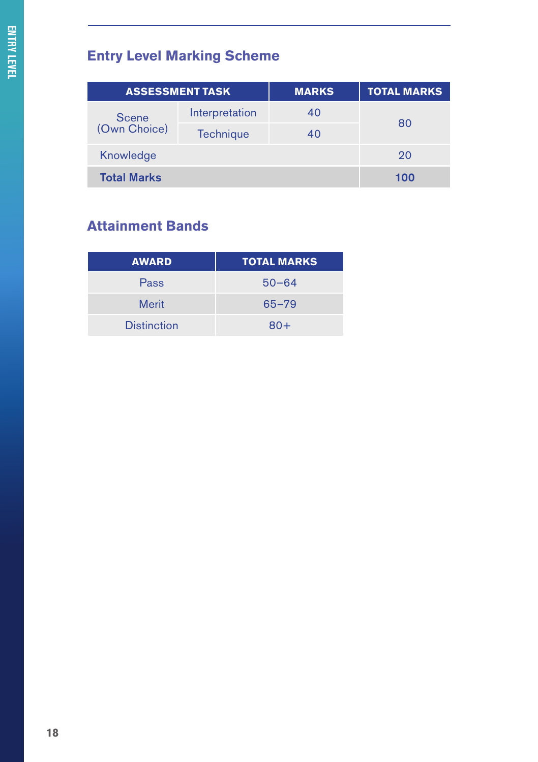## Entry Level Marking Scheme

| ASSESSMENT TASK | | MARKS | TOTAL MARKS |
|---|---|---|---|
| Scene (Own Choice) | Interpretation | 40 | 80 |
| | Technique | 40 | |
| Knowledge | | | 20 |
| **Total Marks** | | | **100** |

## Attainment Bands

| AWARD | TOTAL MARKS |
|---|---|
| Pass | 50–64 |
| Merit | 65–79 |
| Distinction | 80+ |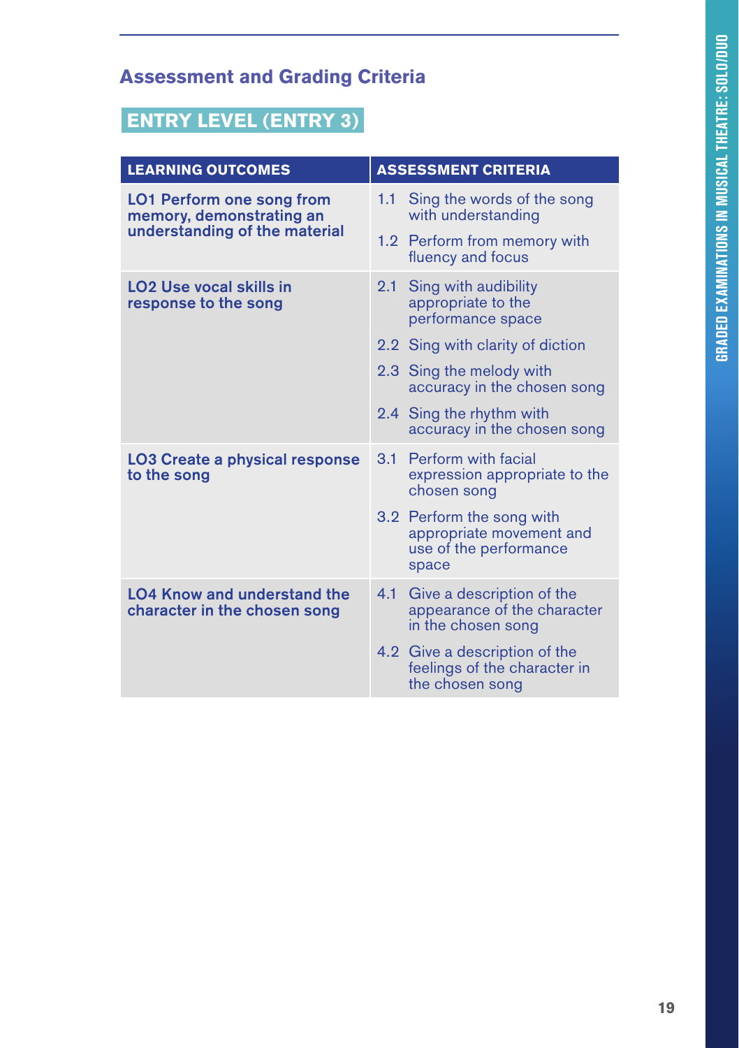## Assessment and Grading Criteria

### ENTRY LEVEL (ENTRY 3)

| LEARNING OUTCOMES | ASSESSMENT CRITERIA |
|---|---|
| **LO1 Perform one song from memory, demonstrating an understanding of the material** | 1.1 Sing the words of the song with understanding |
| | 1.2 Perform from memory with fluency and focus |
| **LO2 Use vocal skills in response to the song** | 2.1 Sing with audibility appropriate to the performance space |
| | 2.2 Sing with clarity of diction |
| | 2.3 Sing the melody with accuracy in the chosen song |
| | 2.4 Sing the rhythm with accuracy in the chosen song |
| **LO3 Create a physical response to the song** | 3.1 Perform with facial expression appropriate to the chosen song |
| | 3.2 Perform the song with appropriate movement and use of the performance space |
| **LO4 Know and understand the character in the chosen song** | 4.1 Give a description of the appearance of the character in the chosen song |
| | 4.2 Give a description of the feelings of the character in the chosen song |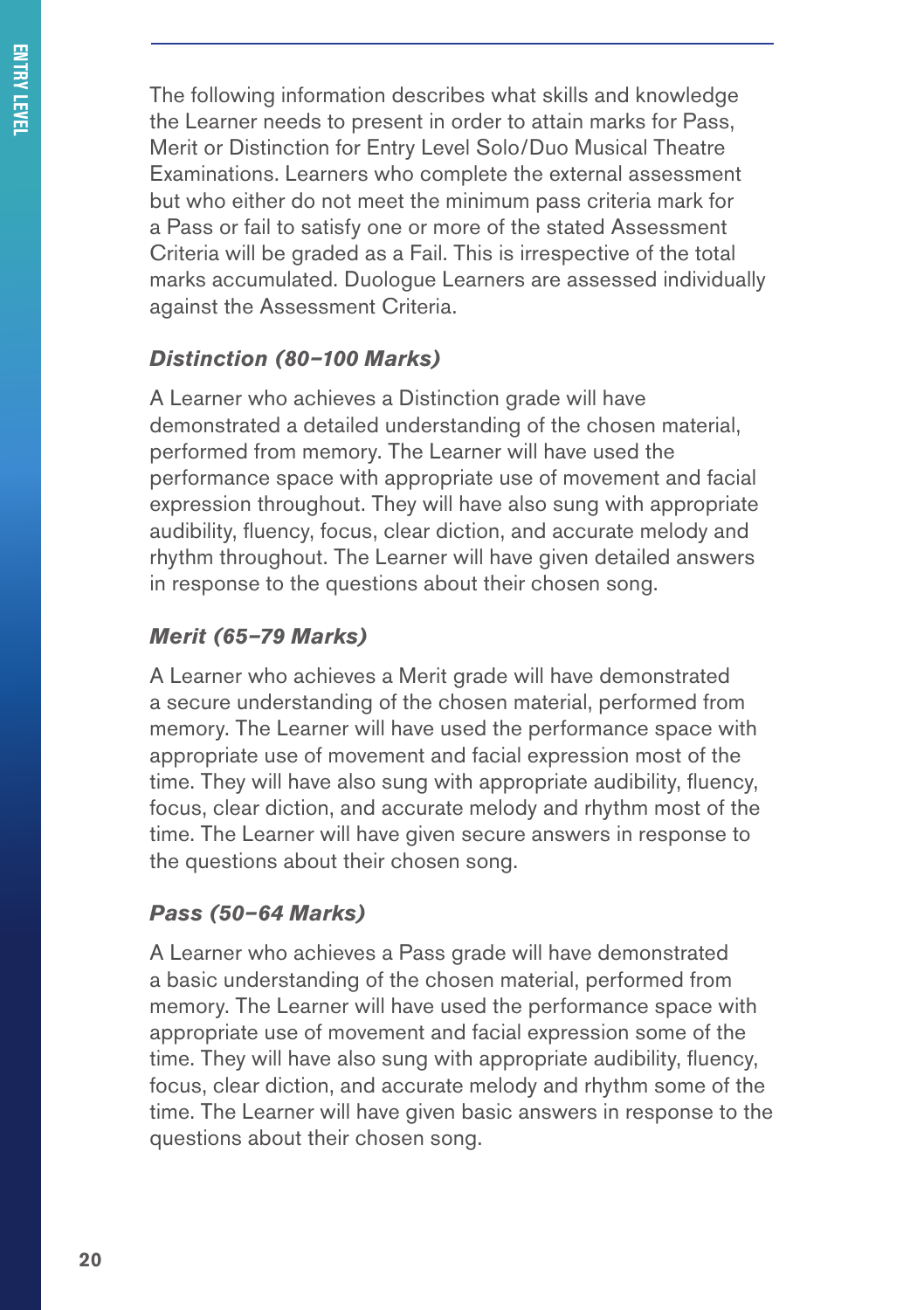The following information describes what skills and knowledge the Learner needs to present in order to attain marks for Pass, Merit or Distinction for Entry Level Solo/Duo Musical Theatre Examinations. Learners who complete the external assessment but who either do not meet the minimum pass criteria mark for a Pass or fail to satisfy one or more of the stated Assessment Criteria will be graded as a Fail. This is irrespective of the total marks accumulated. Duologue Learners are assessed individually against the Assessment Criteria.

***Distinction (80–100 Marks)***

A Learner who achieves a Distinction grade will have demonstrated a detailed understanding of the chosen material, performed from memory. The Learner will have used the performance space with appropriate use of movement and facial expression throughout. They will have also sung with appropriate audibility, fluency, focus, clear diction, and accurate melody and rhythm throughout. The Learner will have given detailed answers in response to the questions about their chosen song.

***Merit (65–79 Marks)***

A Learner who achieves a Merit grade will have demonstrated a secure understanding of the chosen material, performed from memory. The Learner will have used the performance space with appropriate use of movement and facial expression most of the time. They will have also sung with appropriate audibility, fluency, focus, clear diction, and accurate melody and rhythm most of the time. The Learner will have given secure answers in response to the questions about their chosen song.

***Pass (50–64 Marks)***

A Learner who achieves a Pass grade will have demonstrated a basic understanding of the chosen material, performed from memory. The Learner will have used the performance space with appropriate use of movement and facial expression some of the time. They will have also sung with appropriate audibility, fluency, focus, clear diction, and accurate melody and rhythm some of the time. The Learner will have given basic answers in response to the questions about their chosen song.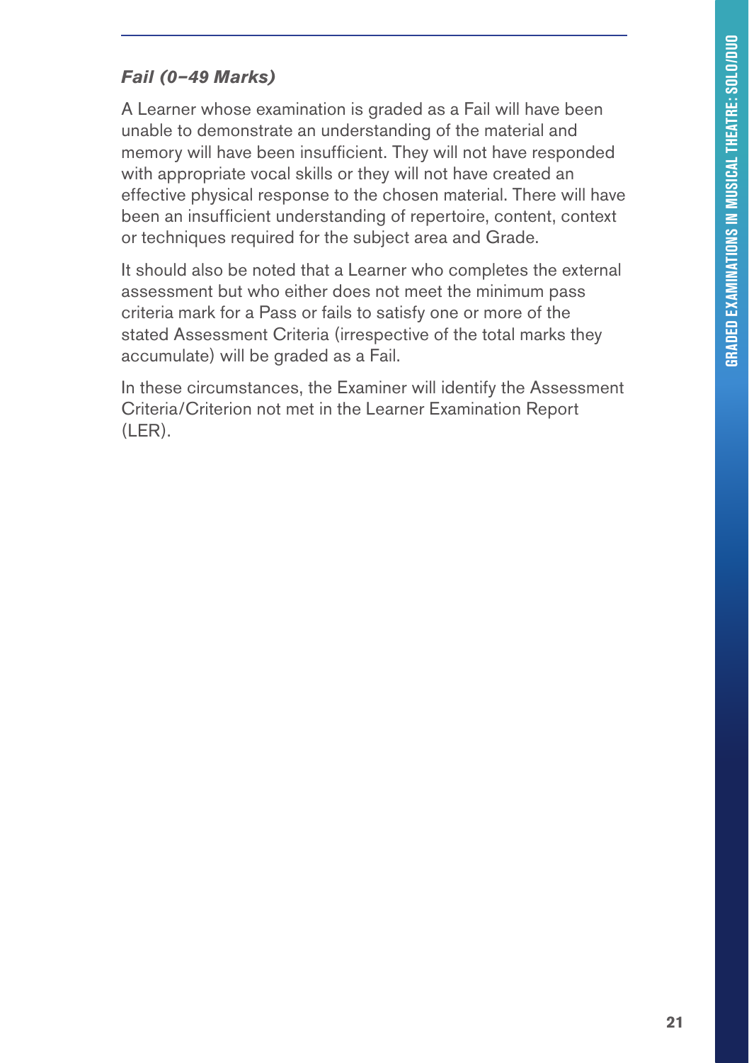### *Fail (0–49 Marks)*

A Learner whose examination is graded as a Fail will have been unable to demonstrate an understanding of the material and memory will have been insufficient. They will not have responded with appropriate vocal skills or they will not have created an effective physical response to the chosen material. There will have been an insufficient understanding of repertoire, content, context or techniques required for the subject area and Grade.

It should also be noted that a Learner who completes the external assessment but who either does not meet the minimum pass criteria mark for a Pass or fails to satisfy one or more of the stated Assessment Criteria (irrespective of the total marks they accumulate) will be graded as a Fail.

In these circumstances, the Examiner will identify the Assessment Criteria/Criterion not met in the Learner Examination Report (LER).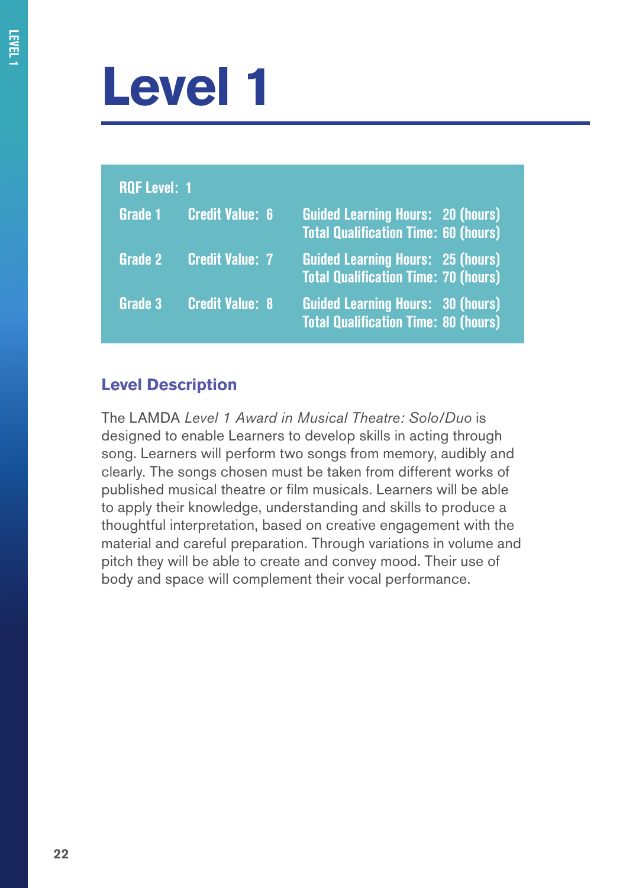# Level 1

| RQF Level: 1 | | |
|---|---|---|
| Grade 1 | Credit Value: 6 | Guided Learning Hours: 20 (hours)<br>Total Qualification Time: 60 (hours) |
| Grade 2 | Credit Value: 7 | Guided Learning Hours: 25 (hours)<br>Total Qualification Time: 70 (hours) |
| Grade 3 | Credit Value: 8 | Guided Learning Hours: 30 (hours)<br>Total Qualification Time: 80 (hours) |

## Level Description

The LAMDA *Level 1 Award in Musical Theatre: Solo/Duo* is designed to enable Learners to develop skills in acting through song. Learners will perform two songs from memory, audibly and clearly. The songs chosen must be taken from different works of published musical theatre or film musicals. Learners will be able to apply their knowledge, understanding and skills to produce a thoughtful interpretation, based on creative engagement with the material and careful preparation. Through variations in volume and pitch they will be able to create and convey mood. Their use of body and space will complement their vocal performance.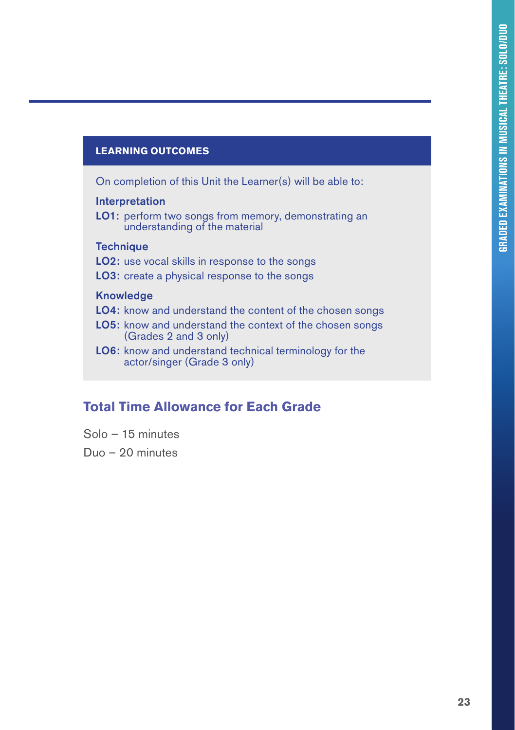**LEARNING OUTCOMES**

On completion of this Unit the Learner(s) will be able to:

**Interpretation**

**LO1:** perform two songs from memory, demonstrating an understanding of the material

**Technique**

**LO2:** use vocal skills in response to the songs

**LO3:** create a physical response to the songs

**Knowledge**

**LO4:** know and understand the content of the chosen songs

**LO5:** know and understand the context of the chosen songs (Grades 2 and 3 only)

**LO6:** know and understand technical terminology for the actor/singer (Grade 3 only)

## Total Time Allowance for Each Grade

Solo – 15 minutes

Duo – 20 minutes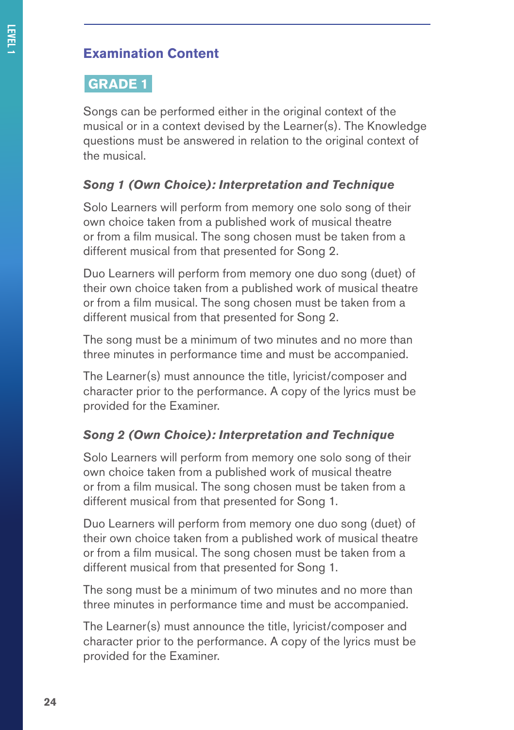## Examination Content

### GRADE 1

Songs can be performed either in the original context of the musical or in a context devised by the Learner(s). The Knowledge questions must be answered in relation to the original context of the musical.

#### *Song 1 (Own Choice): Interpretation and Technique*

Solo Learners will perform from memory one solo song of their own choice taken from a published work of musical theatre or from a film musical. The song chosen must be taken from a different musical from that presented for Song 2.

Duo Learners will perform from memory one duo song (duet) of their own choice taken from a published work of musical theatre or from a film musical. The song chosen must be taken from a different musical from that presented for Song 2.

The song must be a minimum of two minutes and no more than three minutes in performance time and must be accompanied.

The Learner(s) must announce the title, lyricist/composer and character prior to the performance. A copy of the lyrics must be provided for the Examiner.

#### *Song 2 (Own Choice): Interpretation and Technique*

Solo Learners will perform from memory one solo song of their own choice taken from a published work of musical theatre or from a film musical. The song chosen must be taken from a different musical from that presented for Song 1.

Duo Learners will perform from memory one duo song (duet) of their own choice taken from a published work of musical theatre or from a film musical. The song chosen must be taken from a different musical from that presented for Song 1.

The song must be a minimum of two minutes and no more than three minutes in performance time and must be accompanied.

The Learner(s) must announce the title, lyricist/composer and character prior to the performance. A copy of the lyrics must be provided for the Examiner.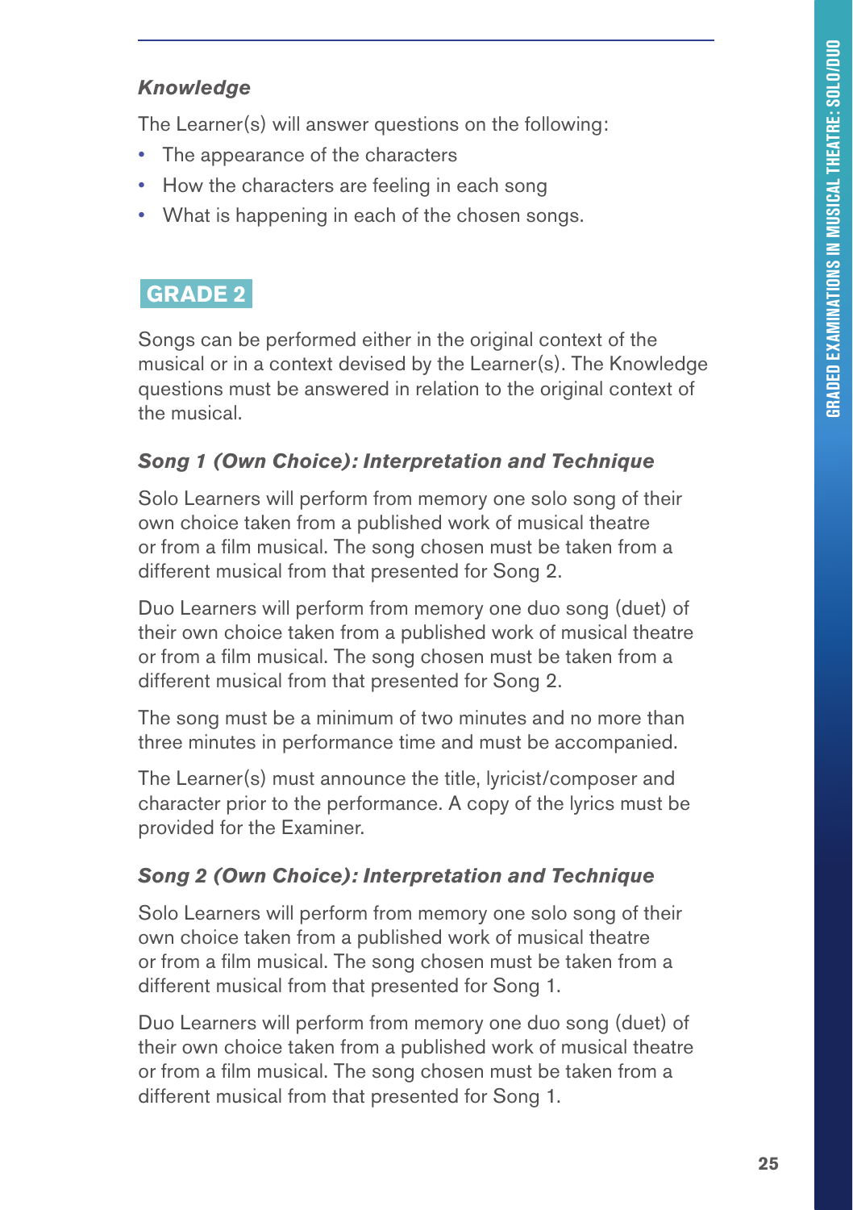### *Knowledge*

The Learner(s) will answer questions on the following:

- The appearance of the characters
- How the characters are feeling in each song
- What is happening in each of the chosen songs.

## GRADE 2

Songs can be performed either in the original context of the musical or in a context devised by the Learner(s). The Knowledge questions must be answered in relation to the original context of the musical.

### *Song 1 (Own Choice): Interpretation and Technique*

Solo Learners will perform from memory one solo song of their own choice taken from a published work of musical theatre or from a film musical. The song chosen must be taken from a different musical from that presented for Song 2.

Duo Learners will perform from memory one duo song (duet) of their own choice taken from a published work of musical theatre or from a film musical. The song chosen must be taken from a different musical from that presented for Song 2.

The song must be a minimum of two minutes and no more than three minutes in performance time and must be accompanied.

The Learner(s) must announce the title, lyricist/composer and character prior to the performance. A copy of the lyrics must be provided for the Examiner.

### *Song 2 (Own Choice): Interpretation and Technique*

Solo Learners will perform from memory one solo song of their own choice taken from a published work of musical theatre or from a film musical. The song chosen must be taken from a different musical from that presented for Song 1.

Duo Learners will perform from memory one duo song (duet) of their own choice taken from a published work of musical theatre or from a film musical. The song chosen must be taken from a different musical from that presented for Song 1.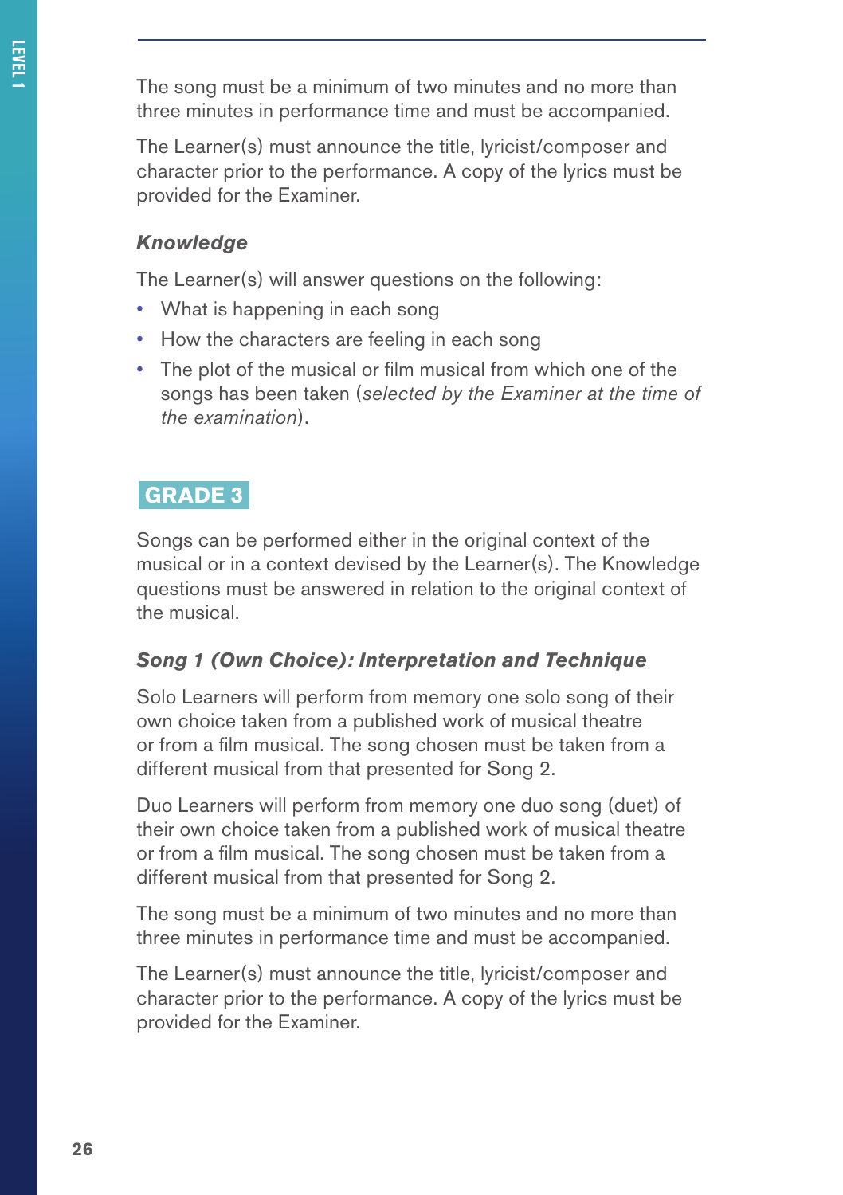The song must be a minimum of two minutes and no more than three minutes in performance time and must be accompanied.

The Learner(s) must announce the title, lyricist/composer and character prior to the performance. A copy of the lyrics must be provided for the Examiner.

### *Knowledge*

The Learner(s) will answer questions on the following:

- What is happening in each song
- How the characters are feeling in each song
- The plot of the musical or film musical from which one of the songs has been taken (*selected by the Examiner at the time of the examination*).

## GRADE 3

Songs can be performed either in the original context of the musical or in a context devised by the Learner(s). The Knowledge questions must be answered in relation to the original context of the musical.

### *Song 1 (Own Choice): Interpretation and Technique*

Solo Learners will perform from memory one solo song of their own choice taken from a published work of musical theatre or from a film musical. The song chosen must be taken from a different musical from that presented for Song 2.

Duo Learners will perform from memory one duo song (duet) of their own choice taken from a published work of musical theatre or from a film musical. The song chosen must be taken from a different musical from that presented for Song 2.

The song must be a minimum of two minutes and no more than three minutes in performance time and must be accompanied.

The Learner(s) must announce the title, lyricist/composer and character prior to the performance. A copy of the lyrics must be provided for the Examiner.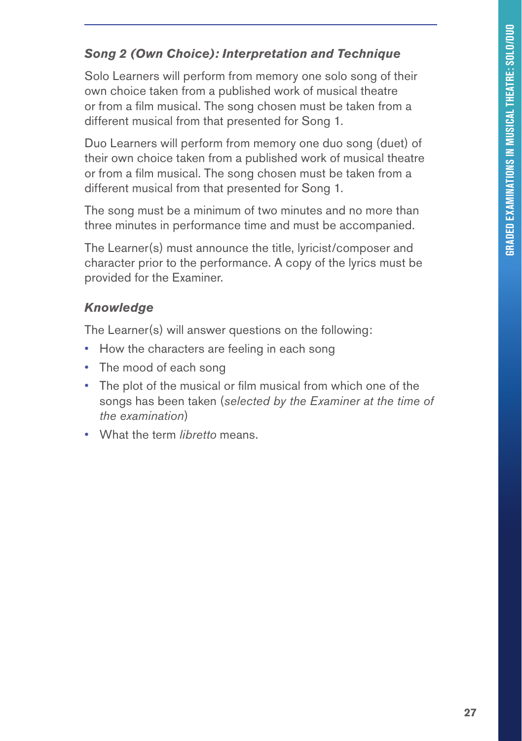### *Song 2 (Own Choice): Interpretation and Technique*

Solo Learners will perform from memory one solo song of their own choice taken from a published work of musical theatre or from a film musical. The song chosen must be taken from a different musical from that presented for Song 1.

Duo Learners will perform from memory one duo song (duet) of their own choice taken from a published work of musical theatre or from a film musical. The song chosen must be taken from a different musical from that presented for Song 1.

The song must be a minimum of two minutes and no more than three minutes in performance time and must be accompanied.

The Learner(s) must announce the title, lyricist/composer and character prior to the performance. A copy of the lyrics must be provided for the Examiner.

### *Knowledge*

The Learner(s) will answer questions on the following:

- How the characters are feeling in each song
- The mood of each song
- The plot of the musical or film musical from which one of the songs has been taken (*selected by the Examiner at the time of the examination*)
- What the term *libretto* means.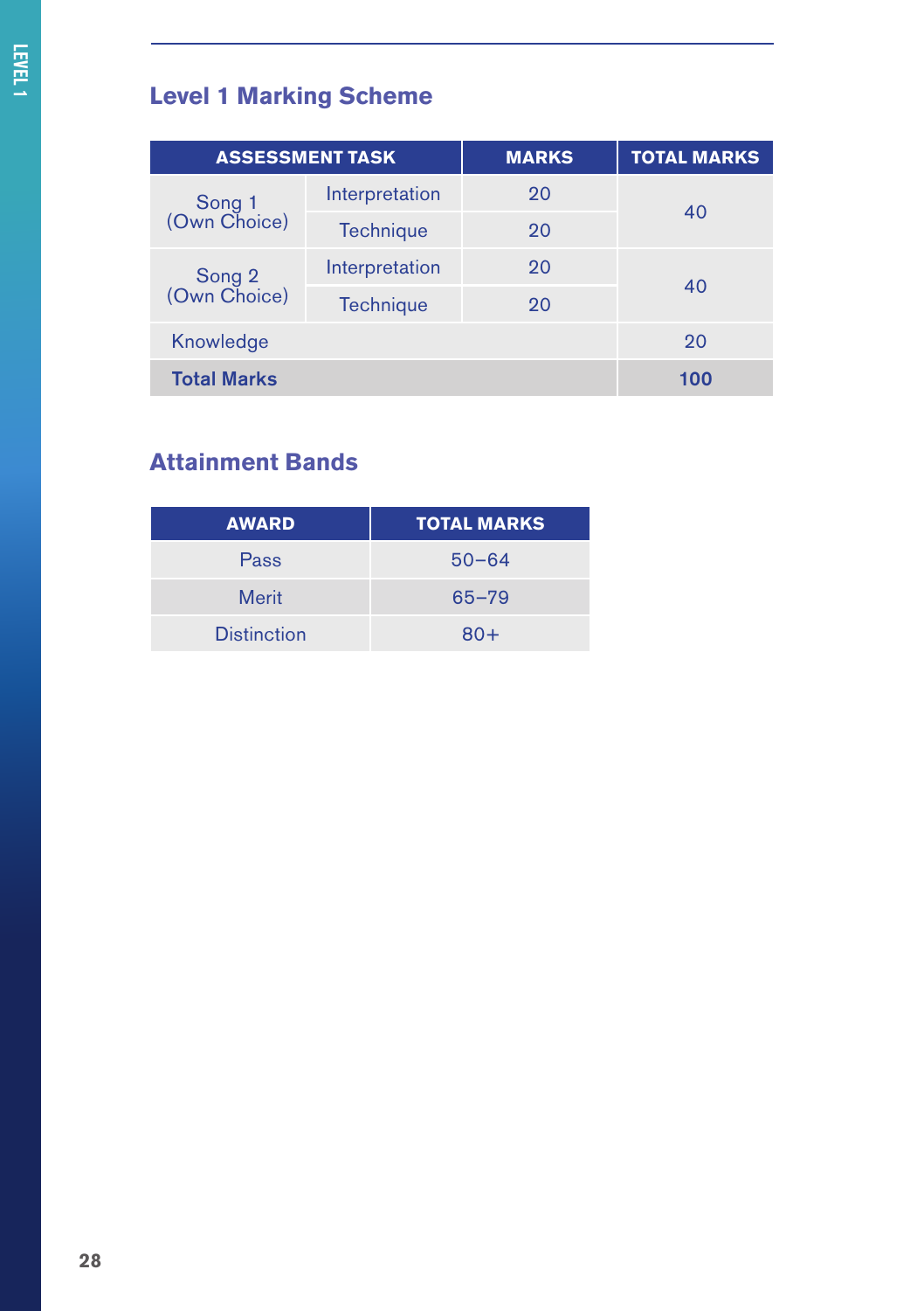## Level 1 Marking Scheme

| ASSESSMENT TASK | | MARKS | TOTAL MARKS |
|---|---|---|---|
| Song 1 (Own Choice) | Interpretation | 20 | 40 |
| | Technique | 20 | |
| Song 2 (Own Choice) | Interpretation | 20 | 40 |
| | Technique | 20 | |
| Knowledge | | | 20 |
| **Total Marks** | | | **100** |

## Attainment Bands

| AWARD | TOTAL MARKS |
|---|---|
| Pass | 50–64 |
| Merit | 65–79 |
| Distinction | 80+ |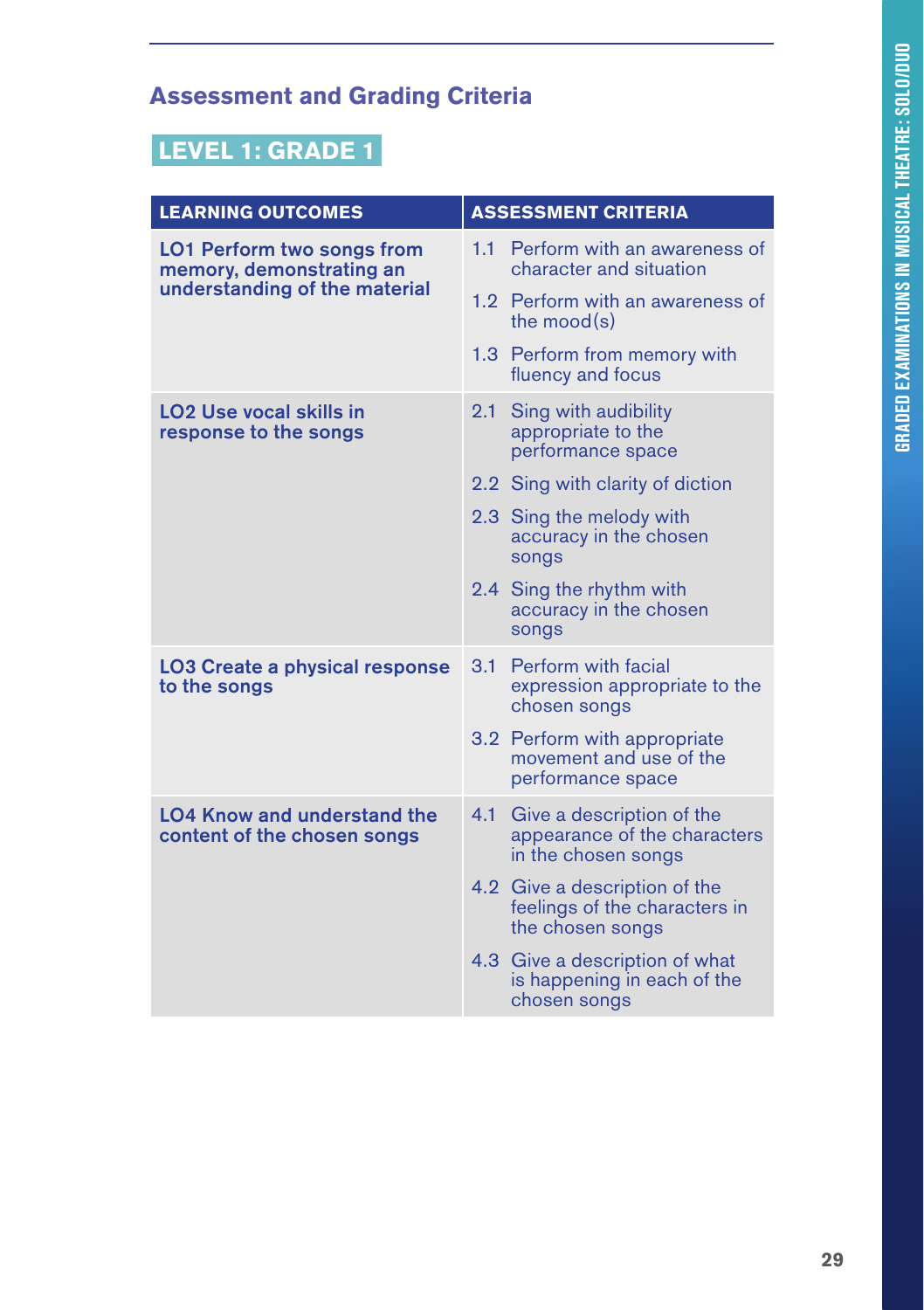## Assessment and Grading Criteria

### LEVEL 1: GRADE 1

| LEARNING OUTCOMES | ASSESSMENT CRITERIA |
|---|---|
| **LO1 Perform two songs from memory, demonstrating an understanding of the material** | 1.1 Perform with an awareness of character and situation |
| | 1.2 Perform with an awareness of the mood(s) |
| | 1.3 Perform from memory with fluency and focus |
| **LO2 Use vocal skills in response to the songs** | 2.1 Sing with audibility appropriate to the performance space |
| | 2.2 Sing with clarity of diction |
| | 2.3 Sing the melody with accuracy in the chosen songs |
| | 2.4 Sing the rhythm with accuracy in the chosen songs |
| **LO3 Create a physical response to the songs** | 3.1 Perform with facial expression appropriate to the chosen songs |
| | 3.2 Perform with appropriate movement and use of the performance space |
| **LO4 Know and understand the content of the chosen songs** | 4.1 Give a description of the appearance of the characters in the chosen songs |
| | 4.2 Give a description of the feelings of the characters in the chosen songs |
| | 4.3 Give a description of what is happening in each of the chosen songs |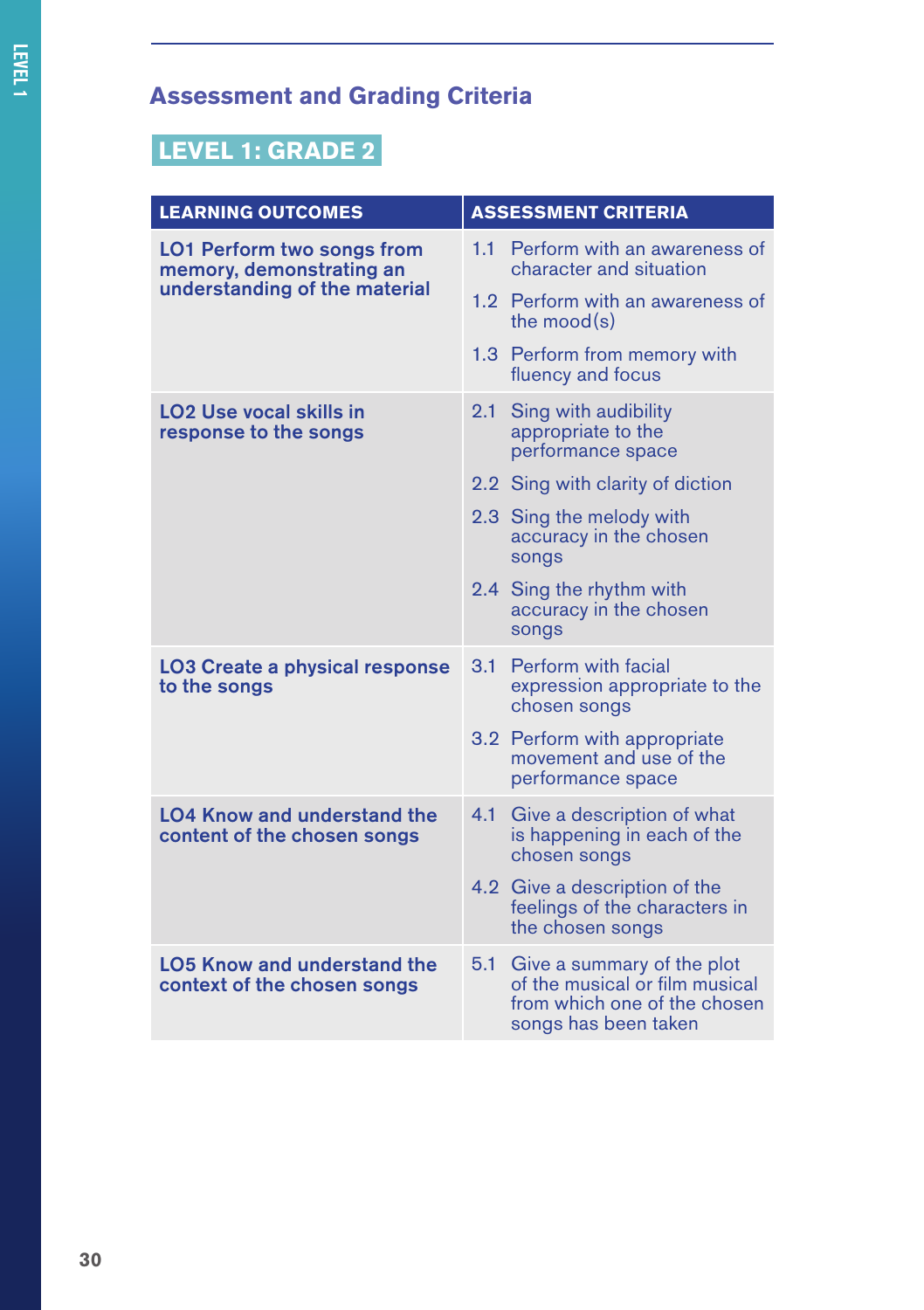## Assessment and Grading Criteria

### LEVEL 1: GRADE 2

| LEARNING OUTCOMES | ASSESSMENT CRITERIA |
|---|---|
| **LO1 Perform two songs from memory, demonstrating an understanding of the material** | 1.1 Perform with an awareness of character and situation<br>1.2 Perform with an awareness of the mood(s)<br>1.3 Perform from memory with fluency and focus |
| **LO2 Use vocal skills in response to the songs** | 2.1 Sing with audibility appropriate to the performance space<br>2.2 Sing with clarity of diction<br>2.3 Sing the melody with accuracy in the chosen songs<br>2.4 Sing the rhythm with accuracy in the chosen songs |
| **LO3 Create a physical response to the songs** | 3.1 Perform with facial expression appropriate to the chosen songs<br>3.2 Perform with appropriate movement and use of the performance space |
| **LO4 Know and understand the content of the chosen songs** | 4.1 Give a description of what is happening in each of the chosen songs<br>4.2 Give a description of the feelings of the characters in the chosen songs |
| **LO5 Know and understand the context of the chosen songs** | 5.1 Give a summary of the plot of the musical or film musical from which one of the chosen songs has been taken |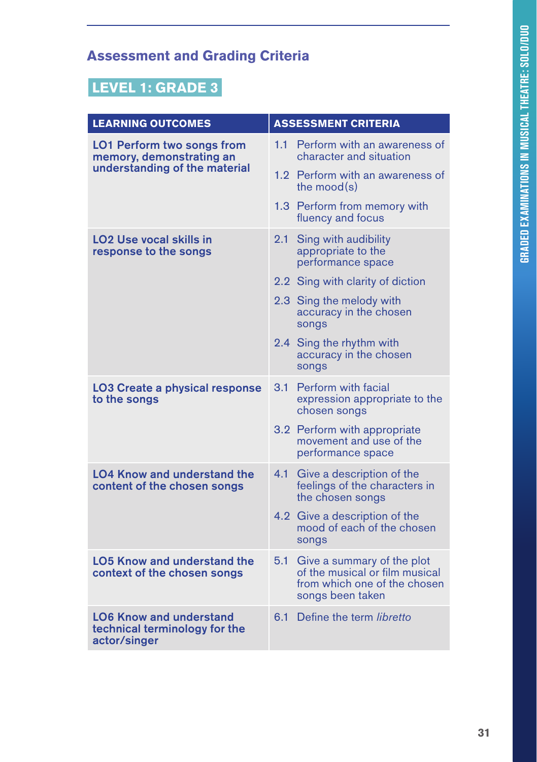## Assessment and Grading Criteria

### LEVEL 1: GRADE 3

| LEARNING OUTCOMES | ASSESSMENT CRITERIA |
|---|---|
| **LO1 Perform two songs from memory, demonstrating an understanding of the material** | 1.1 Perform with an awareness of character and situation |
| | 1.2 Perform with an awareness of the mood(s) |
| | 1.3 Perform from memory with fluency and focus |
| **LO2 Use vocal skills in response to the songs** | 2.1 Sing with audibility appropriate to the performance space |
| | 2.2 Sing with clarity of diction |
| | 2.3 Sing the melody with accuracy in the chosen songs |
| | 2.4 Sing the rhythm with accuracy in the chosen songs |
| **LO3 Create a physical response to the songs** | 3.1 Perform with facial expression appropriate to the chosen songs |
| | 3.2 Perform with appropriate movement and use of the performance space |
| **LO4 Know and understand the content of the chosen songs** | 4.1 Give a description of the feelings of the characters in the chosen songs |
| | 4.2 Give a description of the mood of each of the chosen songs |
| **LO5 Know and understand the context of the chosen songs** | 5.1 Give a summary of the plot of the musical or film musical from which one of the chosen songs been taken |
| **LO6 Know and understand technical terminology for the actor/singer** | 6.1 Define the term *libretto* |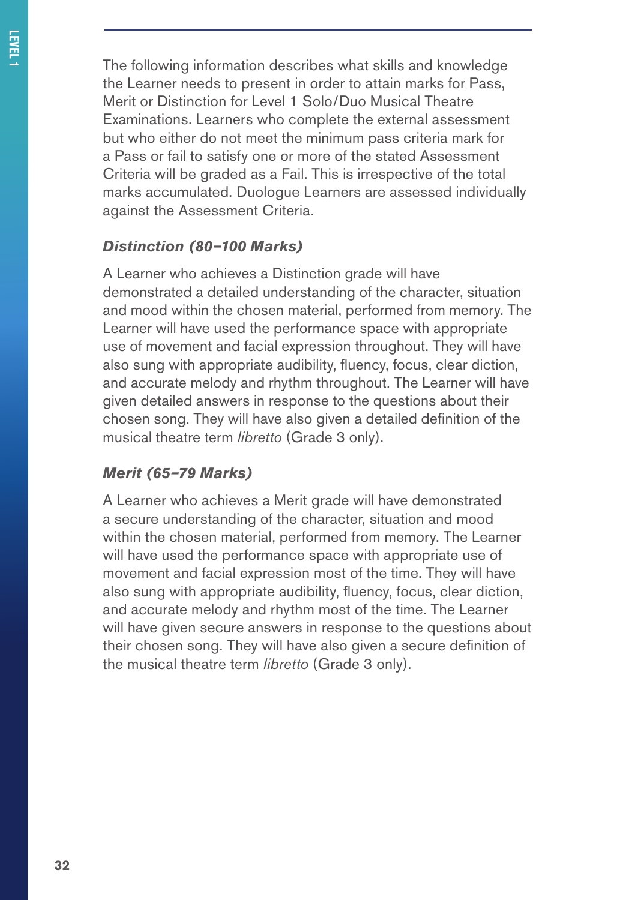The following information describes what skills and knowledge the Learner needs to present in order to attain marks for Pass, Merit or Distinction for Level 1 Solo/Duo Musical Theatre Examinations. Learners who complete the external assessment but who either do not meet the minimum pass criteria mark for a Pass or fail to satisfy one or more of the stated Assessment Criteria will be graded as a Fail. This is irrespective of the total marks accumulated. Duologue Learners are assessed individually against the Assessment Criteria.

### *Distinction (80–100 Marks)*

A Learner who achieves a Distinction grade will have demonstrated a detailed understanding of the character, situation and mood within the chosen material, performed from memory. The Learner will have used the performance space with appropriate use of movement and facial expression throughout. They will have also sung with appropriate audibility, fluency, focus, clear diction, and accurate melody and rhythm throughout. The Learner will have given detailed answers in response to the questions about their chosen song. They will have also given a detailed definition of the musical theatre term *libretto* (Grade 3 only).

### *Merit (65–79 Marks)*

A Learner who achieves a Merit grade will have demonstrated a secure understanding of the character, situation and mood within the chosen material, performed from memory. The Learner will have used the performance space with appropriate use of movement and facial expression most of the time. They will have also sung with appropriate audibility, fluency, focus, clear diction, and accurate melody and rhythm most of the time. The Learner will have given secure answers in response to the questions about their chosen song. They will have also given a secure definition of the musical theatre term *libretto* (Grade 3 only).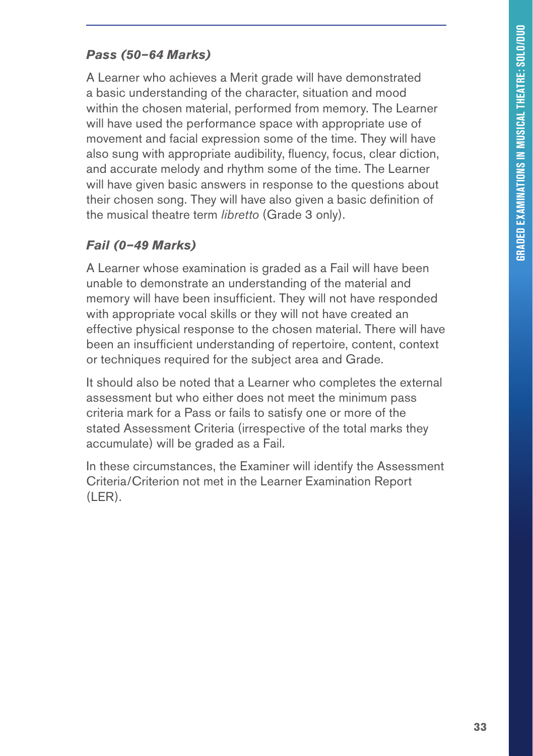### *Pass (50–64 Marks)*

A Learner who achieves a Merit grade will have demonstrated a basic understanding of the character, situation and mood within the chosen material, performed from memory. The Learner will have used the performance space with appropriate use of movement and facial expression some of the time. They will have also sung with appropriate audibility, fluency, focus, clear diction, and accurate melody and rhythm some of the time. The Learner will have given basic answers in response to the questions about their chosen song. They will have also given a basic definition of the musical theatre term *libretto* (Grade 3 only).

### *Fail (0–49 Marks)*

A Learner whose examination is graded as a Fail will have been unable to demonstrate an understanding of the material and memory will have been insufficient. They will not have responded with appropriate vocal skills or they will not have created an effective physical response to the chosen material. There will have been an insufficient understanding of repertoire, content, context or techniques required for the subject area and Grade.

It should also be noted that a Learner who completes the external assessment but who either does not meet the minimum pass criteria mark for a Pass or fails to satisfy one or more of the stated Assessment Criteria (irrespective of the total marks they accumulate) will be graded as a Fail.

In these circumstances, the Examiner will identify the Assessment Criteria/Criterion not met in the Learner Examination Report (LER).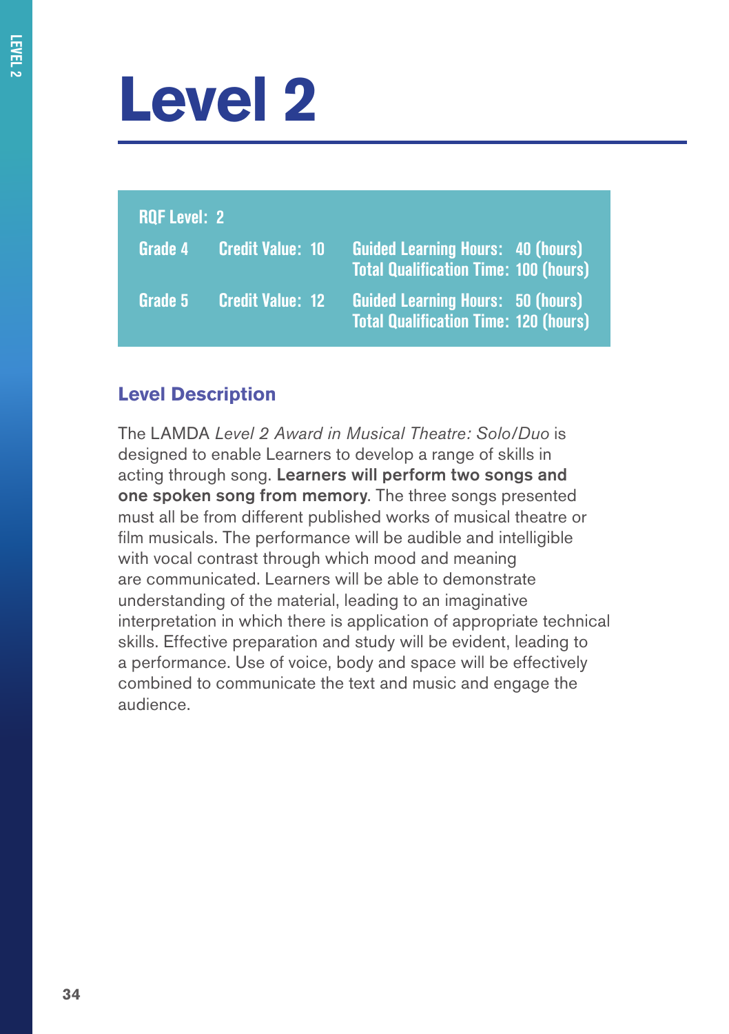# Level 2

| RQF Level: 2 | | |
|---|---|---|
| Grade 4 | Credit Value: 10 | Guided Learning Hours: 40 (hours)<br>Total Qualification Time: 100 (hours) |
| Grade 5 | Credit Value: 12 | Guided Learning Hours: 50 (hours)<br>Total Qualification Time: 120 (hours) |

## Level Description

The LAMDA *Level 2 Award in Musical Theatre: Solo/Duo* is designed to enable Learners to develop a range of skills in acting through song. **Learners will perform two songs and one spoken song from memory**. The three songs presented must all be from different published works of musical theatre or film musicals. The performance will be audible and intelligible with vocal contrast through which mood and meaning are communicated. Learners will be able to demonstrate understanding of the material, leading to an imaginative interpretation in which there is application of appropriate technical skills. Effective preparation and study will be evident, leading to a performance. Use of voice, body and space will be effectively combined to communicate the text and music and engage the audience.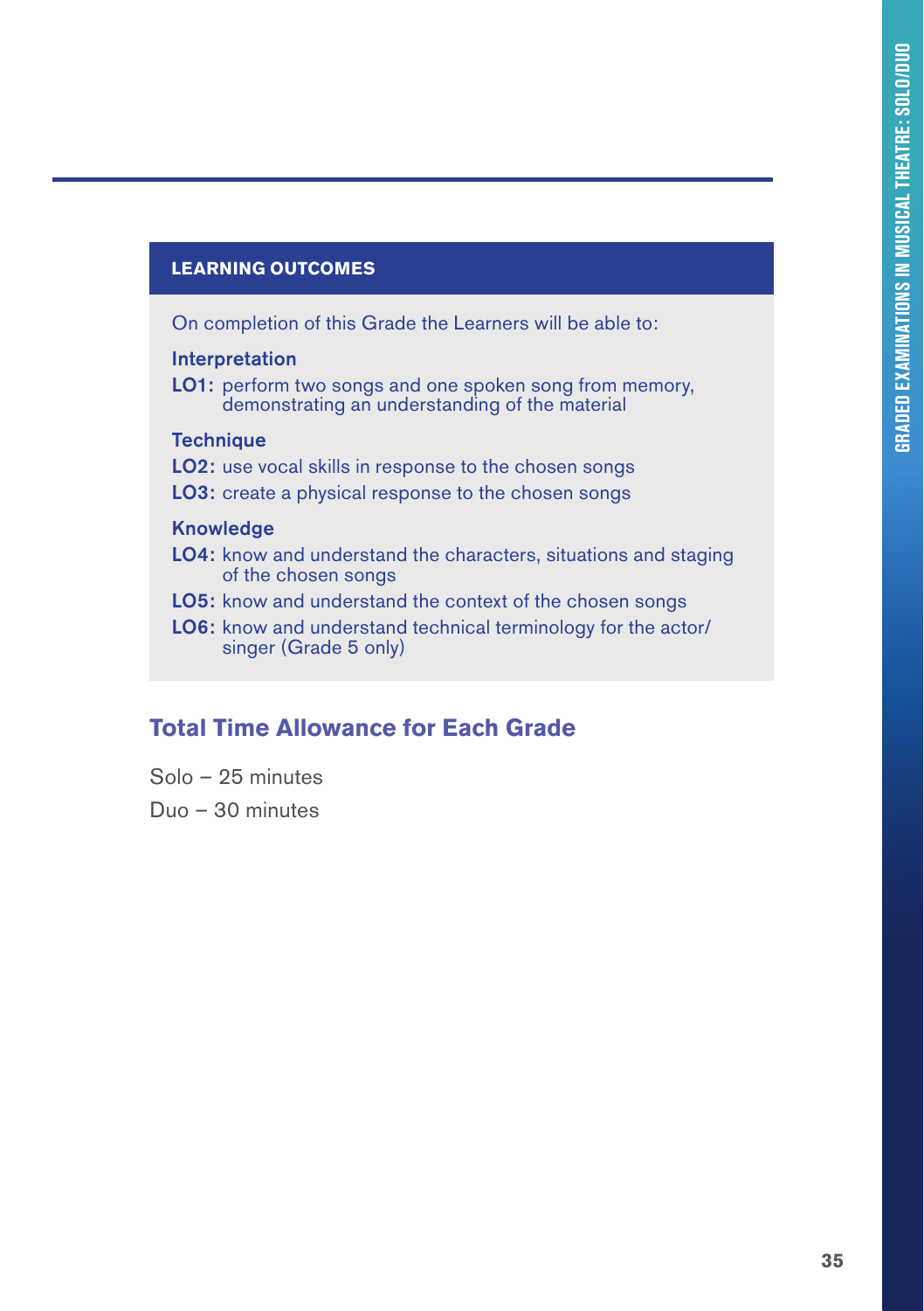## LEARNING OUTCOMES

On completion of this Grade the Learners will be able to:

**Interpretation**

**LO1:** perform two songs and one spoken song from memory, demonstrating an understanding of the material

**Technique**

**LO2:** use vocal skills in response to the chosen songs

**LO3:** create a physical response to the chosen songs

**Knowledge**

**LO4:** know and understand the characters, situations and staging of the chosen songs

**LO5:** know and understand the context of the chosen songs

**LO6:** know and understand technical terminology for the actor/singer (Grade 5 only)

## Total Time Allowance for Each Grade

Solo – 25 minutes

Duo – 30 minutes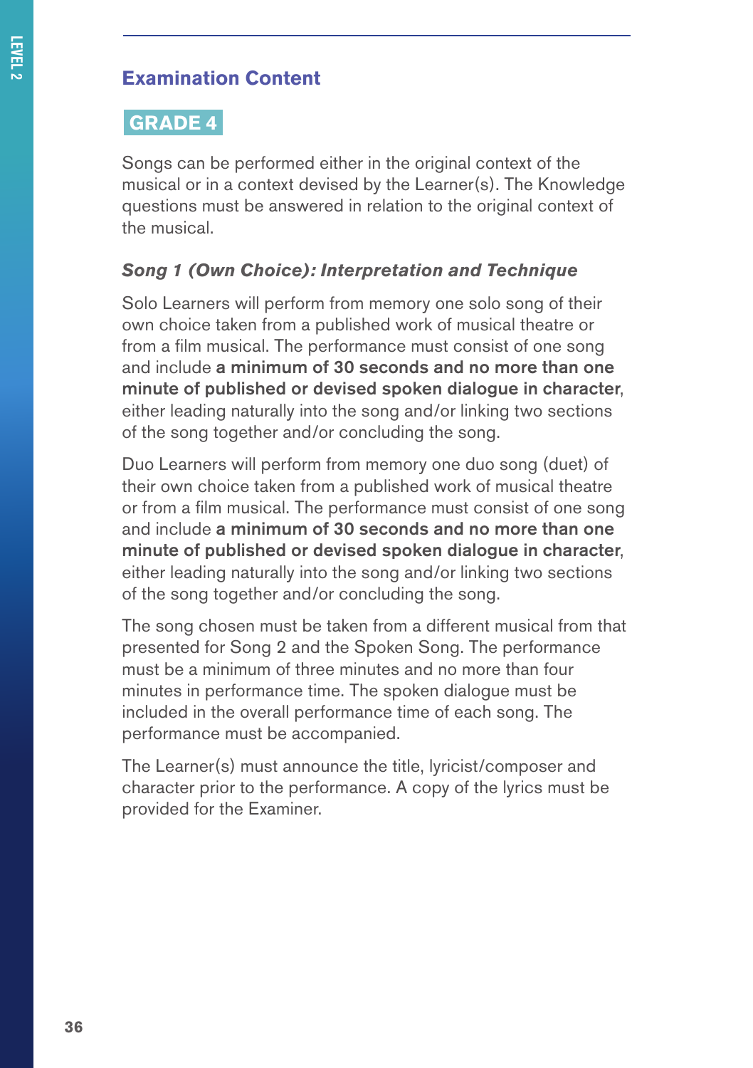## Examination Content

### GRADE 4

Songs can be performed either in the original context of the musical or in a context devised by the Learner(s). The Knowledge questions must be answered in relation to the original context of the musical.

#### *Song 1 (Own Choice): Interpretation and Technique*

Solo Learners will perform from memory one solo song of their own choice taken from a published work of musical theatre or from a film musical. The performance must consist of one song and include **a minimum of 30 seconds and no more than one minute of published or devised spoken dialogue in character**, either leading naturally into the song and/or linking two sections of the song together and/or concluding the song.

Duo Learners will perform from memory one duo song (duet) of their own choice taken from a published work of musical theatre or from a film musical. The performance must consist of one song and include **a minimum of 30 seconds and no more than one minute of published or devised spoken dialogue in character**, either leading naturally into the song and/or linking two sections of the song together and/or concluding the song.

The song chosen must be taken from a different musical from that presented for Song 2 and the Spoken Song. The performance must be a minimum of three minutes and no more than four minutes in performance time. The spoken dialogue must be included in the overall performance time of each song. The performance must be accompanied.

The Learner(s) must announce the title, lyricist/composer and character prior to the performance. A copy of the lyrics must be provided for the Examiner.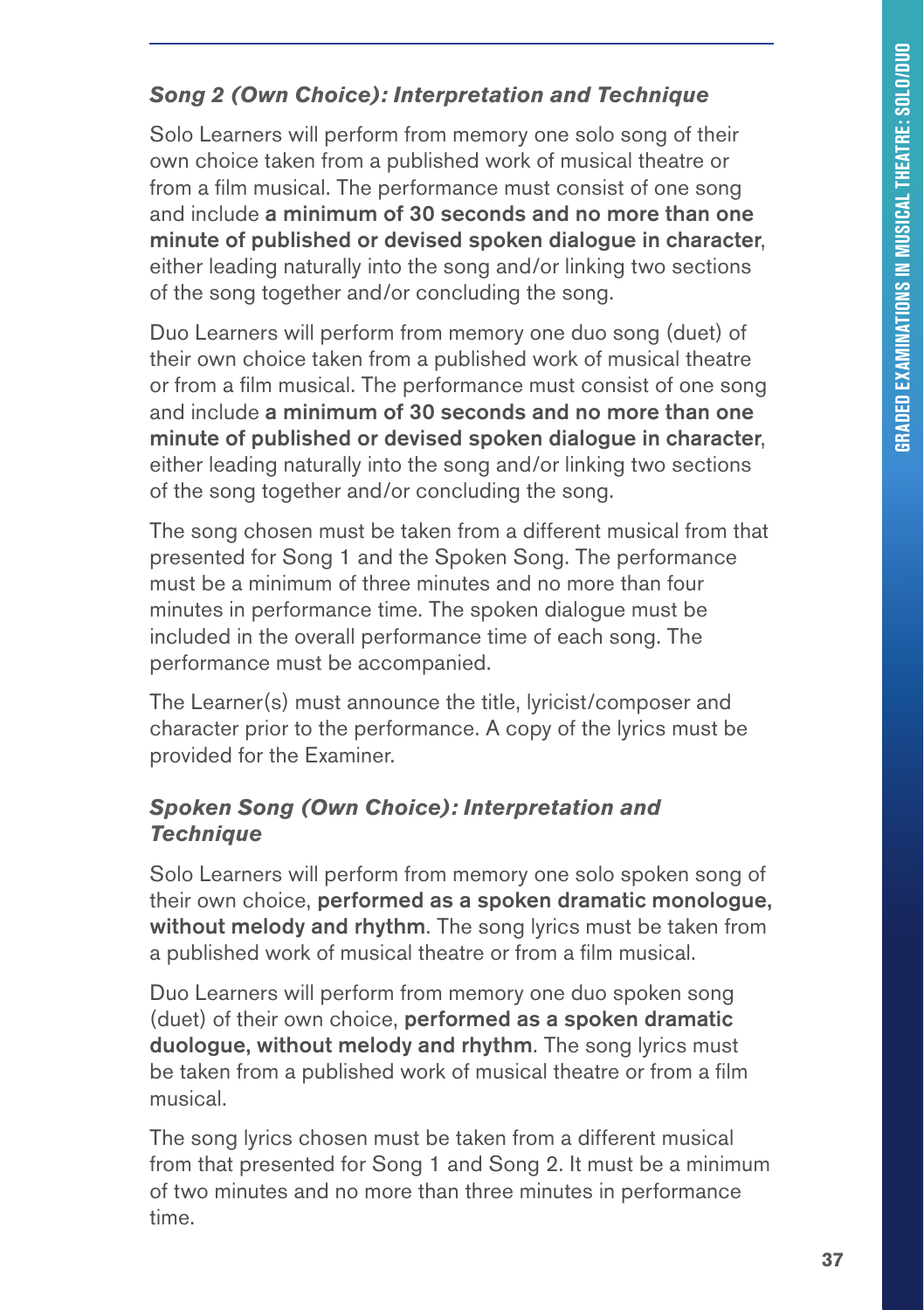### *Song 2 (Own Choice): Interpretation and Technique*

Solo Learners will perform from memory one solo song of their own choice taken from a published work of musical theatre or from a film musical. The performance must consist of one song and include **a minimum of 30 seconds and no more than one minute of published or devised spoken dialogue in character**, either leading naturally into the song and/or linking two sections of the song together and/or concluding the song.

Duo Learners will perform from memory one duo song (duet) of their own choice taken from a published work of musical theatre or from a film musical. The performance must consist of one song and include **a minimum of 30 seconds and no more than one minute of published or devised spoken dialogue in character**, either leading naturally into the song and/or linking two sections of the song together and/or concluding the song.

The song chosen must be taken from a different musical from that presented for Song 1 and the Spoken Song. The performance must be a minimum of three minutes and no more than four minutes in performance time. The spoken dialogue must be included in the overall performance time of each song. The performance must be accompanied.

The Learner(s) must announce the title, lyricist/composer and character prior to the performance. A copy of the lyrics must be provided for the Examiner.

### *Spoken Song (Own Choice): Interpretation and Technique*

Solo Learners will perform from memory one solo spoken song of their own choice, **performed as a spoken dramatic monologue, without melody and rhythm**. The song lyrics must be taken from a published work of musical theatre or from a film musical.

Duo Learners will perform from memory one duo spoken song (duet) of their own choice, **performed as a spoken dramatic duologue, without melody and rhythm**. The song lyrics must be taken from a published work of musical theatre or from a film musical.

The song lyrics chosen must be taken from a different musical from that presented for Song 1 and Song 2. It must be a minimum of two minutes and no more than three minutes in performance time.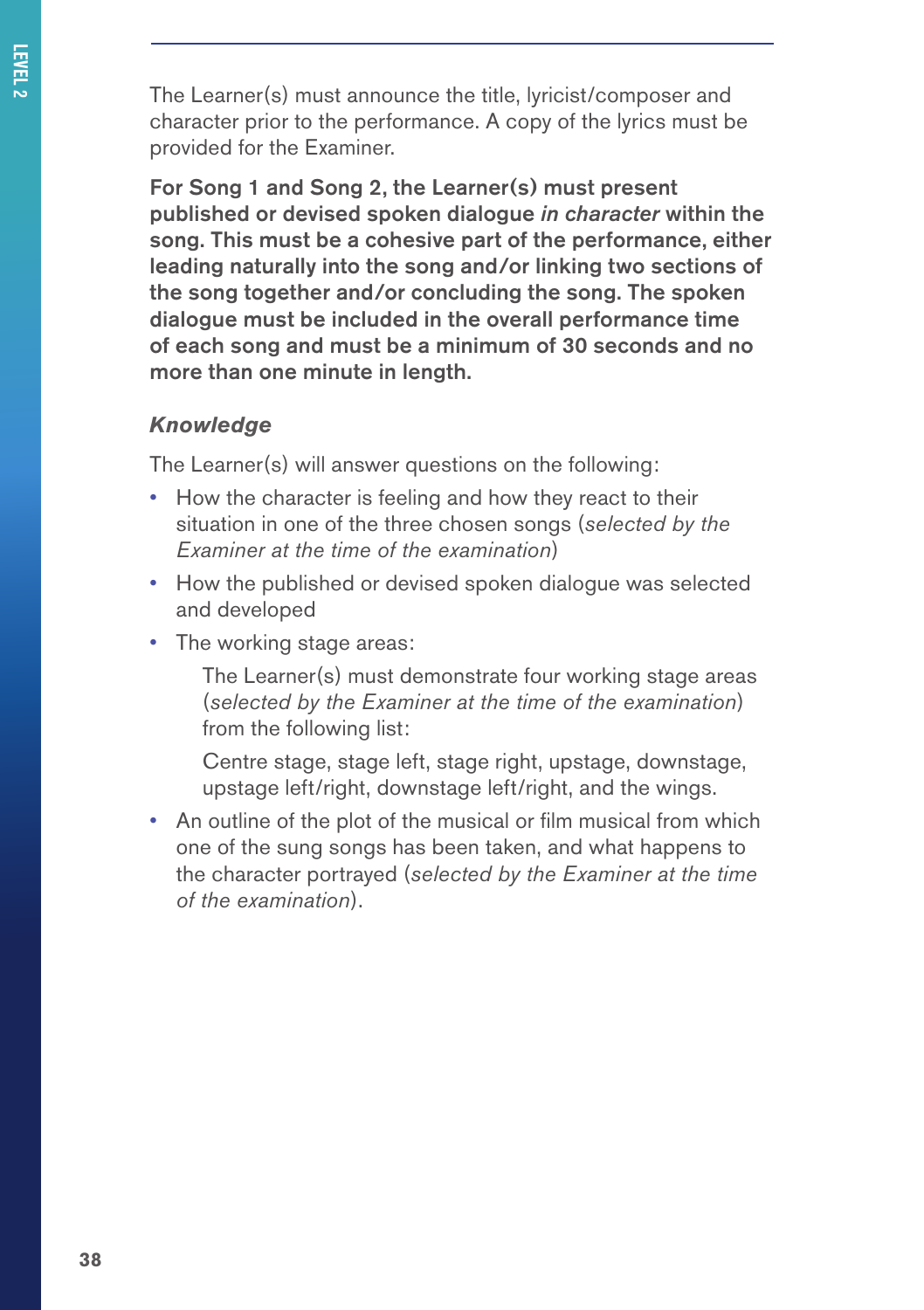The Learner(s) must announce the title, lyricist/composer and character prior to the performance. A copy of the lyrics must be provided for the Examiner.

**For Song 1 and Song 2, the Learner(s) must present published or devised spoken dialogue *in character* within the song. This must be a cohesive part of the performance, either leading naturally into the song and/or linking two sections of the song together and/or concluding the song. The spoken dialogue must be included in the overall performance time of each song and must be a minimum of 30 seconds and no more than one minute in length.**

### *Knowledge*

The Learner(s) will answer questions on the following:

- How the character is feeling and how they react to their situation in one of the three chosen songs (*selected by the Examiner at the time of the examination*)
- How the published or devised spoken dialogue was selected and developed
- The working stage areas:

  The Learner(s) must demonstrate four working stage areas (*selected by the Examiner at the time of the examination*) from the following list:

  Centre stage, stage left, stage right, upstage, downstage, upstage left/right, downstage left/right, and the wings.
- An outline of the plot of the musical or film musical from which one of the sung songs has been taken, and what happens to the character portrayed (*selected by the Examiner at the time of the examination*).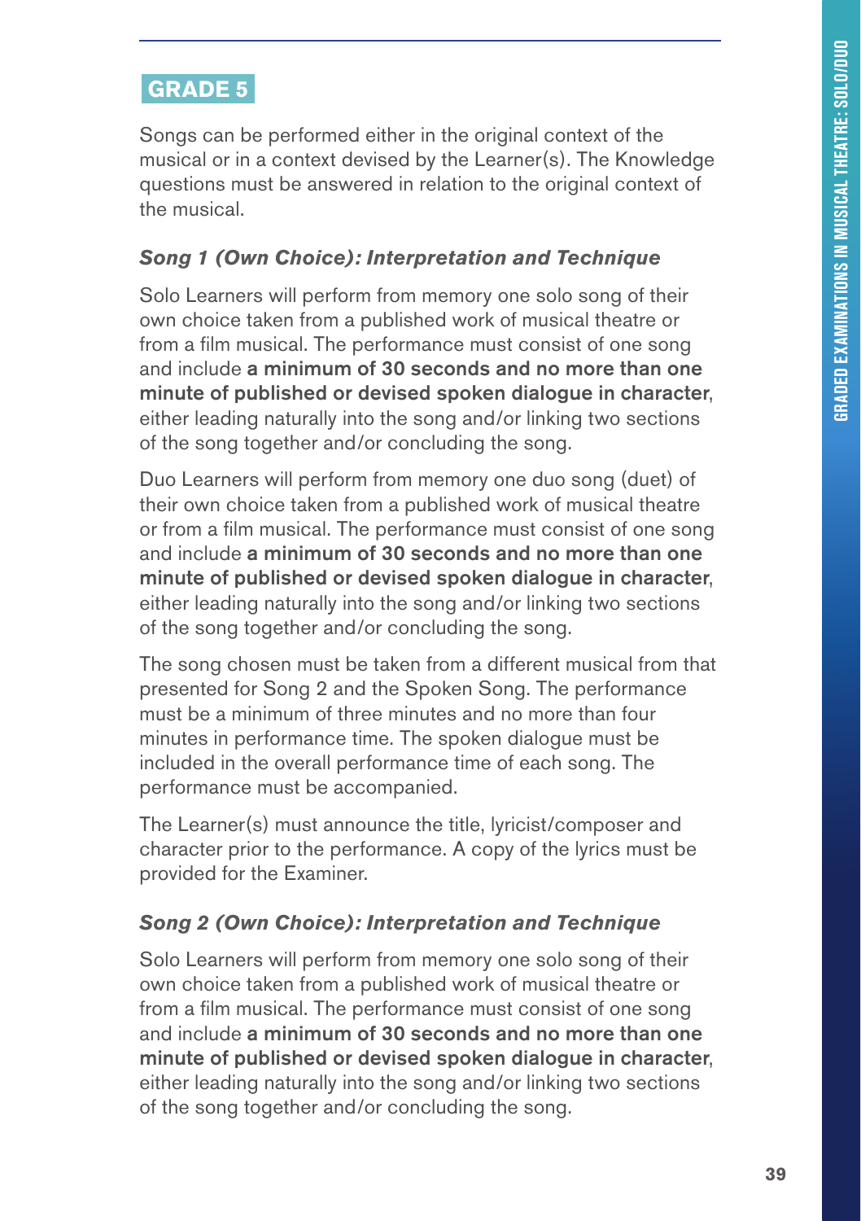## GRADE 5

Songs can be performed either in the original context of the musical or in a context devised by the Learner(s). The Knowledge questions must be answered in relation to the original context of the musical.

### *Song 1 (Own Choice): Interpretation and Technique*

Solo Learners will perform from memory one solo song of their own choice taken from a published work of musical theatre or from a film musical. The performance must consist of one song and include **a minimum of 30 seconds and no more than one minute of published or devised spoken dialogue in character**, either leading naturally into the song and/or linking two sections of the song together and/or concluding the song.

Duo Learners will perform from memory one duo song (duet) of their own choice taken from a published work of musical theatre or from a film musical. The performance must consist of one song and include **a minimum of 30 seconds and no more than one minute of published or devised spoken dialogue in character**, either leading naturally into the song and/or linking two sections of the song together and/or concluding the song.

The song chosen must be taken from a different musical from that presented for Song 2 and the Spoken Song. The performance must be a minimum of three minutes and no more than four minutes in performance time. The spoken dialogue must be included in the overall performance time of each song. The performance must be accompanied.

The Learner(s) must announce the title, lyricist/composer and character prior to the performance. A copy of the lyrics must be provided for the Examiner.

### *Song 2 (Own Choice): Interpretation and Technique*

Solo Learners will perform from memory one solo song of their own choice taken from a published work of musical theatre or from a film musical. The performance must consist of one song and include **a minimum of 30 seconds and no more than one minute of published or devised spoken dialogue in character**, either leading naturally into the song and/or linking two sections of the song together and/or concluding the song.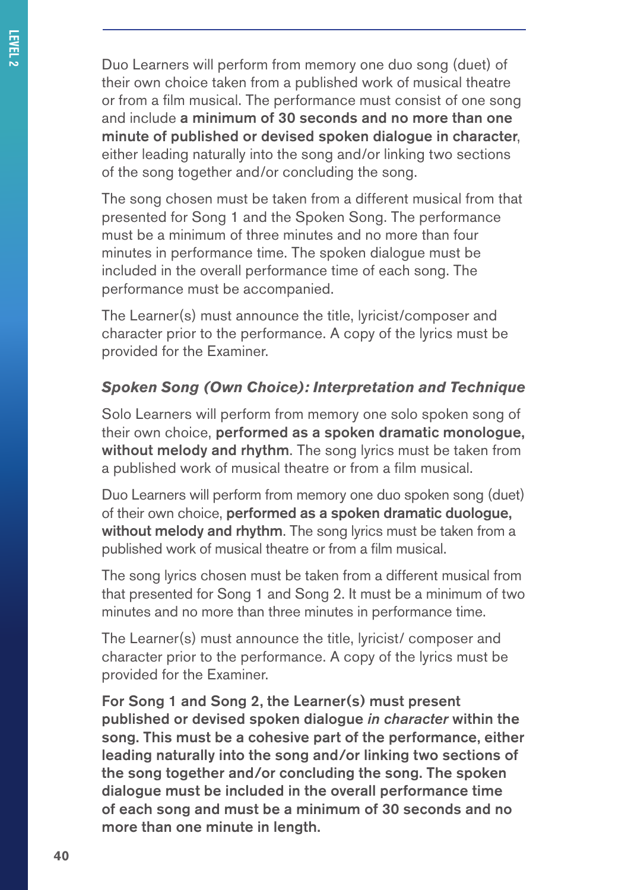Duo Learners will perform from memory one duo song (duet) of their own choice taken from a published work of musical theatre or from a film musical. The performance must consist of one song and include **a minimum of 30 seconds and no more than one minute of published or devised spoken dialogue in character**, either leading naturally into the song and/or linking two sections of the song together and/or concluding the song.

The song chosen must be taken from a different musical from that presented for Song 1 and the Spoken Song. The performance must be a minimum of three minutes and no more than four minutes in performance time. The spoken dialogue must be included in the overall performance time of each song. The performance must be accompanied.

The Learner(s) must announce the title, lyricist/composer and character prior to the performance. A copy of the lyrics must be provided for the Examiner.

### *Spoken Song (Own Choice): Interpretation and Technique*

Solo Learners will perform from memory one solo spoken song of their own choice, **performed as a spoken dramatic monologue, without melody and rhythm**. The song lyrics must be taken from a published work of musical theatre or from a film musical.

Duo Learners will perform from memory one duo spoken song (duet) of their own choice, **performed as a spoken dramatic duologue, without melody and rhythm**. The song lyrics must be taken from a published work of musical theatre or from a film musical.

The song lyrics chosen must be taken from a different musical from that presented for Song 1 and Song 2. It must be a minimum of two minutes and no more than three minutes in performance time.

The Learner(s) must announce the title, lyricist/ composer and character prior to the performance. A copy of the lyrics must be provided for the Examiner.

**For Song 1 and Song 2, the Learner(s) must present published or devised spoken dialogue *in character* within the song. This must be a cohesive part of the performance, either leading naturally into the song and/or linking two sections of the song together and/or concluding the song. The spoken dialogue must be included in the overall performance time of each song and must be a minimum of 30 seconds and no more than one minute in length.**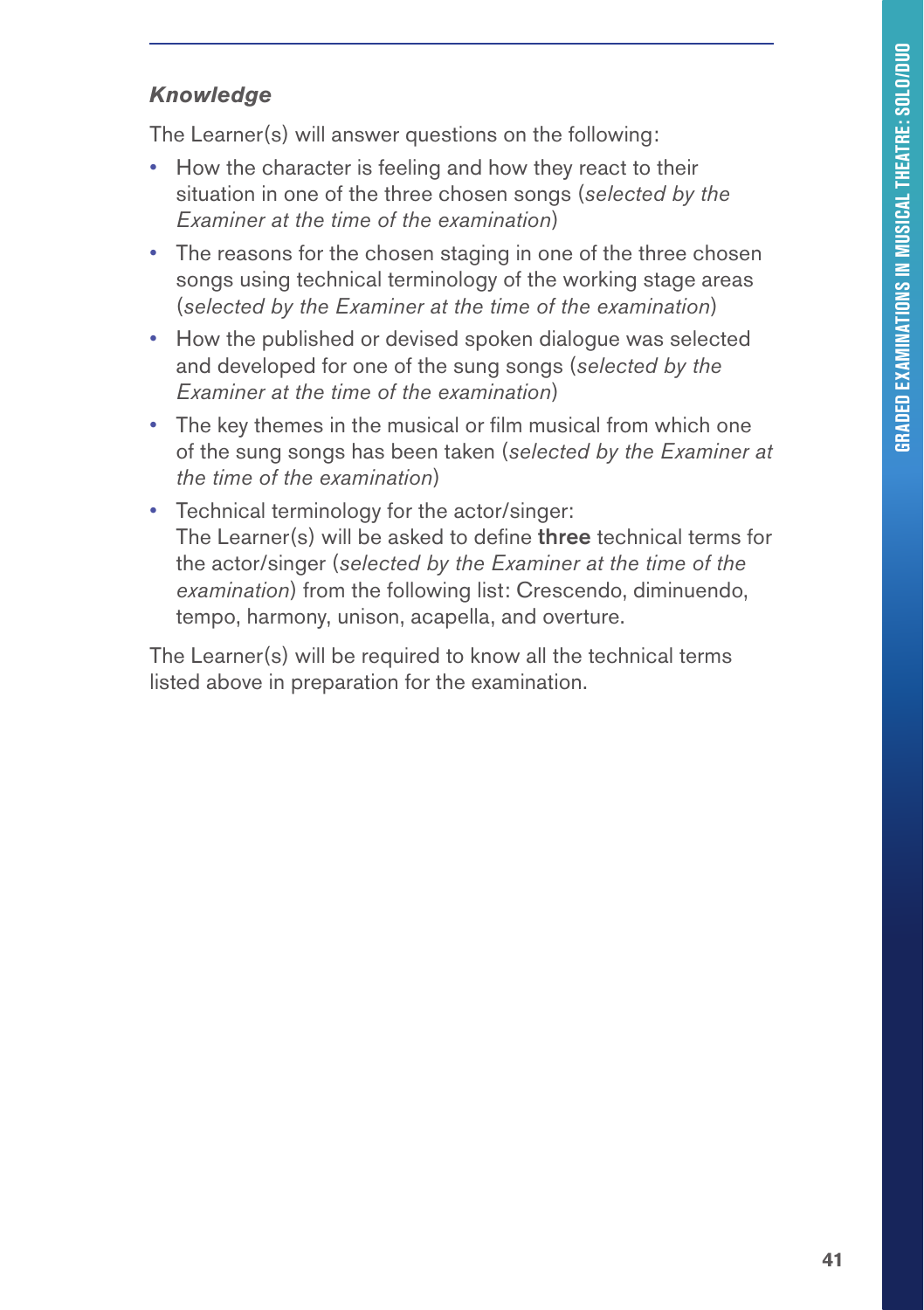### ***Knowledge***

The Learner(s) will answer questions on the following:

- How the character is feeling and how they react to their situation in one of the three chosen songs (*selected by the Examiner at the time of the examination*)
- The reasons for the chosen staging in one of the three chosen songs using technical terminology of the working stage areas (*selected by the Examiner at the time of the examination*)
- How the published or devised spoken dialogue was selected and developed for one of the sung songs (*selected by the Examiner at the time of the examination*)
- The key themes in the musical or film musical from which one of the sung songs has been taken (*selected by the Examiner at the time of the examination*)
- Technical terminology for the actor/singer:
  The Learner(s) will be asked to define **three** technical terms for the actor/singer (*selected by the Examiner at the time of the examination*) from the following list: Crescendo, diminuendo, tempo, harmony, unison, acapella, and overture.

The Learner(s) will be required to know all the technical terms listed above in preparation for the examination.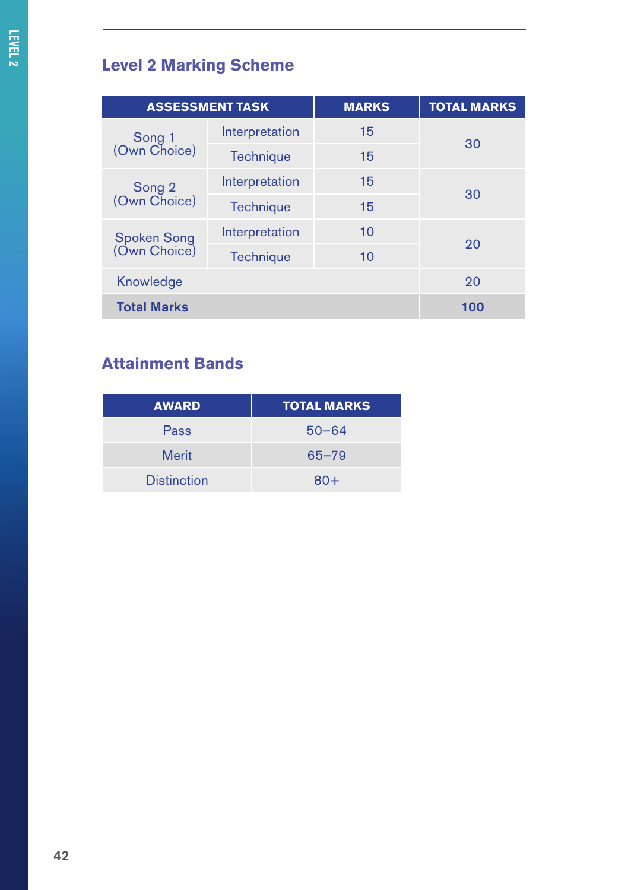## Level 2 Marking Scheme

| ASSESSMENT TASK | | MARKS | TOTAL MARKS |
|---|---|---|---|
| Song 1 (Own Choice) | Interpretation | 15 | 30 |
| | Technique | 15 | |
| Song 2 (Own Choice) | Interpretation | 15 | 30 |
| | Technique | 15 | |
| Spoken Song (Own Choice) | Interpretation | 10 | 20 |
| | Technique | 10 | |
| Knowledge | | | 20 |
| **Total Marks** | | | **100** |

## Attainment Bands

| AWARD | TOTAL MARKS |
|---|---|
| Pass | 50–64 |
| Merit | 65–79 |
| Distinction | 80+ |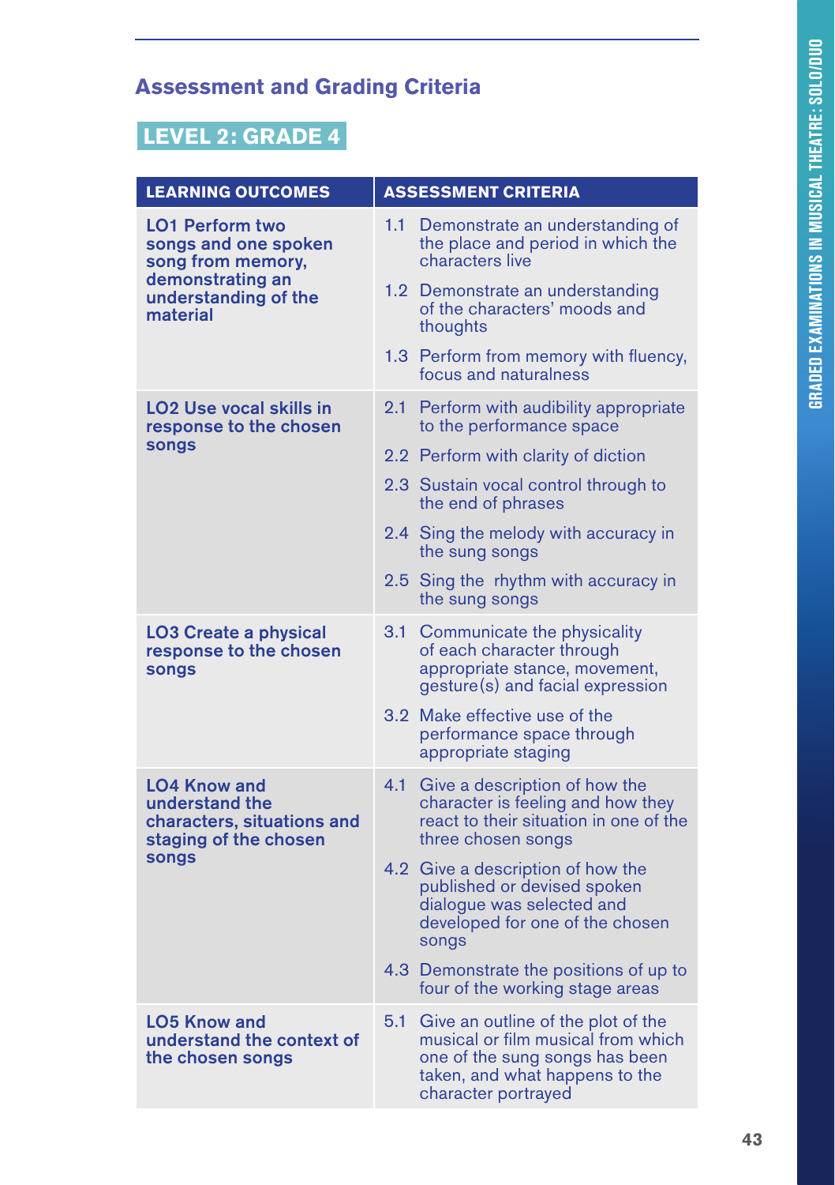## Assessment and Grading Criteria

### LEVEL 2: GRADE 4

| LEARNING OUTCOMES | ASSESSMENT CRITERIA |
|---|---|
| **LO1 Perform two songs and one spoken song from memory, demonstrating an understanding of the material** | 1.1 Demonstrate an understanding of the place and period in which the characters live<br>1.2 Demonstrate an understanding of the characters' moods and thoughts<br>1.3 Perform from memory with fluency, focus and naturalness |
| **LO2 Use vocal skills in response to the chosen songs** | 2.1 Perform with audibility appropriate to the performance space<br>2.2 Perform with clarity of diction<br>2.3 Sustain vocal control through to the end of phrases<br>2.4 Sing the melody with accuracy in the sung songs<br>2.5 Sing the rhythm with accuracy in the sung songs |
| **LO3 Create a physical response to the chosen songs** | 3.1 Communicate the physicality of each character through appropriate stance, movement, gesture(s) and facial expression<br>3.2 Make effective use of the performance space through appropriate staging |
| **LO4 Know and understand the characters, situations and staging of the chosen songs** | 4.1 Give a description of how the character is feeling and how they react to their situation in one of the three chosen songs<br>4.2 Give a description of how the published or devised spoken dialogue was selected and developed for one of the chosen songs<br>4.3 Demonstrate the positions of up to four of the working stage areas |
| **LO5 Know and understand the context of the chosen songs** | 5.1 Give an outline of the plot of the musical or film musical from which one of the sung songs has been taken, and what happens to the character portrayed |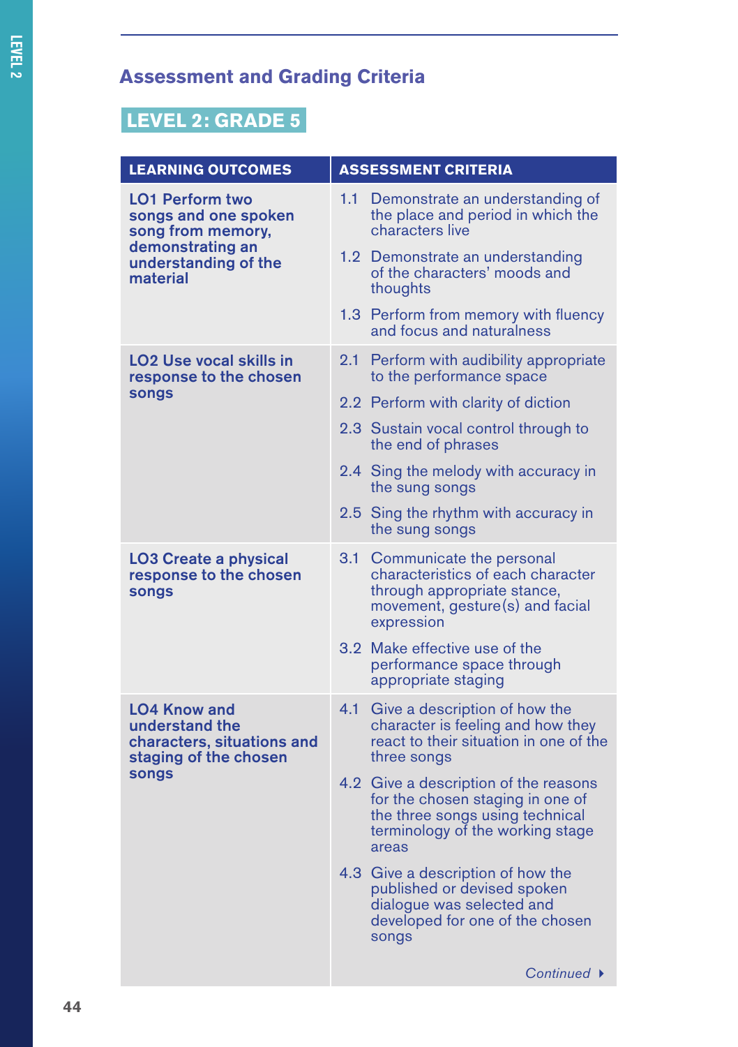## Assessment and Grading Criteria

### LEVEL 2: GRADE 5

| LEARNING OUTCOMES | ASSESSMENT CRITERIA |
|---|---|
| **LO1 Perform two songs and one spoken song from memory, demonstrating an understanding of the material** | 1.1 Demonstrate an understanding of the place and period in which the characters live<br>1.2 Demonstrate an understanding of the characters' moods and thoughts<br>1.3 Perform from memory with fluency and focus and naturalness |
| **LO2 Use vocal skills in response to the chosen songs** | 2.1 Perform with audibility appropriate to the performance space<br>2.2 Perform with clarity of diction<br>2.3 Sustain vocal control through to the end of phrases<br>2.4 Sing the melody with accuracy in the sung songs<br>2.5 Sing the rhythm with accuracy in the sung songs |
| **LO3 Create a physical response to the chosen songs** | 3.1 Communicate the personal characteristics of each character through appropriate stance, movement, gesture(s) and facial expression<br>3.2 Make effective use of the performance space through appropriate staging |
| **LO4 Know and understand the characters, situations and staging of the chosen songs** | 4.1 Give a description of how the character is feeling and how they react to their situation in one of the three songs<br>4.2 Give a description of the reasons for the chosen staging in one of the three songs using technical terminology of the working stage areas<br>4.3 Give a description of how the published or devised spoken dialogue was selected and developed for one of the chosen songs |

*Continued*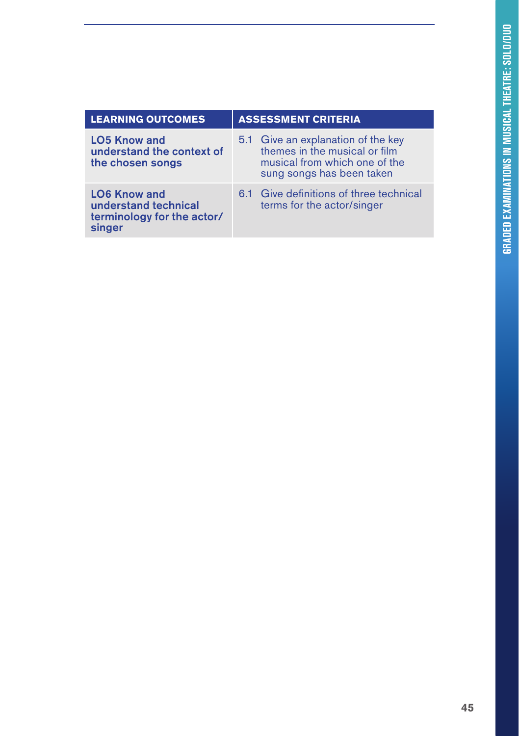| LEARNING OUTCOMES | ASSESSMENT CRITERIA |
| --- | --- |
| **LO5 Know and understand the context of the chosen songs** | 5.1 Give an explanation of the key themes in the musical or film musical from which one of the sung songs has been taken |
| **LO6 Know and understand technical terminology for the actor/singer** | 6.1 Give definitions of three technical terms for the actor/singer |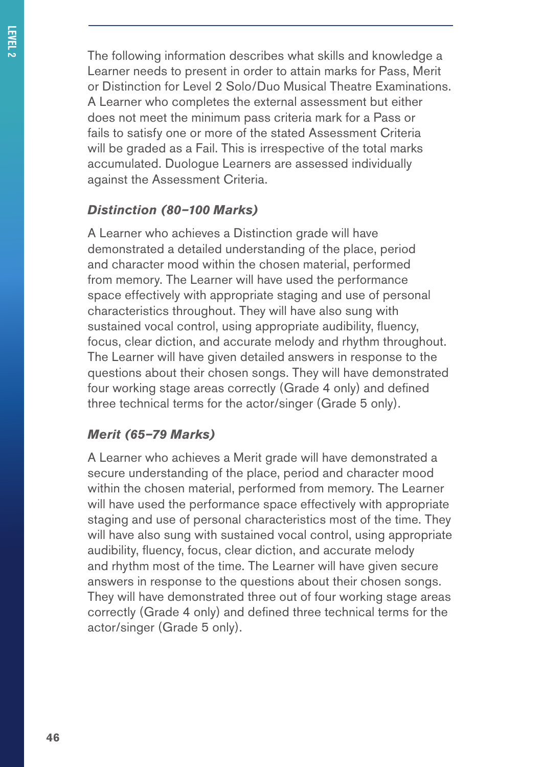The following information describes what skills and knowledge a Learner needs to present in order to attain marks for Pass, Merit or Distinction for Level 2 Solo/Duo Musical Theatre Examinations. A Learner who completes the external assessment but either does not meet the minimum pass criteria mark for a Pass or fails to satisfy one or more of the stated Assessment Criteria will be graded as a Fail. This is irrespective of the total marks accumulated. Duologue Learners are assessed individually against the Assessment Criteria.

### *Distinction (80–100 Marks)*

A Learner who achieves a Distinction grade will have demonstrated a detailed understanding of the place, period and character mood within the chosen material, performed from memory. The Learner will have used the performance space effectively with appropriate staging and use of personal characteristics throughout. They will have also sung with sustained vocal control, using appropriate audibility, fluency, focus, clear diction, and accurate melody and rhythm throughout. The Learner will have given detailed answers in response to the questions about their chosen songs. They will have demonstrated four working stage areas correctly (Grade 4 only) and defined three technical terms for the actor/singer (Grade 5 only).

### *Merit (65–79 Marks)*

A Learner who achieves a Merit grade will have demonstrated a secure understanding of the place, period and character mood within the chosen material, performed from memory. The Learner will have used the performance space effectively with appropriate staging and use of personal characteristics most of the time. They will have also sung with sustained vocal control, using appropriate audibility, fluency, focus, clear diction, and accurate melody and rhythm most of the time. The Learner will have given secure answers in response to the questions about their chosen songs. They will have demonstrated three out of four working stage areas correctly (Grade 4 only) and defined three technical terms for the actor/singer (Grade 5 only).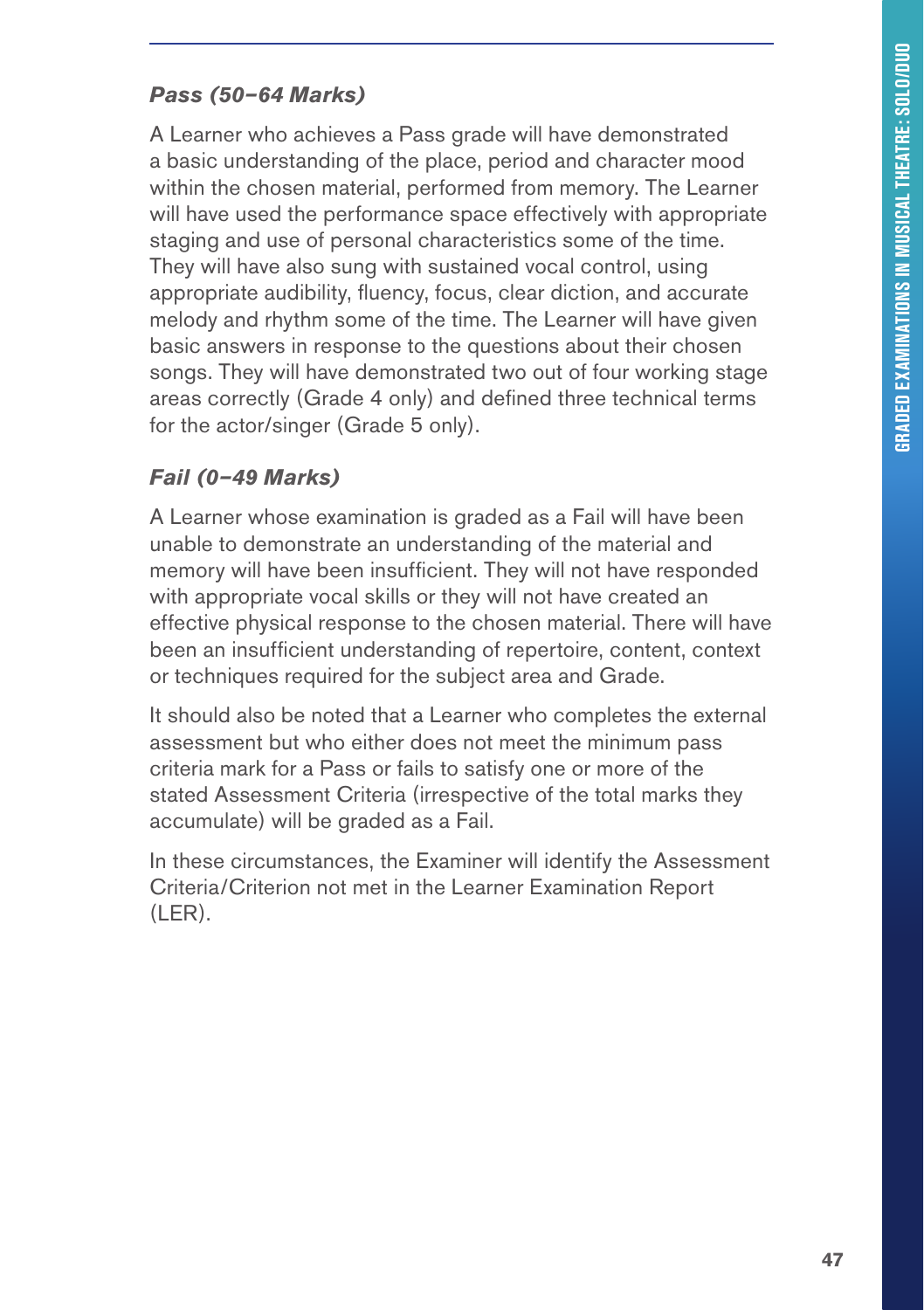### *Pass (50–64 Marks)*

A Learner who achieves a Pass grade will have demonstrated a basic understanding of the place, period and character mood within the chosen material, performed from memory. The Learner will have used the performance space effectively with appropriate staging and use of personal characteristics some of the time. They will have also sung with sustained vocal control, using appropriate audibility, fluency, focus, clear diction, and accurate melody and rhythm some of the time. The Learner will have given basic answers in response to the questions about their chosen songs. They will have demonstrated two out of four working stage areas correctly (Grade 4 only) and defined three technical terms for the actor/singer (Grade 5 only).

### *Fail (0–49 Marks)*

A Learner whose examination is graded as a Fail will have been unable to demonstrate an understanding of the material and memory will have been insufficient. They will not have responded with appropriate vocal skills or they will not have created an effective physical response to the chosen material. There will have been an insufficient understanding of repertoire, content, context or techniques required for the subject area and Grade.

It should also be noted that a Learner who completes the external assessment but who either does not meet the minimum pass criteria mark for a Pass or fails to satisfy one or more of the stated Assessment Criteria (irrespective of the total marks they accumulate) will be graded as a Fail.

In these circumstances, the Examiner will identify the Assessment Criteria/Criterion not met in the Learner Examination Report (LER).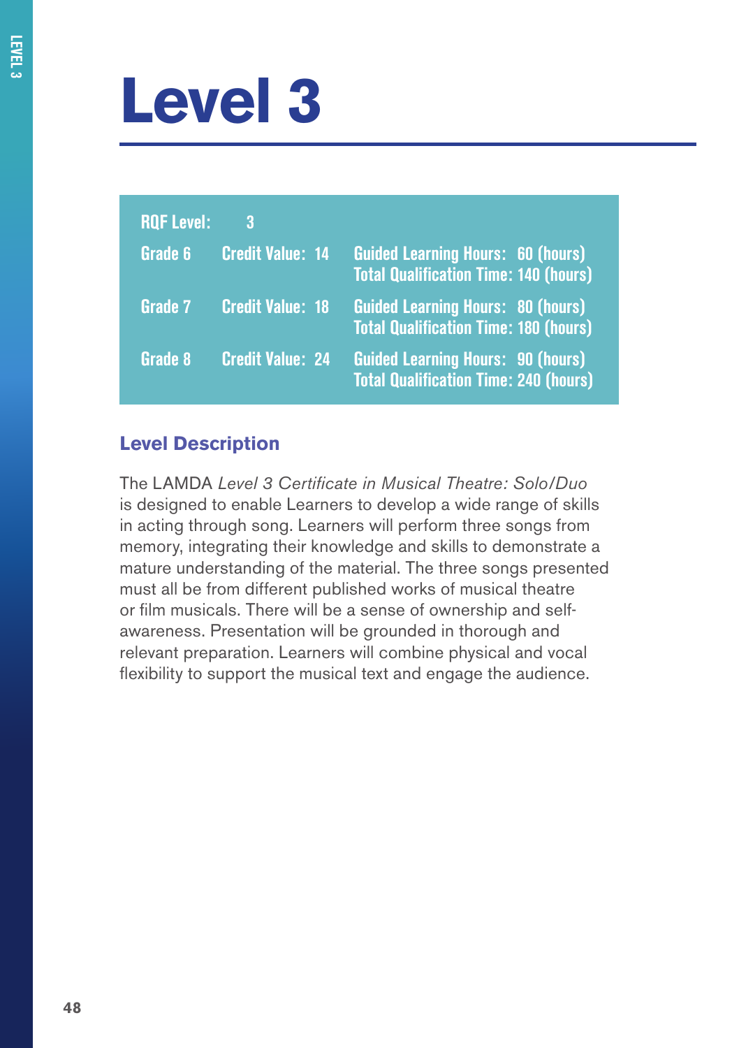# Level 3

| RQF Level: | 3 | |
|---|---|---|
| Grade 6 | Credit Value: 14 | Guided Learning Hours: 60 (hours)<br>Total Qualification Time: 140 (hours) |
| Grade 7 | Credit Value: 18 | Guided Learning Hours: 80 (hours)<br>Total Qualification Time: 180 (hours) |
| Grade 8 | Credit Value: 24 | Guided Learning Hours: 90 (hours)<br>Total Qualification Time: 240 (hours) |

## Level Description

The LAMDA *Level 3 Certificate in Musical Theatre: Solo/Duo* is designed to enable Learners to develop a wide range of skills in acting through song. Learners will perform three songs from memory, integrating their knowledge and skills to demonstrate a mature understanding of the material. The three songs presented must all be from different published works of musical theatre or film musicals. There will be a sense of ownership and self-awareness. Presentation will be grounded in thorough and relevant preparation. Learners will combine physical and vocal flexibility to support the musical text and engage the audience.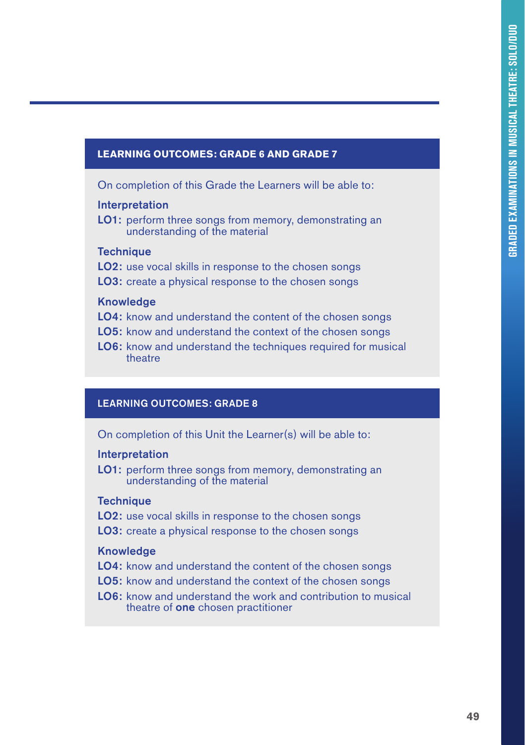## LEARNING OUTCOMES: GRADE 6 AND GRADE 7

On completion of this Grade the Learners will be able to:

**Interpretation**

**LO1:** perform three songs from memory, demonstrating an understanding of the material

**Technique**

**LO2:** use vocal skills in response to the chosen songs

**LO3:** create a physical response to the chosen songs

**Knowledge**

**LO4:** know and understand the content of the chosen songs

**LO5:** know and understand the context of the chosen songs

**LO6:** know and understand the techniques required for musical theatre

## LEARNING OUTCOMES: GRADE 8

On completion of this Unit the Learner(s) will be able to:

**Interpretation**

**LO1:** perform three songs from memory, demonstrating an understanding of the material

**Technique**

**LO2:** use vocal skills in response to the chosen songs

**LO3:** create a physical response to the chosen songs

**Knowledge**

**LO4:** know and understand the content of the chosen songs

**LO5:** know and understand the context of the chosen songs

**LO6:** know and understand the work and contribution to musical theatre of **one** chosen practitioner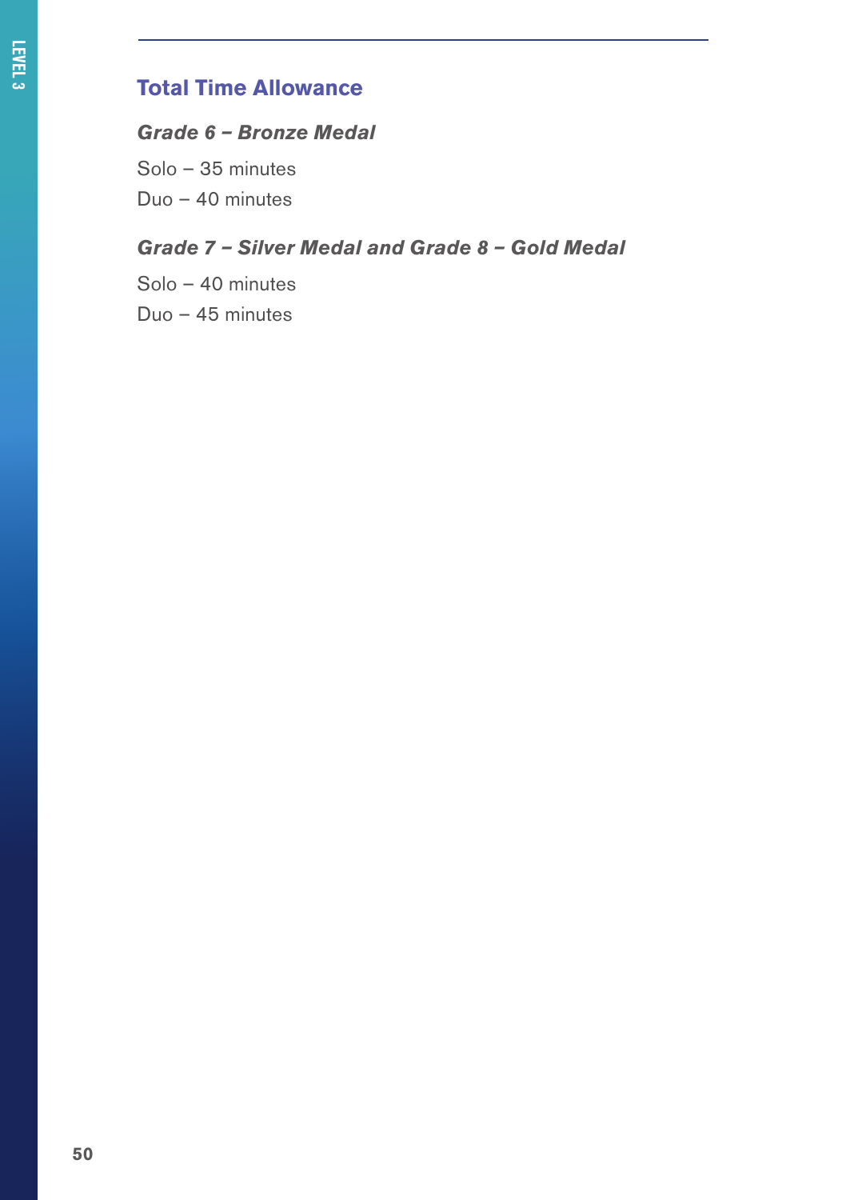## Total Time Allowance

### *Grade 6 – Bronze Medal*

Solo – 35 minutes

Duo – 40 minutes

### *Grade 7 – Silver Medal and Grade 8 – Gold Medal*

Solo – 40 minutes

Duo – 45 minutes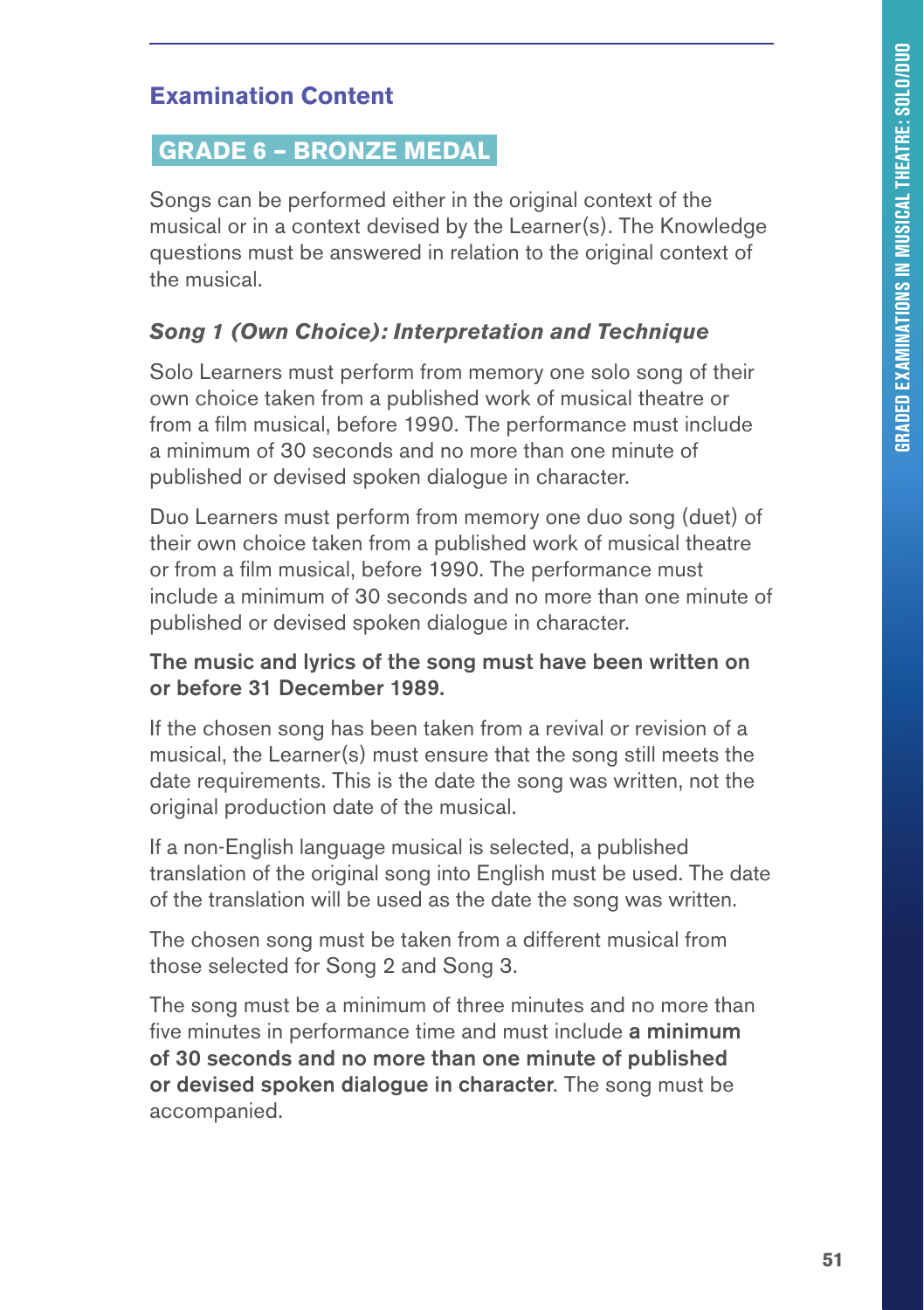## Examination Content

### GRADE 6 – BRONZE MEDAL

Songs can be performed either in the original context of the musical or in a context devised by the Learner(s). The Knowledge questions must be answered in relation to the original context of the musical.

#### *Song 1 (Own Choice): Interpretation and Technique*

Solo Learners must perform from memory one solo song of their own choice taken from a published work of musical theatre or from a film musical, before 1990. The performance must include a minimum of 30 seconds and no more than one minute of published or devised spoken dialogue in character.

Duo Learners must perform from memory one duo song (duet) of their own choice taken from a published work of musical theatre or from a film musical, before 1990. The performance must include a minimum of 30 seconds and no more than one minute of published or devised spoken dialogue in character.

**The music and lyrics of the song must have been written on or before 31 December 1989.**

If the chosen song has been taken from a revival or revision of a musical, the Learner(s) must ensure that the song still meets the date requirements. This is the date the song was written, not the original production date of the musical.

If a non-English language musical is selected, a published translation of the original song into English must be used. The date of the translation will be used as the date the song was written.

The chosen song must be taken from a different musical from those selected for Song 2 and Song 3.

The song must be a minimum of three minutes and no more than five minutes in performance time and must include **a minimum of 30 seconds and no more than one minute of published or devised spoken dialogue in character**. The song must be accompanied.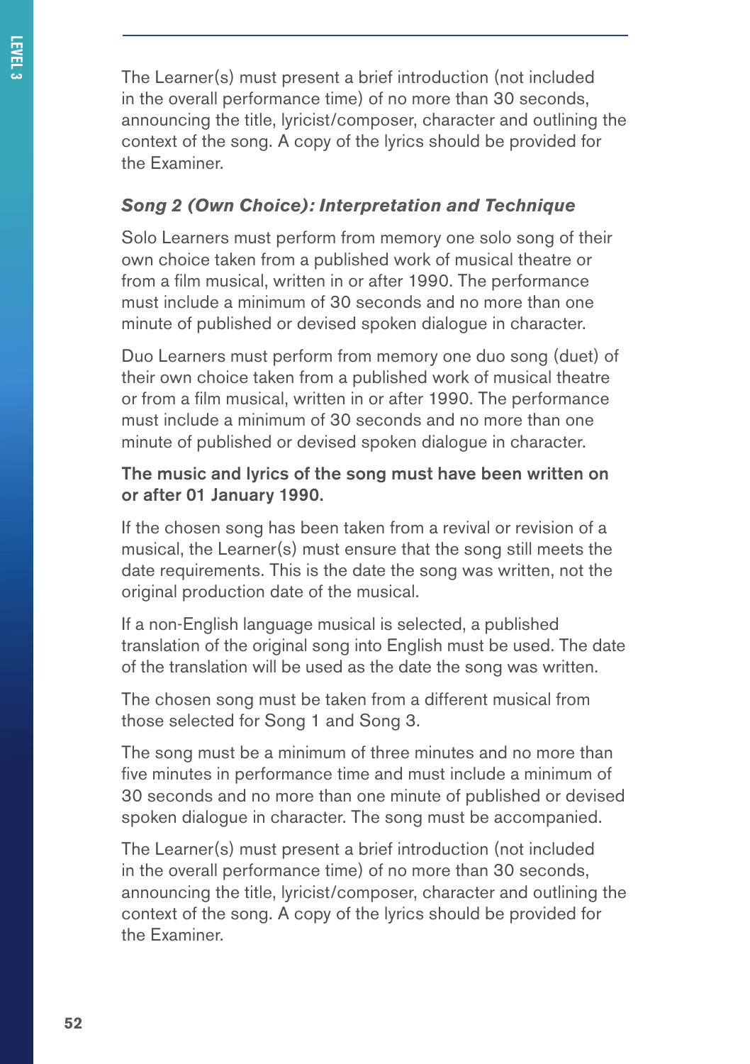The Learner(s) must present a brief introduction (not included in the overall performance time) of no more than 30 seconds, announcing the title, lyricist/composer, character and outlining the context of the song. A copy of the lyrics should be provided for the Examiner.

### *Song 2 (Own Choice): Interpretation and Technique*

Solo Learners must perform from memory one solo song of their own choice taken from a published work of musical theatre or from a film musical, written in or after 1990. The performance must include a minimum of 30 seconds and no more than one minute of published or devised spoken dialogue in character.

Duo Learners must perform from memory one duo song (duet) of their own choice taken from a published work of musical theatre or from a film musical, written in or after 1990. The performance must include a minimum of 30 seconds and no more than one minute of published or devised spoken dialogue in character.

**The music and lyrics of the song must have been written on or after 01 January 1990.**

If the chosen song has been taken from a revival or revision of a musical, the Learner(s) must ensure that the song still meets the date requirements. This is the date the song was written, not the original production date of the musical.

If a non-English language musical is selected, a published translation of the original song into English must be used. The date of the translation will be used as the date the song was written.

The chosen song must be taken from a different musical from those selected for Song 1 and Song 3.

The song must be a minimum of three minutes and no more than five minutes in performance time and must include a minimum of 30 seconds and no more than one minute of published or devised spoken dialogue in character. The song must be accompanied.

The Learner(s) must present a brief introduction (not included in the overall performance time) of no more than 30 seconds, announcing the title, lyricist/composer, character and outlining the context of the song. A copy of the lyrics should be provided for the Examiner.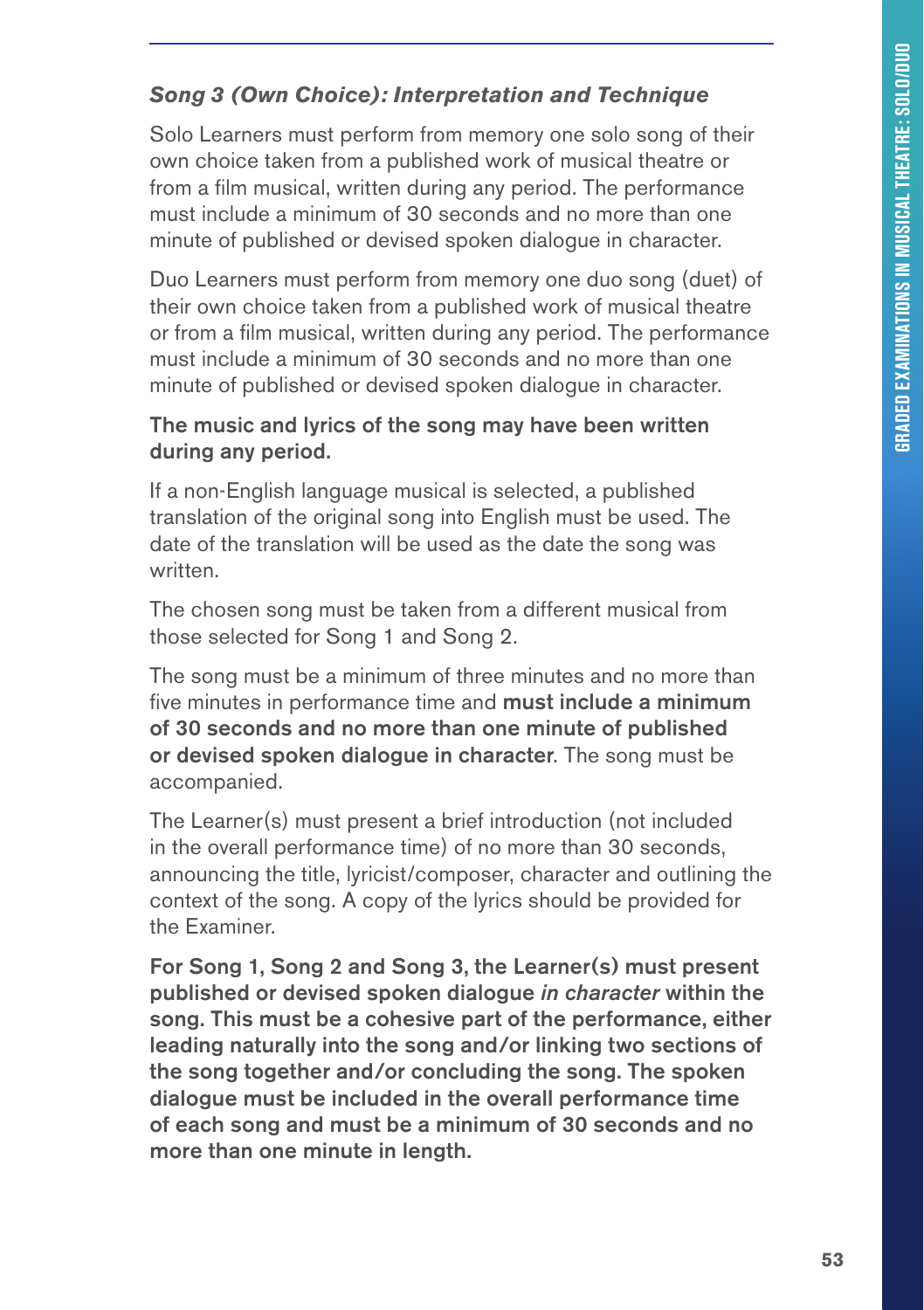### *Song 3 (Own Choice): Interpretation and Technique*

Solo Learners must perform from memory one solo song of their own choice taken from a published work of musical theatre or from a film musical, written during any period. The performance must include a minimum of 30 seconds and no more than one minute of published or devised spoken dialogue in character.

Duo Learners must perform from memory one duo song (duet) of their own choice taken from a published work of musical theatre or from a film musical, written during any period. The performance must include a minimum of 30 seconds and no more than one minute of published or devised spoken dialogue in character.

**The music and lyrics of the song may have been written during any period.**

If a non-English language musical is selected, a published translation of the original song into English must be used. The date of the translation will be used as the date the song was written.

The chosen song must be taken from a different musical from those selected for Song 1 and Song 2.

The song must be a minimum of three minutes and no more than five minutes in performance time and **must include a minimum of 30 seconds and no more than one minute of published or devised spoken dialogue in character**. The song must be accompanied.

The Learner(s) must present a brief introduction (not included in the overall performance time) of no more than 30 seconds, announcing the title, lyricist/composer, character and outlining the context of the song. A copy of the lyrics should be provided for the Examiner.

**For Song 1, Song 2 and Song 3, the Learner(s) must present published or devised spoken dialogue *in character* within the song. This must be a cohesive part of the performance, either leading naturally into the song and/or linking two sections of the song together and/or concluding the song. The spoken dialogue must be included in the overall performance time of each song and must be a minimum of 30 seconds and no more than one minute in length.**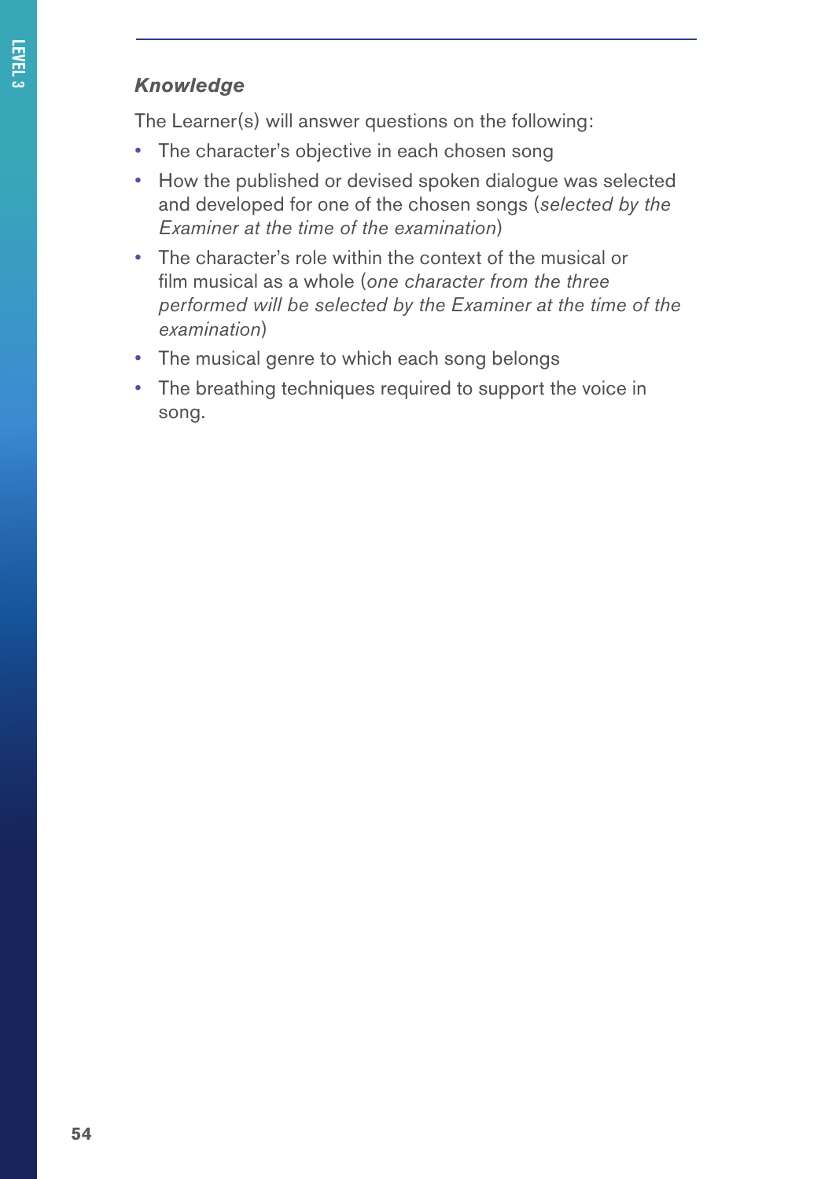***Knowledge***

The Learner(s) will answer questions on the following:

- The character's objective in each chosen song
- How the published or devised spoken dialogue was selected and developed for one of the chosen songs (*selected by the Examiner at the time of the examination*)
- The character's role within the context of the musical or film musical as a whole (*one character from the three performed will be selected by the Examiner at the time of the examination*)
- The musical genre to which each song belongs
- The breathing techniques required to support the voice in song.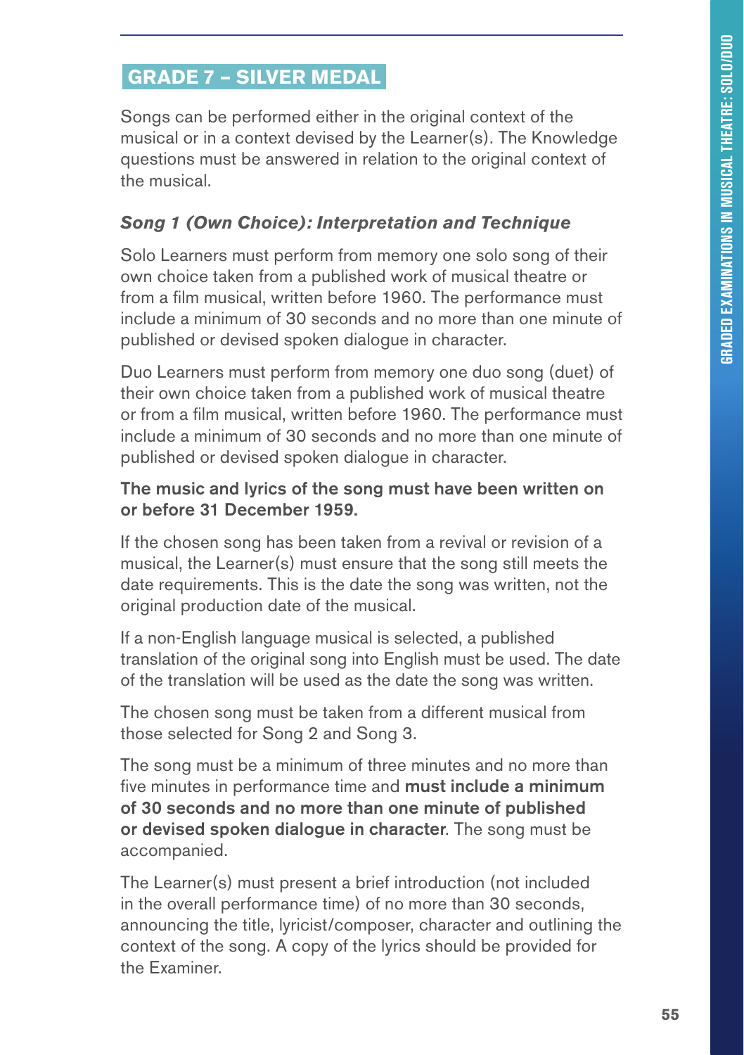## GRADE 7 – SILVER MEDAL

Songs can be performed either in the original context of the musical or in a context devised by the Learner(s). The Knowledge questions must be answered in relation to the original context of the musical.

### *Song 1 (Own Choice): Interpretation and Technique*

Solo Learners must perform from memory one solo song of their own choice taken from a published work of musical theatre or from a film musical, written before 1960. The performance must include a minimum of 30 seconds and no more than one minute of published or devised spoken dialogue in character.

Duo Learners must perform from memory one duo song (duet) of their own choice taken from a published work of musical theatre or from a film musical, written before 1960. The performance must include a minimum of 30 seconds and no more than one minute of published or devised spoken dialogue in character.

**The music and lyrics of the song must have been written on or before 31 December 1959.**

If the chosen song has been taken from a revival or revision of a musical, the Learner(s) must ensure that the song still meets the date requirements. This is the date the song was written, not the original production date of the musical.

If a non-English language musical is selected, a published translation of the original song into English must be used. The date of the translation will be used as the date the song was written.

The chosen song must be taken from a different musical from those selected for Song 2 and Song 3.

The song must be a minimum of three minutes and no more than five minutes in performance time and **must include a minimum of 30 seconds and no more than one minute of published or devised spoken dialogue in character**. The song must be accompanied.

The Learner(s) must present a brief introduction (not included in the overall performance time) of no more than 30 seconds, announcing the title, lyricist/composer, character and outlining the context of the song. A copy of the lyrics should be provided for the Examiner.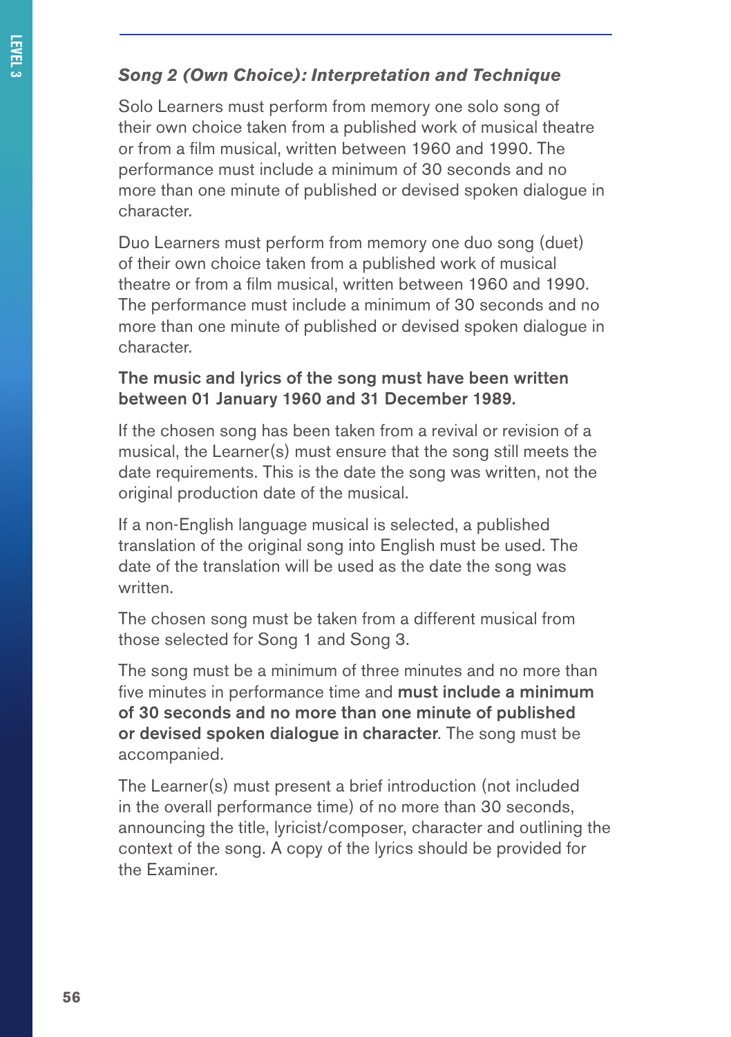### *Song 2 (Own Choice): Interpretation and Technique*

Solo Learners must perform from memory one solo song of their own choice taken from a published work of musical theatre or from a film musical, written between 1960 and 1990. The performance must include a minimum of 30 seconds and no more than one minute of published or devised spoken dialogue in character.

Duo Learners must perform from memory one duo song (duet) of their own choice taken from a published work of musical theatre or from a film musical, written between 1960 and 1990. The performance must include a minimum of 30 seconds and no more than one minute of published or devised spoken dialogue in character.

**The music and lyrics of the song must have been written between 01 January 1960 and 31 December 1989.**

If the chosen song has been taken from a revival or revision of a musical, the Learner(s) must ensure that the song still meets the date requirements. This is the date the song was written, not the original production date of the musical.

If a non-English language musical is selected, a published translation of the original song into English must be used. The date of the translation will be used as the date the song was written.

The chosen song must be taken from a different musical from those selected for Song 1 and Song 3.

The song must be a minimum of three minutes and no more than five minutes in performance time and **must include a minimum of 30 seconds and no more than one minute of published or devised spoken dialogue in character**. The song must be accompanied.

The Learner(s) must present a brief introduction (not included in the overall performance time) of no more than 30 seconds, announcing the title, lyricist/composer, character and outlining the context of the song. A copy of the lyrics should be provided for the Examiner.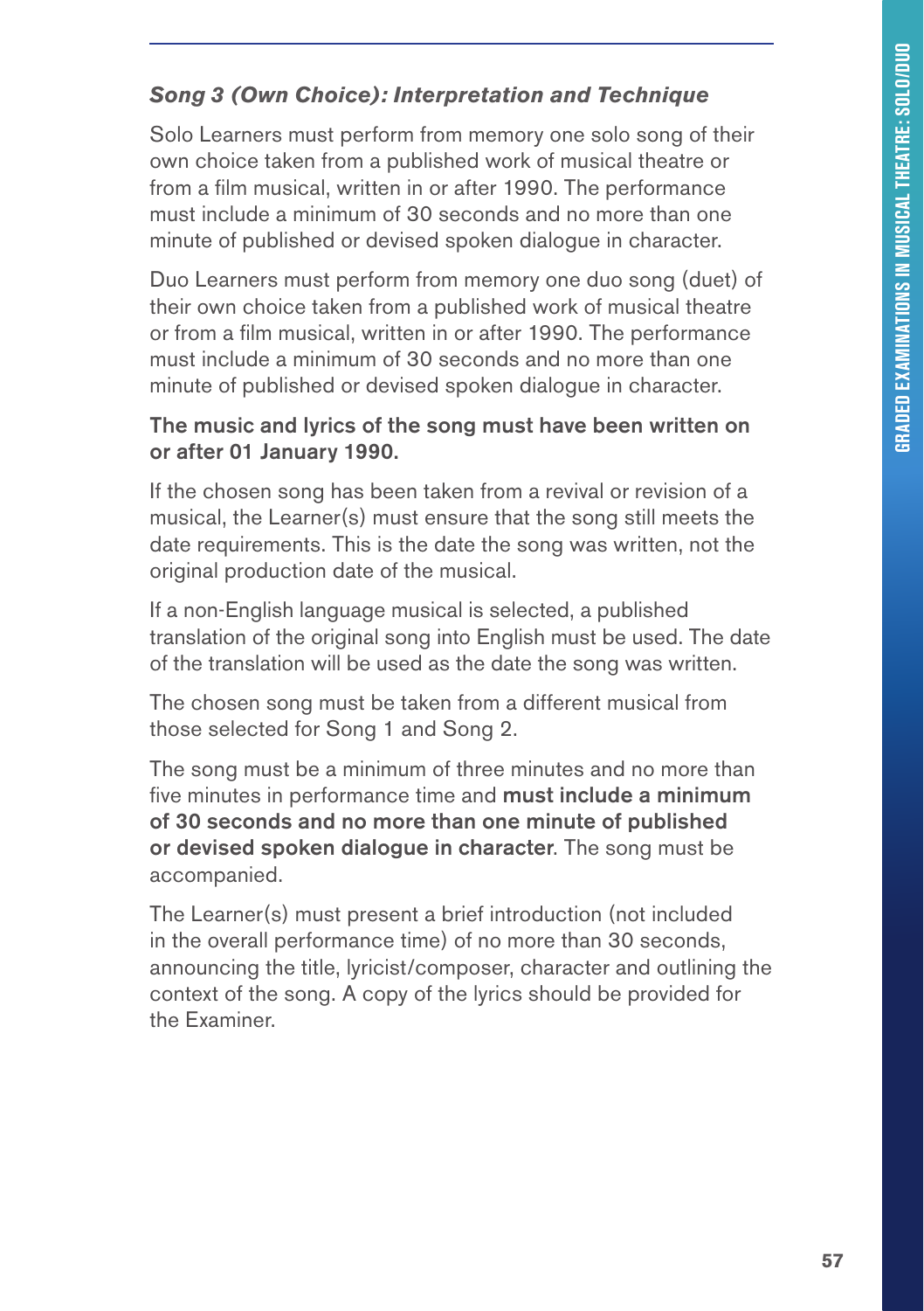### *Song 3 (Own Choice): Interpretation and Technique*

Solo Learners must perform from memory one solo song of their own choice taken from a published work of musical theatre or from a film musical, written in or after 1990. The performance must include a minimum of 30 seconds and no more than one minute of published or devised spoken dialogue in character.

Duo Learners must perform from memory one duo song (duet) of their own choice taken from a published work of musical theatre or from a film musical, written in or after 1990. The performance must include a minimum of 30 seconds and no more than one minute of published or devised spoken dialogue in character.

**The music and lyrics of the song must have been written on or after 01 January 1990.**

If the chosen song has been taken from a revival or revision of a musical, the Learner(s) must ensure that the song still meets the date requirements. This is the date the song was written, not the original production date of the musical.

If a non-English language musical is selected, a published translation of the original song into English must be used. The date of the translation will be used as the date the song was written.

The chosen song must be taken from a different musical from those selected for Song 1 and Song 2.

The song must be a minimum of three minutes and no more than five minutes in performance time and **must include a minimum of 30 seconds and no more than one minute of published or devised spoken dialogue in character**. The song must be accompanied.

The Learner(s) must present a brief introduction (not included in the overall performance time) of no more than 30 seconds, announcing the title, lyricist/composer, character and outlining the context of the song. A copy of the lyrics should be provided for the Examiner.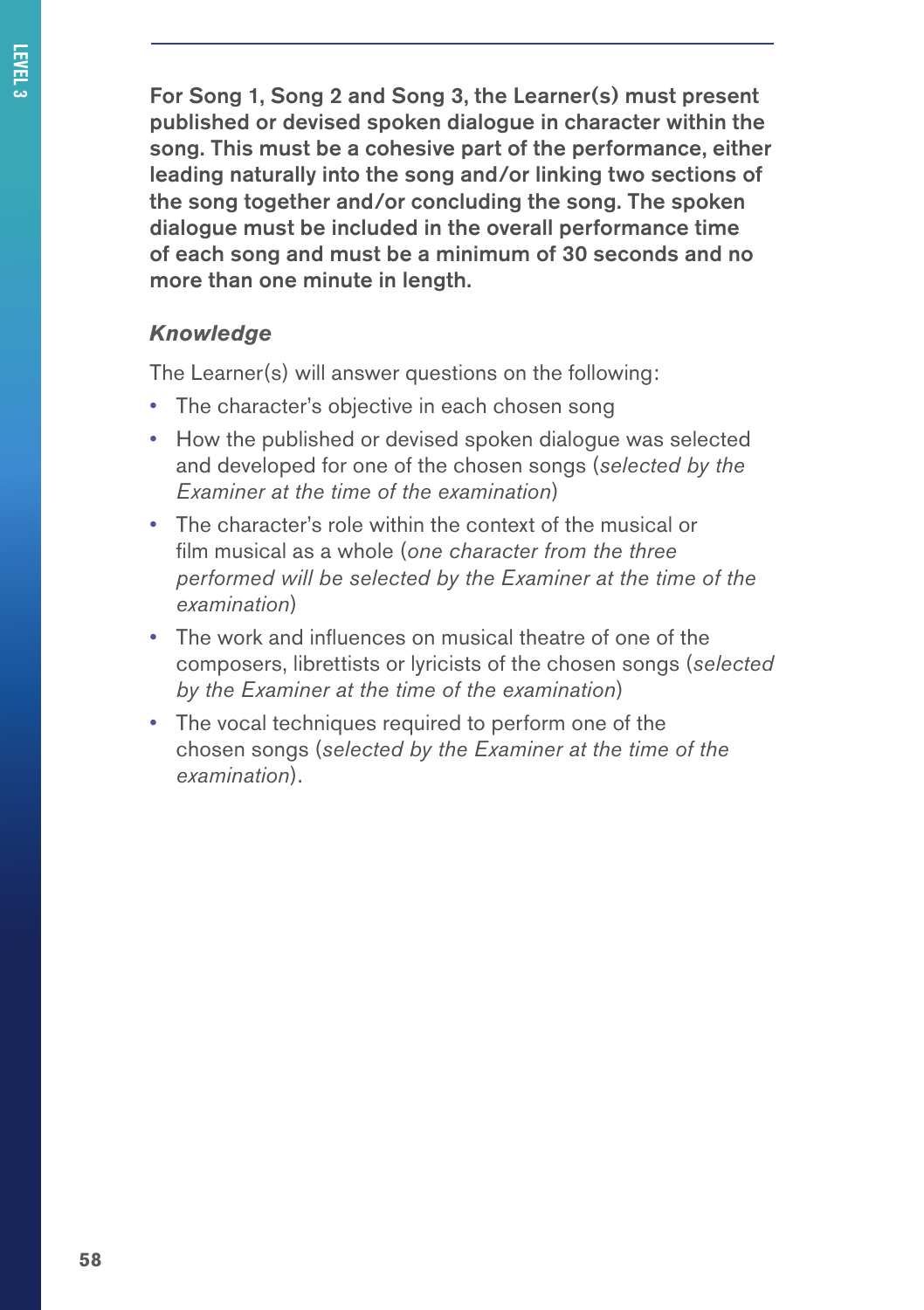**For Song 1, Song 2 and Song 3, the Learner(s) must present published or devised spoken dialogue in character within the song. This must be a cohesive part of the performance, either leading naturally into the song and/or linking two sections of the song together and/or concluding the song. The spoken dialogue must be included in the overall performance time of each song and must be a minimum of 30 seconds and no more than one minute in length.**

### *Knowledge*

The Learner(s) will answer questions on the following:

- The character's objective in each chosen song
- How the published or devised spoken dialogue was selected and developed for one of the chosen songs (*selected by the Examiner at the time of the examination*)
- The character's role within the context of the musical or film musical as a whole (*one character from the three performed will be selected by the Examiner at the time of the examination*)
- The work and influences on musical theatre of one of the composers, librettists or lyricists of the chosen songs (*selected by the Examiner at the time of the examination*)
- The vocal techniques required to perform one of the chosen songs (*selected by the Examiner at the time of the examination*).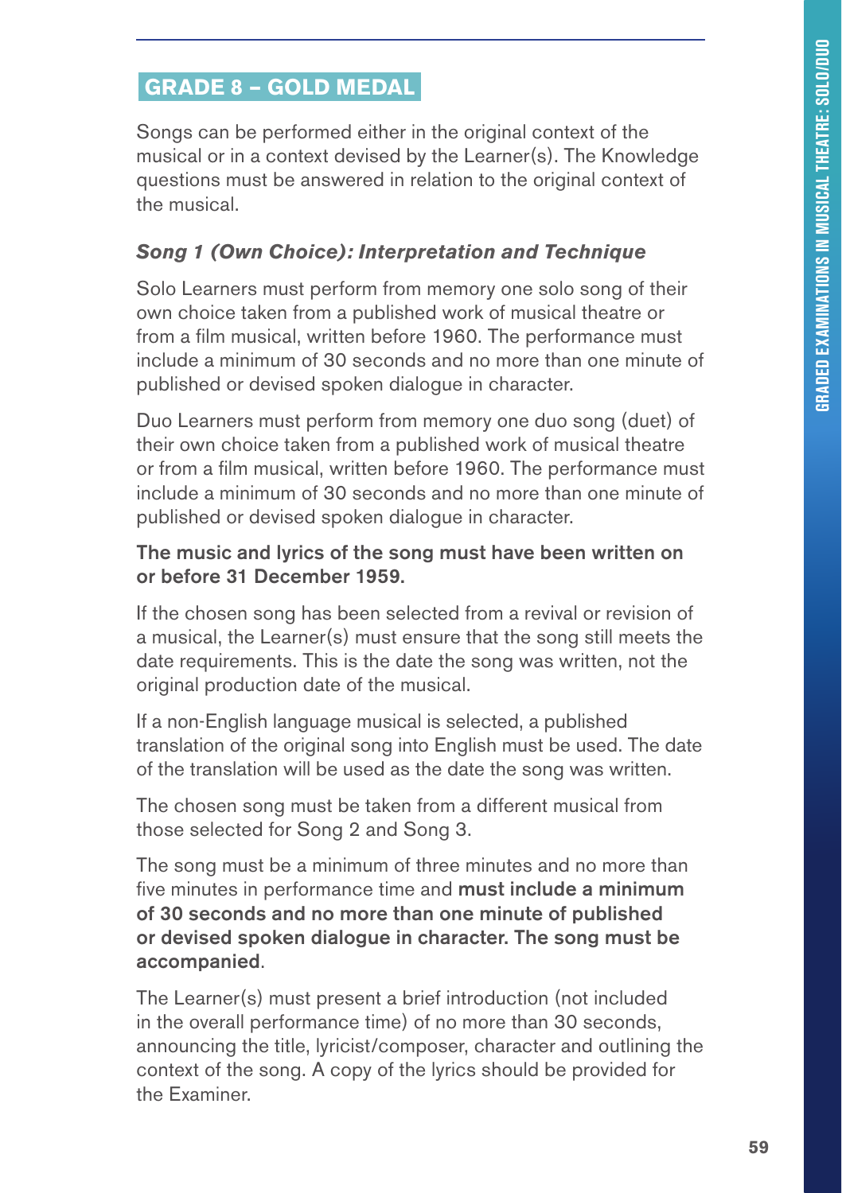## GRADE 8 – GOLD MEDAL

Songs can be performed either in the original context of the musical or in a context devised by the Learner(s). The Knowledge questions must be answered in relation to the original context of the musical.

### *Song 1 (Own Choice): Interpretation and Technique*

Solo Learners must perform from memory one solo song of their own choice taken from a published work of musical theatre or from a film musical, written before 1960. The performance must include a minimum of 30 seconds and no more than one minute of published or devised spoken dialogue in character.

Duo Learners must perform from memory one duo song (duet) of their own choice taken from a published work of musical theatre or from a film musical, written before 1960. The performance must include a minimum of 30 seconds and no more than one minute of published or devised spoken dialogue in character.

**The music and lyrics of the song must have been written on or before 31 December 1959.**

If the chosen song has been selected from a revival or revision of a musical, the Learner(s) must ensure that the song still meets the date requirements. This is the date the song was written, not the original production date of the musical.

If a non-English language musical is selected, a published translation of the original song into English must be used. The date of the translation will be used as the date the song was written.

The chosen song must be taken from a different musical from those selected for Song 2 and Song 3.

The song must be a minimum of three minutes and no more than five minutes in performance time and **must include a minimum of 30 seconds and no more than one minute of published or devised spoken dialogue in character. The song must be accompanied**.

The Learner(s) must present a brief introduction (not included in the overall performance time) of no more than 30 seconds, announcing the title, lyricist/composer, character and outlining the context of the song. A copy of the lyrics should be provided for the Examiner.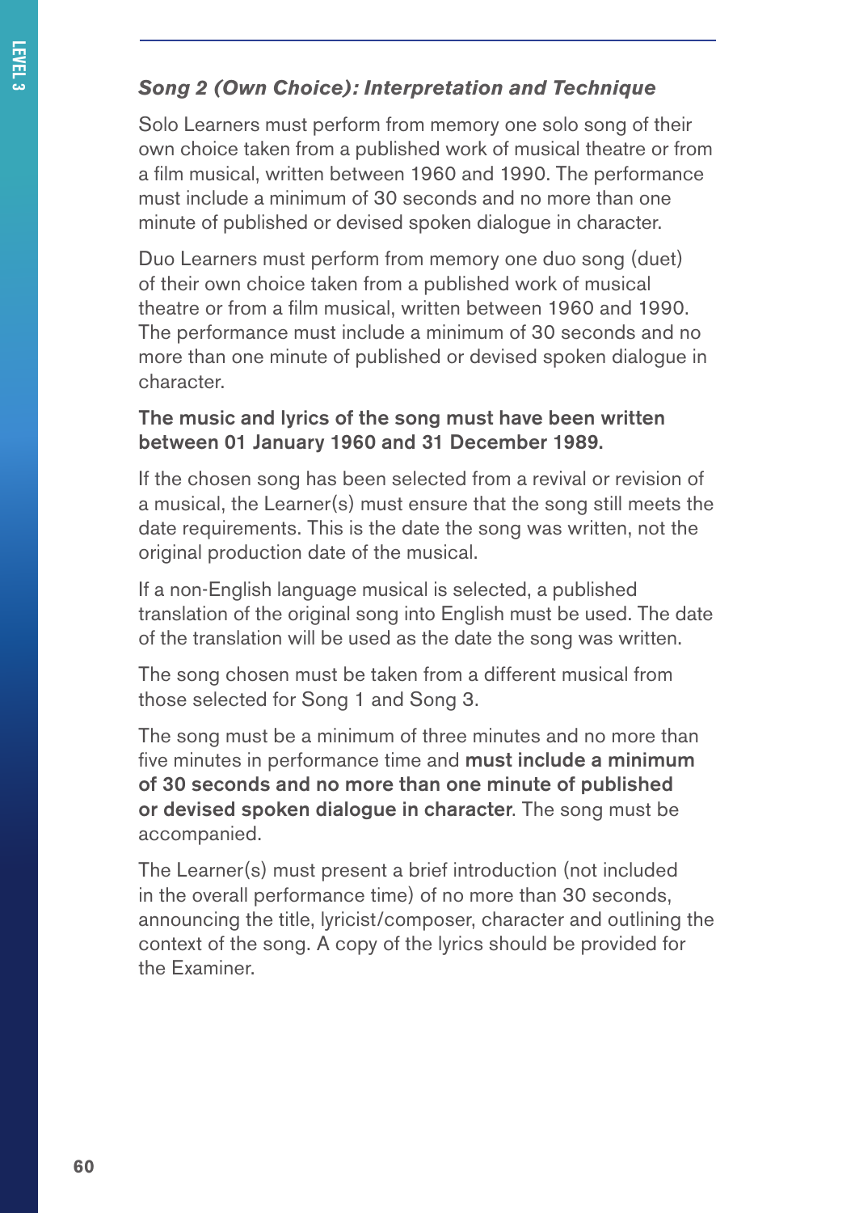### *Song 2 (Own Choice): Interpretation and Technique*

Solo Learners must perform from memory one solo song of their own choice taken from a published work of musical theatre or from a film musical, written between 1960 and 1990. The performance must include a minimum of 30 seconds and no more than one minute of published or devised spoken dialogue in character.

Duo Learners must perform from memory one duo song (duet) of their own choice taken from a published work of musical theatre or from a film musical, written between 1960 and 1990. The performance must include a minimum of 30 seconds and no more than one minute of published or devised spoken dialogue in character.

**The music and lyrics of the song must have been written between 01 January 1960 and 31 December 1989.**

If the chosen song has been selected from a revival or revision of a musical, the Learner(s) must ensure that the song still meets the date requirements. This is the date the song was written, not the original production date of the musical.

If a non-English language musical is selected, a published translation of the original song into English must be used. The date of the translation will be used as the date the song was written.

The song chosen must be taken from a different musical from those selected for Song 1 and Song 3.

The song must be a minimum of three minutes and no more than five minutes in performance time and **must include a minimum of 30 seconds and no more than one minute of published or devised spoken dialogue in character**. The song must be accompanied.

The Learner(s) must present a brief introduction (not included in the overall performance time) of no more than 30 seconds, announcing the title, lyricist/composer, character and outlining the context of the song. A copy of the lyrics should be provided for the Examiner.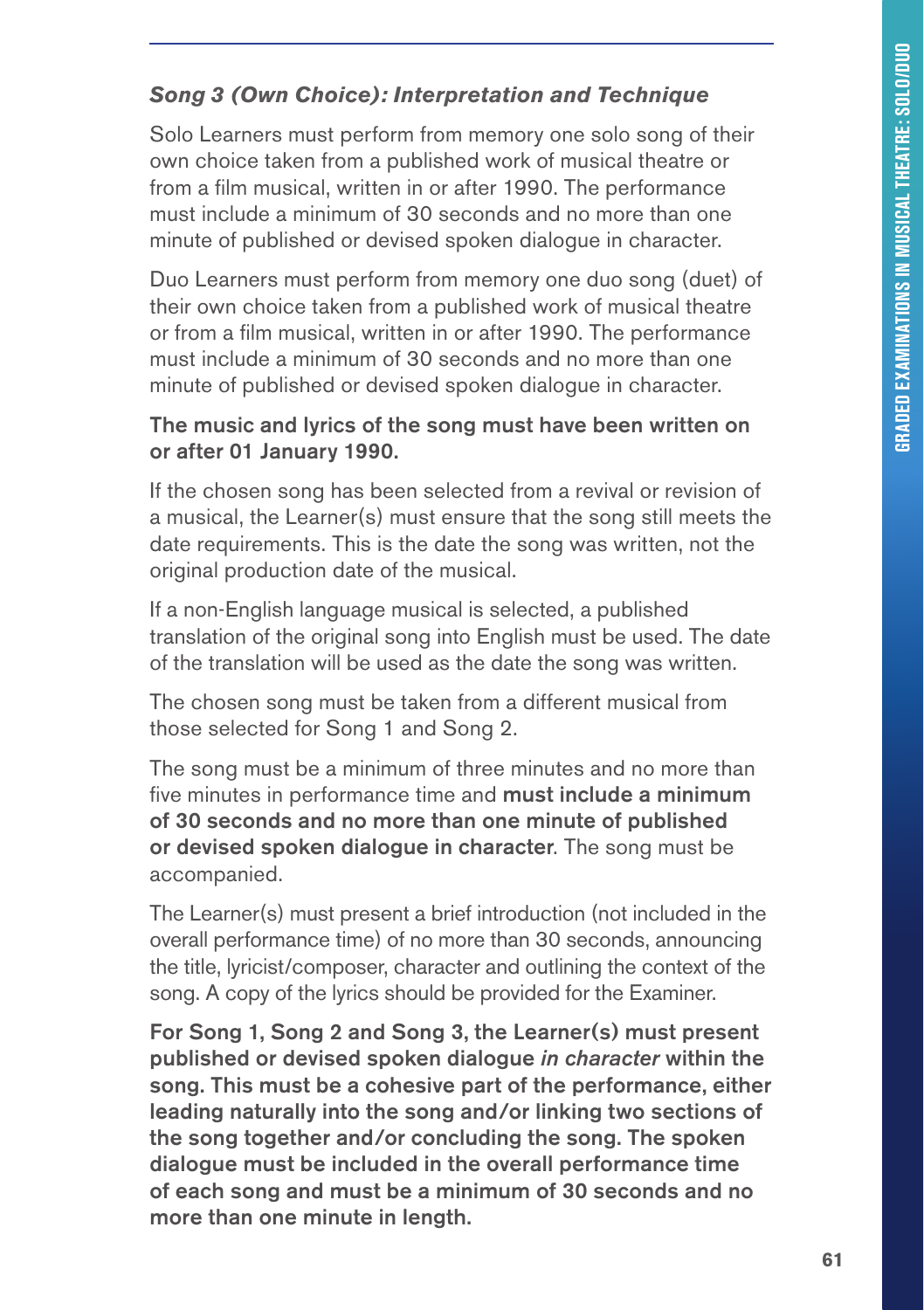### *Song 3 (Own Choice): Interpretation and Technique*

Solo Learners must perform from memory one solo song of their own choice taken from a published work of musical theatre or from a film musical, written in or after 1990. The performance must include a minimum of 30 seconds and no more than one minute of published or devised spoken dialogue in character.

Duo Learners must perform from memory one duo song (duet) of their own choice taken from a published work of musical theatre or from a film musical, written in or after 1990. The performance must include a minimum of 30 seconds and no more than one minute of published or devised spoken dialogue in character.

**The music and lyrics of the song must have been written on or after 01 January 1990.**

If the chosen song has been selected from a revival or revision of a musical, the Learner(s) must ensure that the song still meets the date requirements. This is the date the song was written, not the original production date of the musical.

If a non-English language musical is selected, a published translation of the original song into English must be used. The date of the translation will be used as the date the song was written.

The chosen song must be taken from a different musical from those selected for Song 1 and Song 2.

The song must be a minimum of three minutes and no more than five minutes in performance time and **must include a minimum of 30 seconds and no more than one minute of published or devised spoken dialogue in character**. The song must be accompanied.

The Learner(s) must present a brief introduction (not included in the overall performance time) of no more than 30 seconds, announcing the title, lyricist/composer, character and outlining the context of the song. A copy of the lyrics should be provided for the Examiner.

**For Song 1, Song 2 and Song 3, the Learner(s) must present published or devised spoken dialogue *in character* within the song. This must be a cohesive part of the performance, either leading naturally into the song and/or linking two sections of the song together and/or concluding the song. The spoken dialogue must be included in the overall performance time of each song and must be a minimum of 30 seconds and no more than one minute in length.**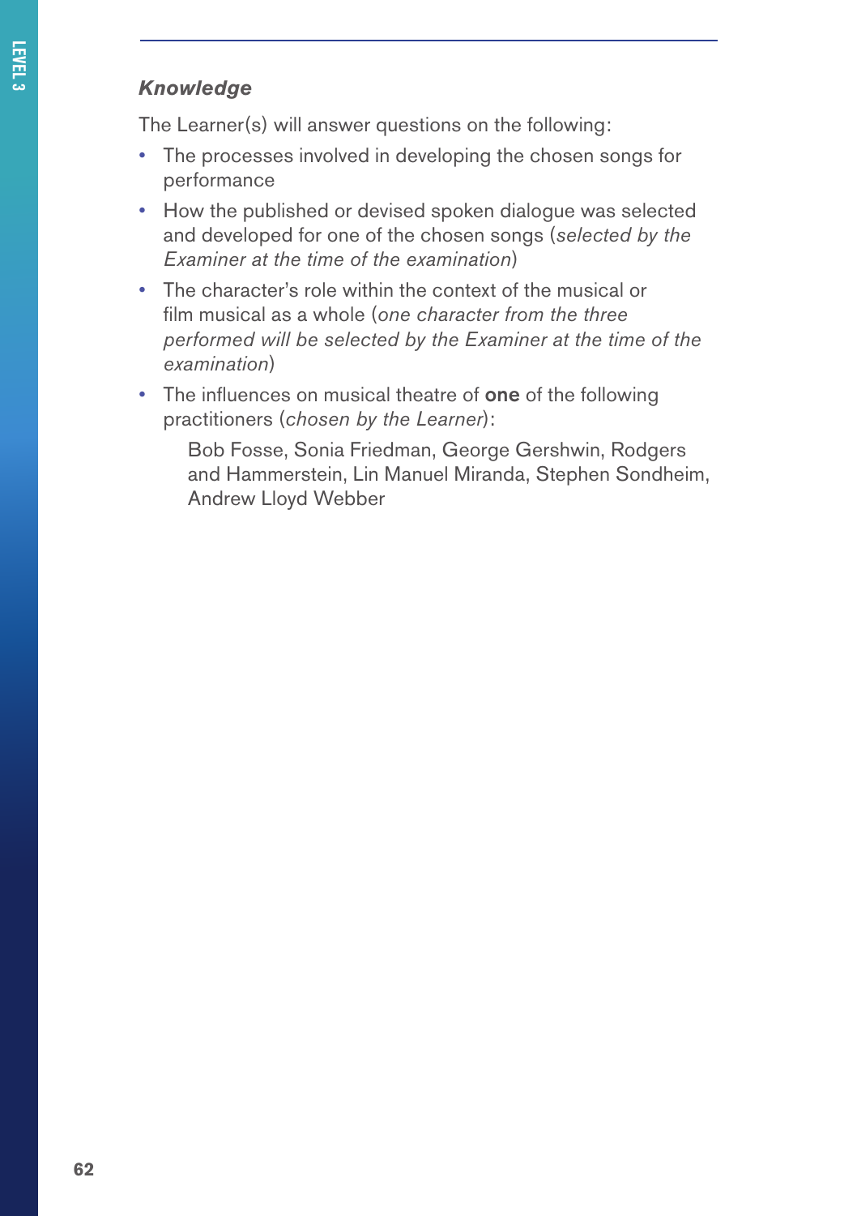### *Knowledge*

The Learner(s) will answer questions on the following:

- The processes involved in developing the chosen songs for performance
- How the published or devised spoken dialogue was selected and developed for one of the chosen songs (*selected by the Examiner at the time of the examination*)
- The character's role within the context of the musical or film musical as a whole (*one character from the three performed will be selected by the Examiner at the time of the examination*)
- The influences on musical theatre of **one** of the following practitioners (*chosen by the Learner*):

    Bob Fosse, Sonia Friedman, George Gershwin, Rodgers and Hammerstein, Lin Manuel Miranda, Stephen Sondheim, Andrew Lloyd Webber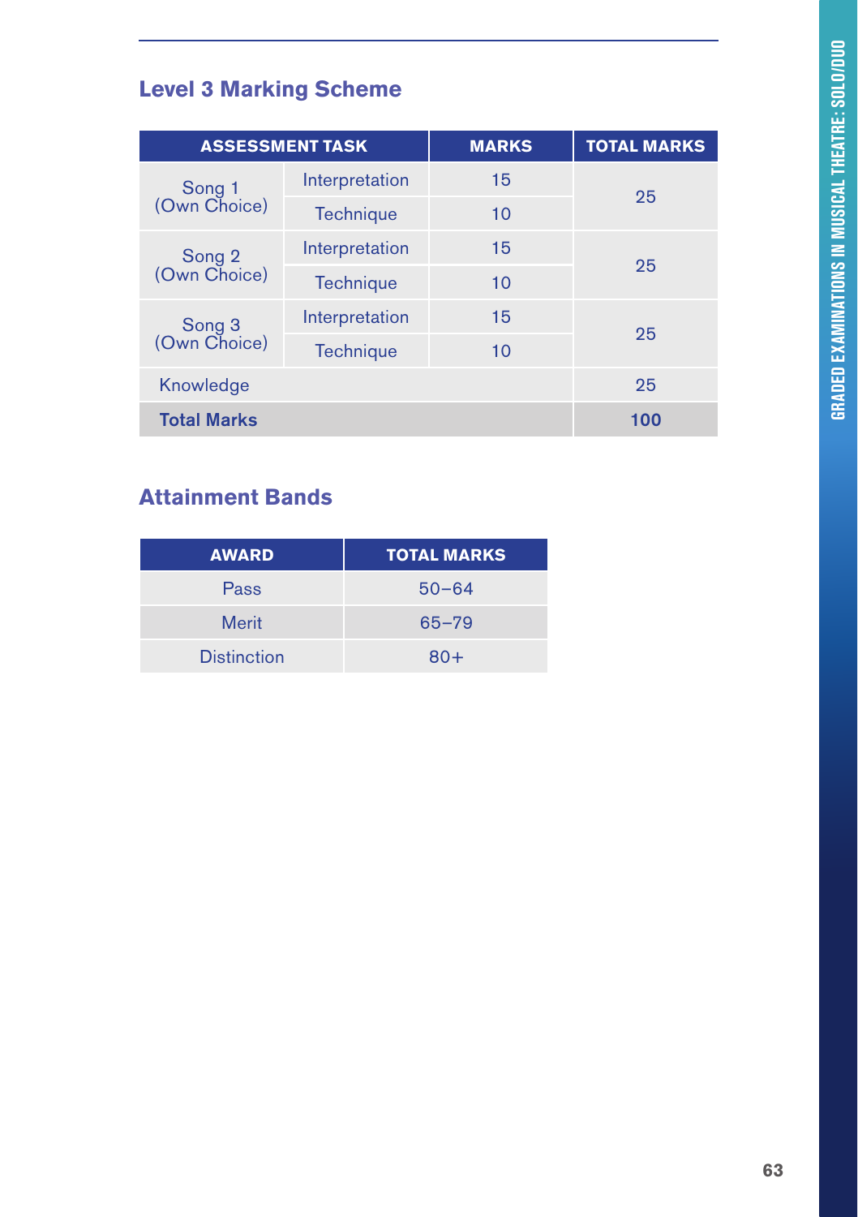## Level 3 Marking Scheme

| ASSESSMENT TASK | | MARKS | TOTAL MARKS |
|---|---|---|---|
| Song 1 (Own Choice) | Interpretation | 15 | 25 |
| | Technique | 10 | |
| Song 2 (Own Choice) | Interpretation | 15 | 25 |
| | Technique | 10 | |
| Song 3 (Own Choice) | Interpretation | 15 | 25 |
| | Technique | 10 | |
| Knowledge | | | 25 |
| **Total Marks** | | | **100** |

## Attainment Bands

| AWARD | TOTAL MARKS |
|---|---|
| Pass | 50–64 |
| Merit | 65–79 |
| Distinction | 80+ |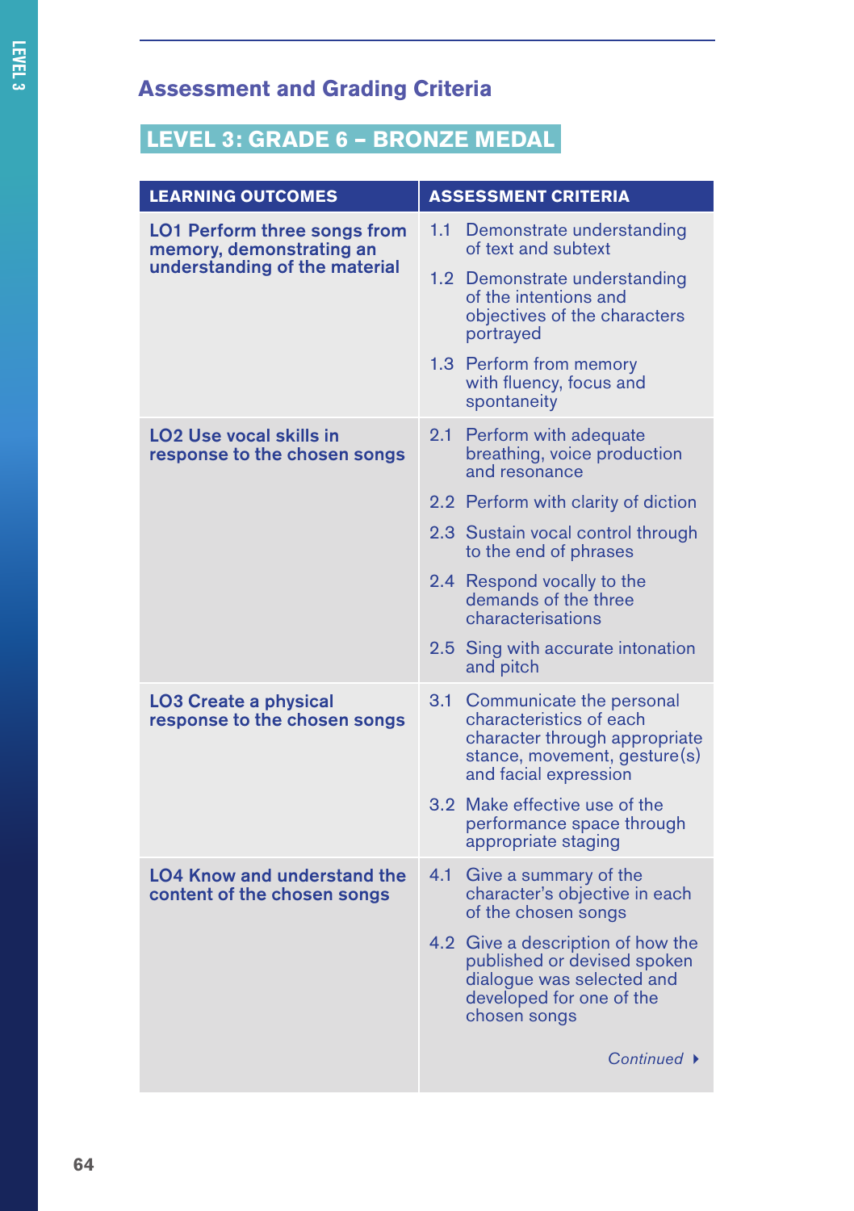## Assessment and Grading Criteria

### LEVEL 3: GRADE 6 – BRONZE MEDAL

| LEARNING OUTCOMES | ASSESSMENT CRITERIA |
|---|---|
| **LO1 Perform three songs from memory, demonstrating an understanding of the material** | 1.1 Demonstrate understanding of text and subtext |
| | 1.2 Demonstrate understanding of the intentions and objectives of the characters portrayed |
| | 1.3 Perform from memory with fluency, focus and spontaneity |
| **LO2 Use vocal skills in response to the chosen songs** | 2.1 Perform with adequate breathing, voice production and resonance |
| | 2.2 Perform with clarity of diction |
| | 2.3 Sustain vocal control through to the end of phrases |
| | 2.4 Respond vocally to the demands of the three characterisations |
| | 2.5 Sing with accurate intonation and pitch |
| **LO3 Create a physical response to the chosen songs** | 3.1 Communicate the personal characteristics of each character through appropriate stance, movement, gesture(s) and facial expression |
| | 3.2 Make effective use of the performance space through appropriate staging |
| **LO4 Know and understand the content of the chosen songs** | 4.1 Give a summary of the character's objective in each of the chosen songs |
| | 4.2 Give a description of how the published or devised spoken dialogue was selected and developed for one of the chosen songs |

*Continued* ▸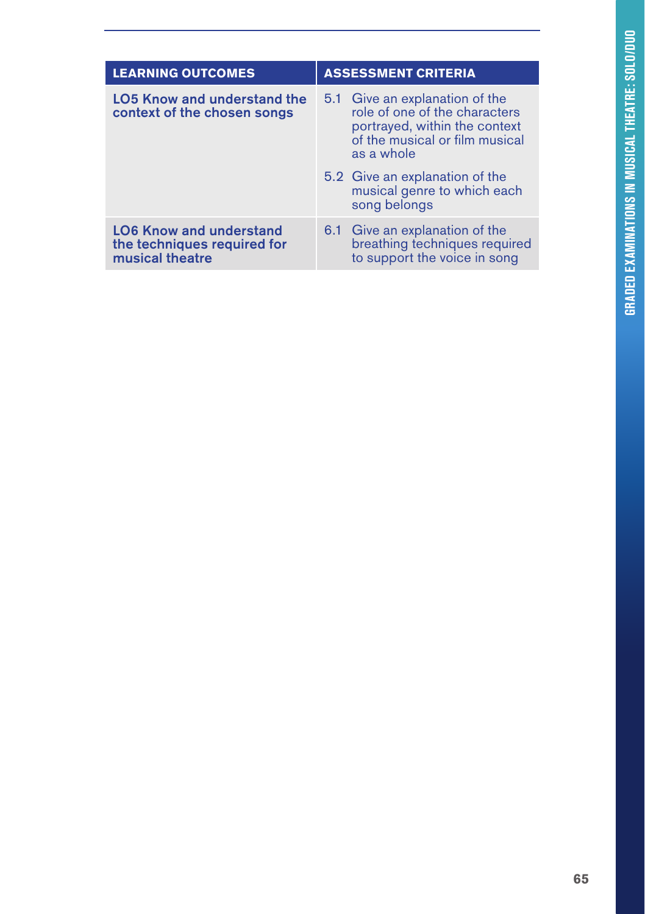| LEARNING OUTCOMES | ASSESSMENT CRITERIA |
| --- | --- |
| **LO5 Know and understand the context of the chosen songs** | 5.1 Give an explanation of the role of one of the characters portrayed, within the context of the musical or film musical as a whole<br>5.2 Give an explanation of the musical genre to which each song belongs |
| **LO6 Know and understand the techniques required for musical theatre** | 6.1 Give an explanation of the breathing techniques required to support the voice in song |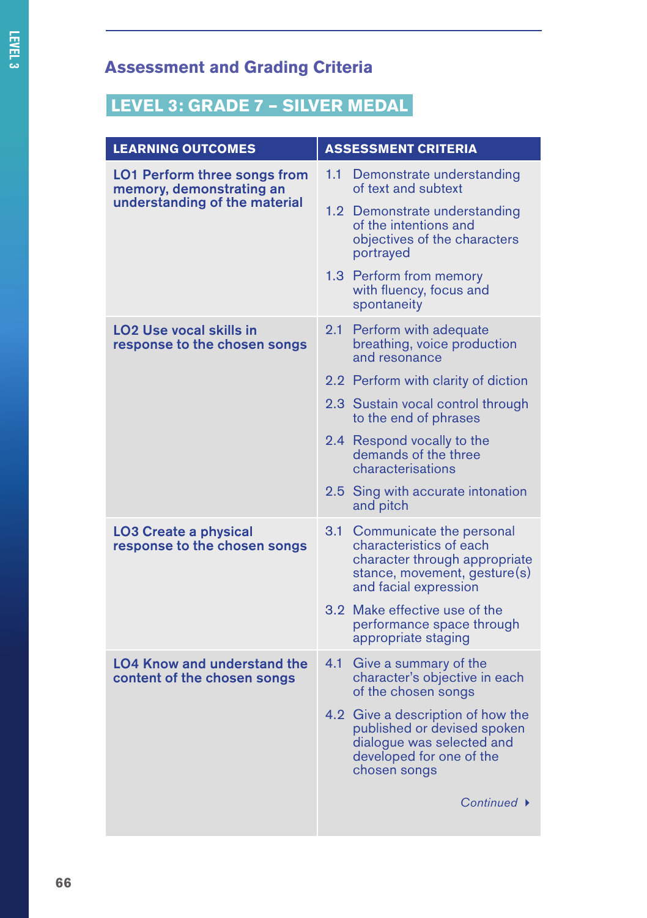## Assessment and Grading Criteria

### LEVEL 3: GRADE 7 – SILVER MEDAL

| LEARNING OUTCOMES | ASSESSMENT CRITERIA |
|---|---|
| **LO1 Perform three songs from memory, demonstrating an understanding of the material** | 1.1 Demonstrate understanding of text and subtext |
| | 1.2 Demonstrate understanding of the intentions and objectives of the characters portrayed |
| | 1.3 Perform from memory with fluency, focus and spontaneity |
| **LO2 Use vocal skills in response to the chosen songs** | 2.1 Perform with adequate breathing, voice production and resonance |
| | 2.2 Perform with clarity of diction |
| | 2.3 Sustain vocal control through to the end of phrases |
| | 2.4 Respond vocally to the demands of the three characterisations |
| | 2.5 Sing with accurate intonation and pitch |
| **LO3 Create a physical response to the chosen songs** | 3.1 Communicate the personal characteristics of each character through appropriate stance, movement, gesture(s) and facial expression |
| | 3.2 Make effective use of the performance space through appropriate staging |
| **LO4 Know and understand the content of the chosen songs** | 4.1 Give a summary of the character's objective in each of the chosen songs |
| | 4.2 Give a description of how the published or devised spoken dialogue was selected and developed for one of the chosen songs |

*Continued*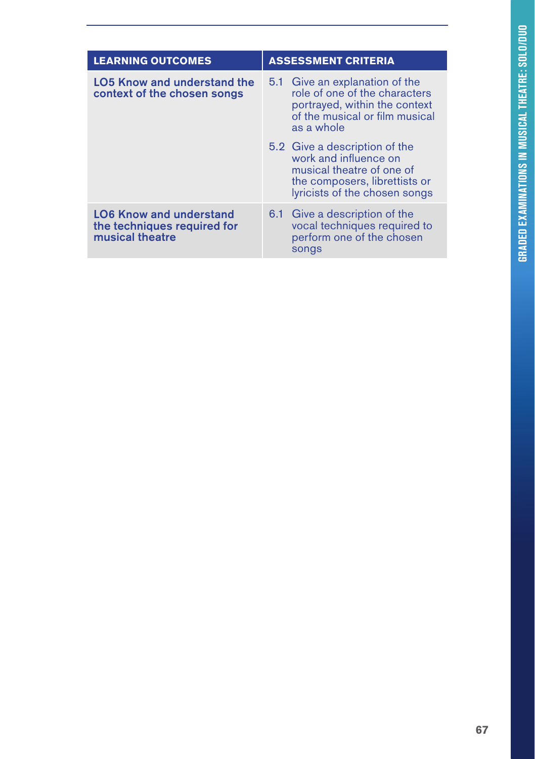| LEARNING OUTCOMES | ASSESSMENT CRITERIA |
| --- | --- |
| **LO5 Know and understand the context of the chosen songs** | 5.1 Give an explanation of the role of one of the characters portrayed, within the context of the musical or film musical as a whole |
| | 5.2 Give a description of the work and influence on musical theatre of one of the composers, librettists or lyricists of the chosen songs |
| **LO6 Know and understand the techniques required for musical theatre** | 6.1 Give a description of the vocal techniques required to perform one of the chosen songs |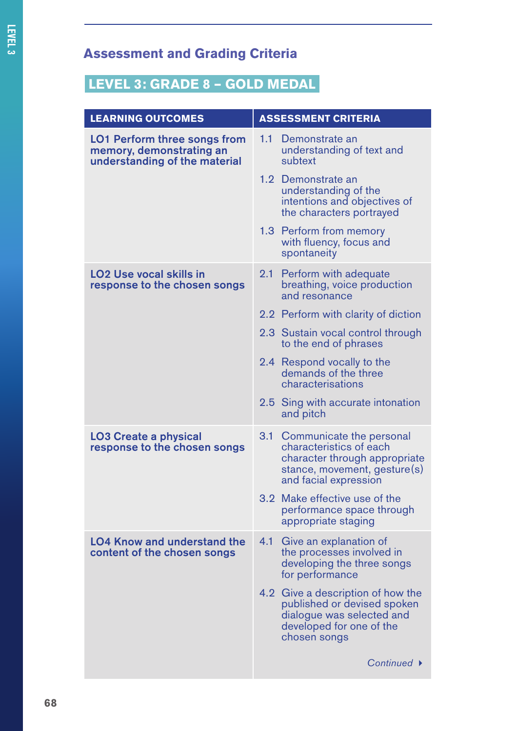## Assessment and Grading Criteria

### LEVEL 3: GRADE 8 – GOLD MEDAL

| LEARNING OUTCOMES | ASSESSMENT CRITERIA |
|---|---|
| **LO1 Perform three songs from memory, demonstrating an understanding of the material** | 1.1 Demonstrate an understanding of text and subtext |
| | 1.2 Demonstrate an understanding of the intentions and objectives of the characters portrayed |
| | 1.3 Perform from memory with fluency, focus and spontaneity |
| **LO2 Use vocal skills in response to the chosen songs** | 2.1 Perform with adequate breathing, voice production and resonance |
| | 2.2 Perform with clarity of diction |
| | 2.3 Sustain vocal control through to the end of phrases |
| | 2.4 Respond vocally to the demands of the three characterisations |
| | 2.5 Sing with accurate intonation and pitch |
| **LO3 Create a physical response to the chosen songs** | 3.1 Communicate the personal characteristics of each character through appropriate stance, movement, gesture(s) and facial expression |
| | 3.2 Make effective use of the performance space through appropriate staging |
| **LO4 Know and understand the content of the chosen songs** | 4.1 Give an explanation of the processes involved in developing the three songs for performance |
| | 4.2 Give a description of how the published or devised spoken dialogue was selected and developed for one of the chosen songs |

*Continued*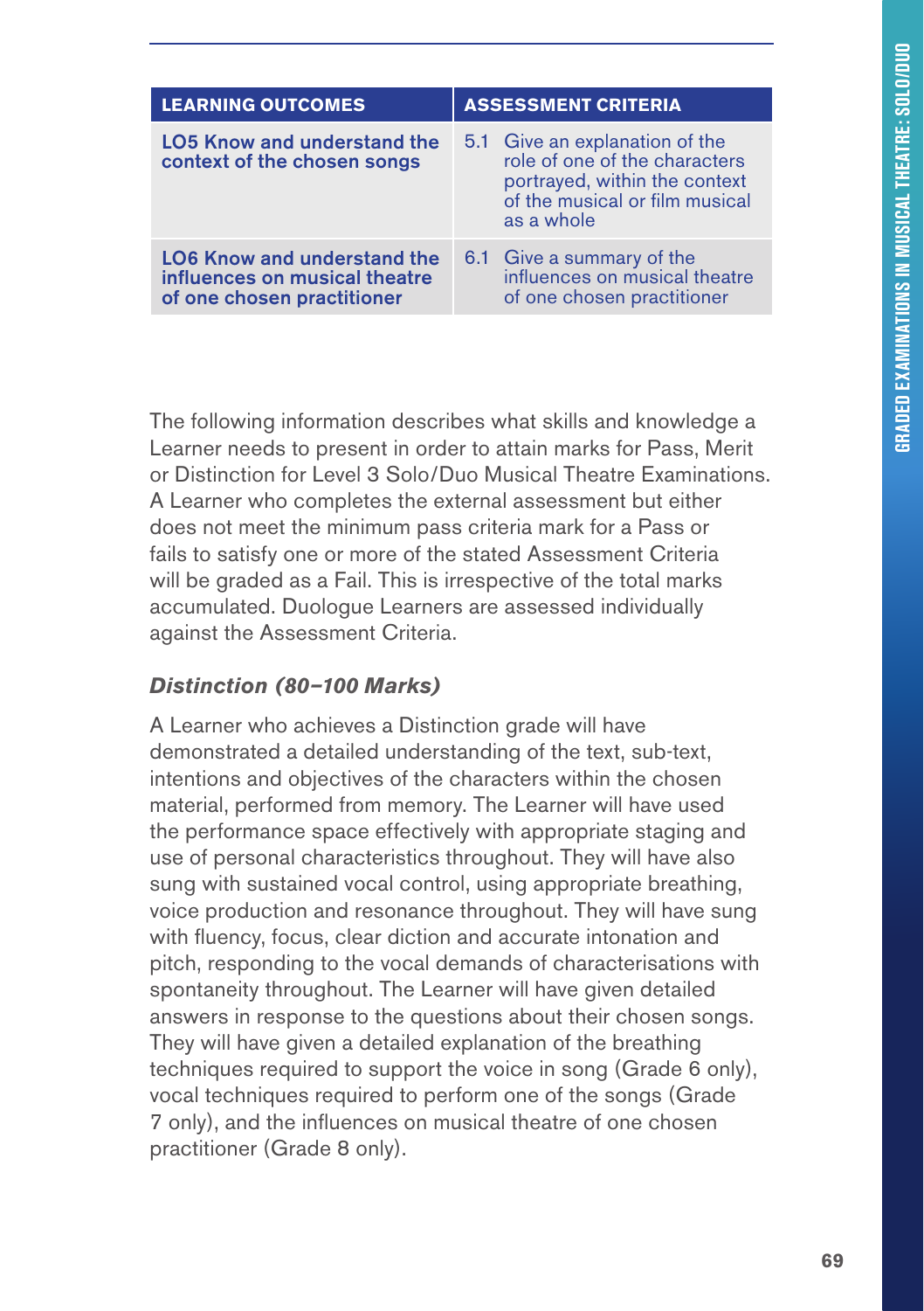| LEARNING OUTCOMES | ASSESSMENT CRITERIA |
|---|---|
| **LO5 Know and understand the context of the chosen songs** | 5.1 Give an explanation of the role of one of the characters portrayed, within the context of the musical or film musical as a whole |
| **LO6 Know and understand the influences on musical theatre of one chosen practitioner** | 6.1 Give a summary of the influences on musical theatre of one chosen practitioner |

The following information describes what skills and knowledge a Learner needs to present in order to attain marks for Pass, Merit or Distinction for Level 3 Solo/Duo Musical Theatre Examinations. A Learner who completes the external assessment but either does not meet the minimum pass criteria mark for a Pass or fails to satisfy one or more of the stated Assessment Criteria will be graded as a Fail. This is irrespective of the total marks accumulated. Duologue Learners are assessed individually against the Assessment Criteria.

### *Distinction (80–100 Marks)*

A Learner who achieves a Distinction grade will have demonstrated a detailed understanding of the text, sub-text, intentions and objectives of the characters within the chosen material, performed from memory. The Learner will have used the performance space effectively with appropriate staging and use of personal characteristics throughout. They will have also sung with sustained vocal control, using appropriate breathing, voice production and resonance throughout. They will have sung with fluency, focus, clear diction and accurate intonation and pitch, responding to the vocal demands of characterisations with spontaneity throughout. The Learner will have given detailed answers in response to the questions about their chosen songs. They will have given a detailed explanation of the breathing techniques required to support the voice in song (Grade 6 only), vocal techniques required to perform one of the songs (Grade 7 only), and the influences on musical theatre of one chosen practitioner (Grade 8 only).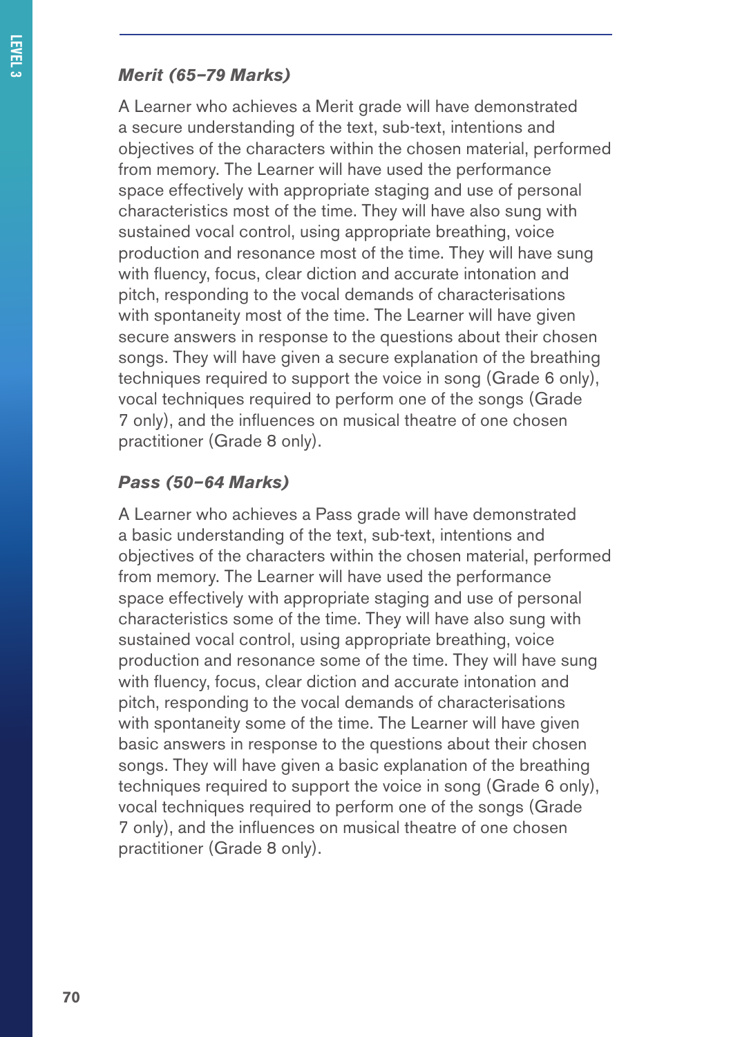### *Merit (65–79 Marks)*

A Learner who achieves a Merit grade will have demonstrated a secure understanding of the text, sub-text, intentions and objectives of the characters within the chosen material, performed from memory. The Learner will have used the performance space effectively with appropriate staging and use of personal characteristics most of the time. They will have also sung with sustained vocal control, using appropriate breathing, voice production and resonance most of the time. They will have sung with fluency, focus, clear diction and accurate intonation and pitch, responding to the vocal demands of characterisations with spontaneity most of the time. The Learner will have given secure answers in response to the questions about their chosen songs. They will have given a secure explanation of the breathing techniques required to support the voice in song (Grade 6 only), vocal techniques required to perform one of the songs (Grade 7 only), and the influences on musical theatre of one chosen practitioner (Grade 8 only).

### *Pass (50–64 Marks)*

A Learner who achieves a Pass grade will have demonstrated a basic understanding of the text, sub-text, intentions and objectives of the characters within the chosen material, performed from memory. The Learner will have used the performance space effectively with appropriate staging and use of personal characteristics some of the time. They will have also sung with sustained vocal control, using appropriate breathing, voice production and resonance some of the time. They will have sung with fluency, focus, clear diction and accurate intonation and pitch, responding to the vocal demands of characterisations with spontaneity some of the time. The Learner will have given basic answers in response to the questions about their chosen songs. They will have given a basic explanation of the breathing techniques required to support the voice in song (Grade 6 only), vocal techniques required to perform one of the songs (Grade 7 only), and the influences on musical theatre of one chosen practitioner (Grade 8 only).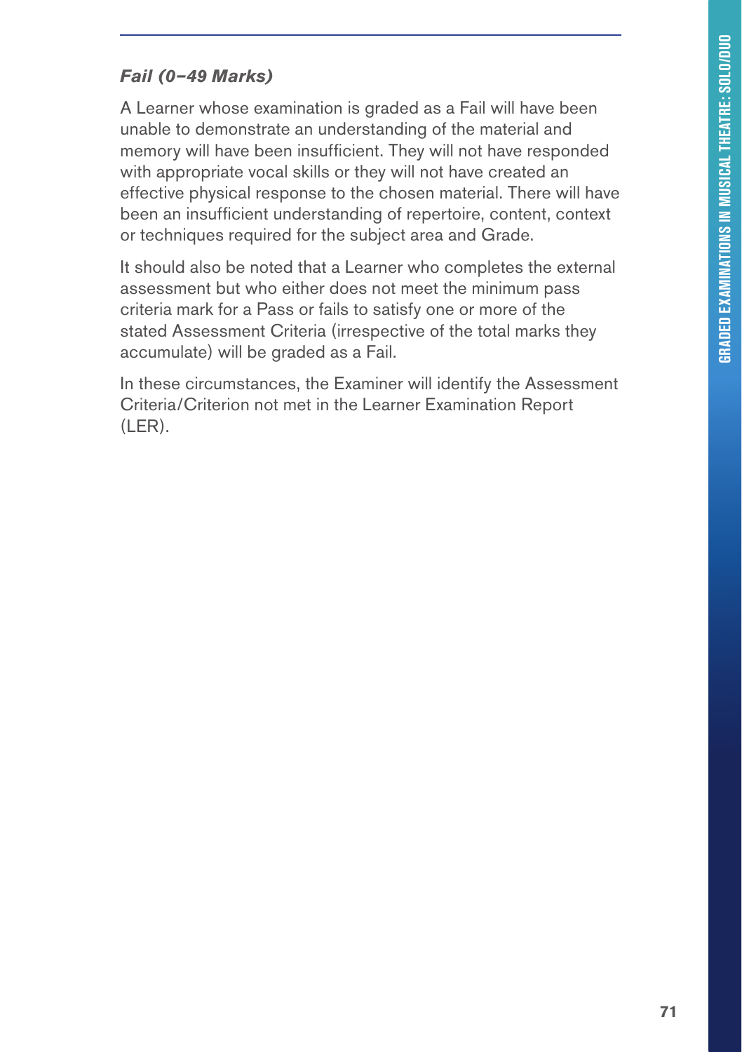#### *Fail (0–49 Marks)*

A Learner whose examination is graded as a Fail will have been unable to demonstrate an understanding of the material and memory will have been insufficient. They will not have responded with appropriate vocal skills or they will not have created an effective physical response to the chosen material. There will have been an insufficient understanding of repertoire, content, context or techniques required for the subject area and Grade.

It should also be noted that a Learner who completes the external assessment but who either does not meet the minimum pass criteria mark for a Pass or fails to satisfy one or more of the stated Assessment Criteria (irrespective of the total marks they accumulate) will be graded as a Fail.

In these circumstances, the Examiner will identify the Assessment Criteria/Criterion not met in the Learner Examination Report (LER).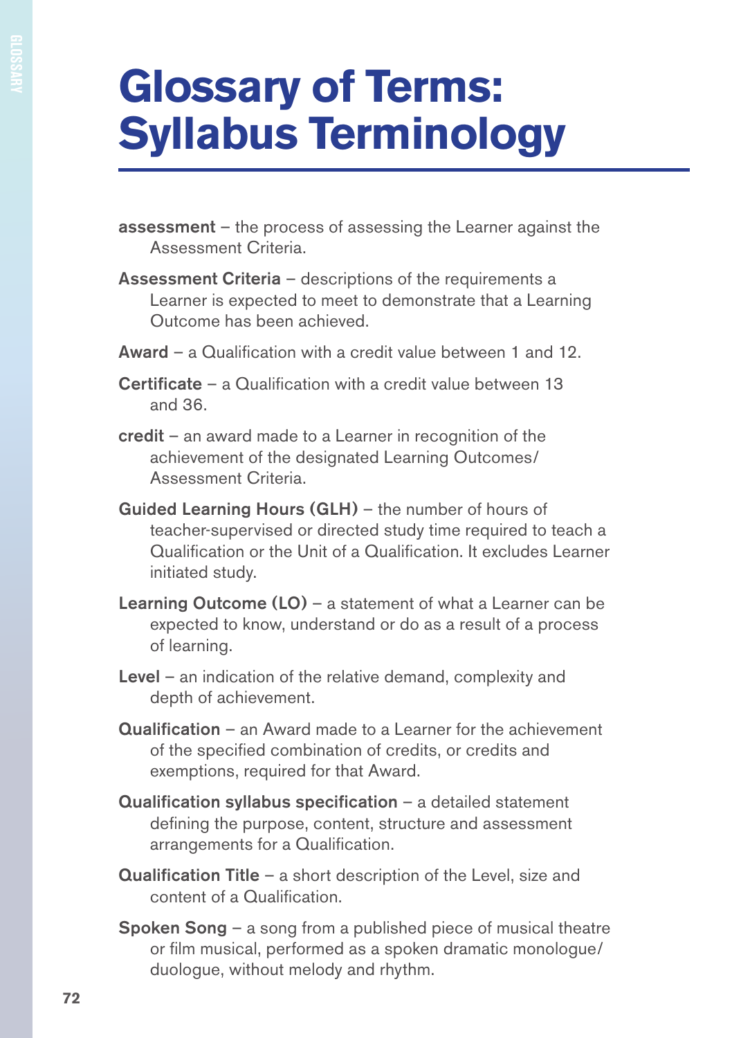# Glossary of Terms: Syllabus Terminology

**assessment** – the process of assessing the Learner against the Assessment Criteria.

**Assessment Criteria** – descriptions of the requirements a Learner is expected to meet to demonstrate that a Learning Outcome has been achieved.

**Award** – a Qualification with a credit value between 1 and 12.

**Certificate** – a Qualification with a credit value between 13 and 36.

**credit** – an award made to a Learner in recognition of the achievement of the designated Learning Outcomes/ Assessment Criteria.

**Guided Learning Hours (GLH)** – the number of hours of teacher-supervised or directed study time required to teach a Qualification or the Unit of a Qualification. It excludes Learner initiated study.

**Learning Outcome (LO)** – a statement of what a Learner can be expected to know, understand or do as a result of a process of learning.

**Level** – an indication of the relative demand, complexity and depth of achievement.

**Qualification** – an Award made to a Learner for the achievement of the specified combination of credits, or credits and exemptions, required for that Award.

**Qualification syllabus specification** – a detailed statement defining the purpose, content, structure and assessment arrangements for a Qualification.

**Qualification Title** – a short description of the Level, size and content of a Qualification.

**Spoken Song** – a song from a published piece of musical theatre or film musical, performed as a spoken dramatic monologue/ duologue, without melody and rhythm.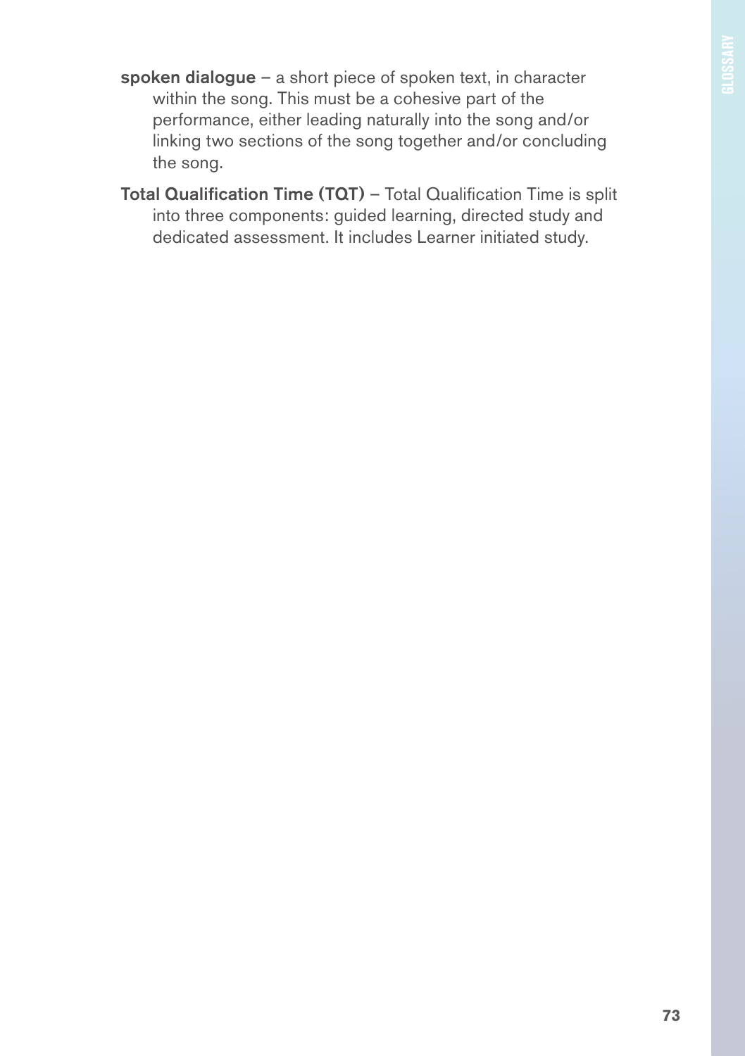**spoken dialogue** – a short piece of spoken text, in character within the song. This must be a cohesive part of the performance, either leading naturally into the song and/or linking two sections of the song together and/or concluding the song.

**Total Qualification Time (TQT)** – Total Qualification Time is split into three components: guided learning, directed study and dedicated assessment. It includes Learner initiated study.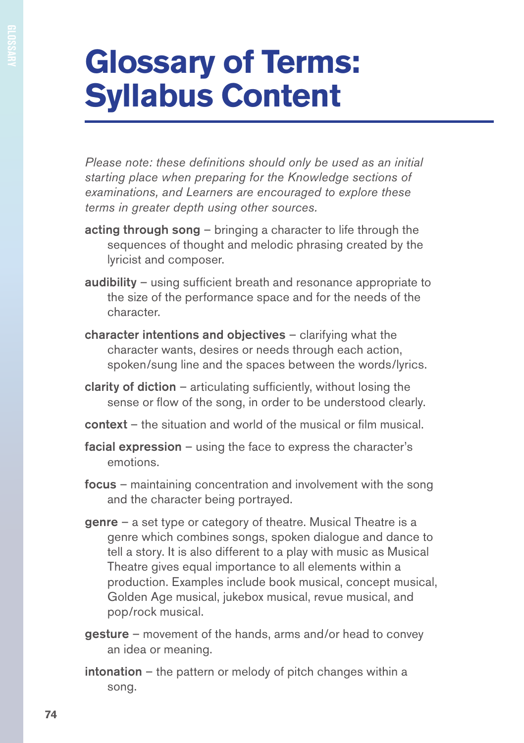# Glossary of Terms: Syllabus Content

*Please note: these definitions should only be used as an initial starting place when preparing for the Knowledge sections of examinations, and Learners are encouraged to explore these terms in greater depth using other sources.*

**acting through song** – bringing a character to life through the sequences of thought and melodic phrasing created by the lyricist and composer.

**audibility** – using sufficient breath and resonance appropriate to the size of the performance space and for the needs of the character.

**character intentions and objectives** – clarifying what the character wants, desires or needs through each action, spoken/sung line and the spaces between the words/lyrics.

**clarity of diction** – articulating sufficiently, without losing the sense or flow of the song, in order to be understood clearly.

**context** – the situation and world of the musical or film musical.

**facial expression** – using the face to express the character's emotions.

**focus** – maintaining concentration and involvement with the song and the character being portrayed.

**genre** – a set type or category of theatre. Musical Theatre is a genre which combines songs, spoken dialogue and dance to tell a story. It is also different to a play with music as Musical Theatre gives equal importance to all elements within a production. Examples include book musical, concept musical, Golden Age musical, jukebox musical, revue musical, and pop/rock musical.

**gesture** – movement of the hands, arms and/or head to convey an idea or meaning.

**intonation** – the pattern or melody of pitch changes within a song.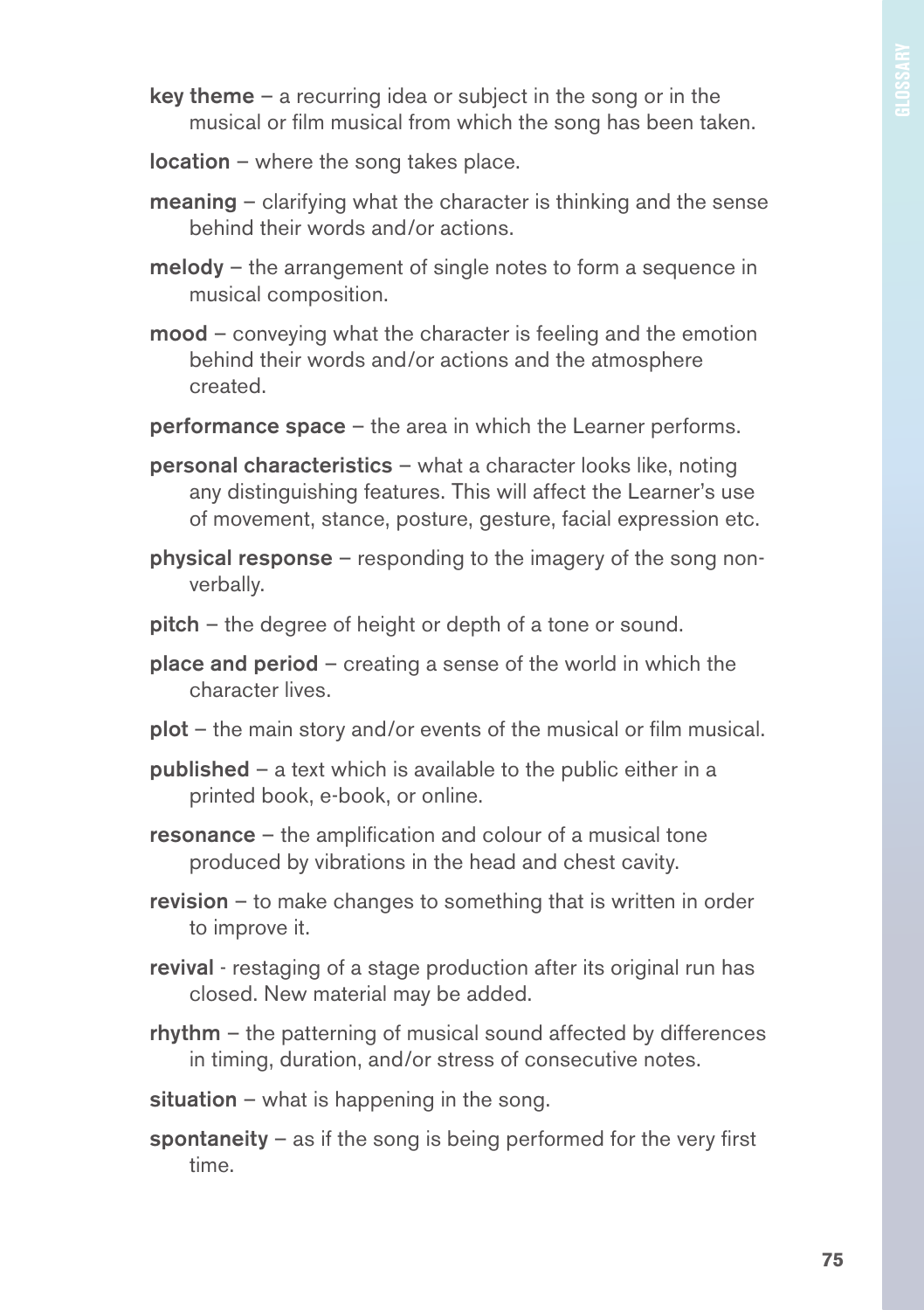**key theme** – a recurring idea or subject in the song or in the musical or film musical from which the song has been taken.

**location** – where the song takes place.

**meaning** – clarifying what the character is thinking and the sense behind their words and/or actions.

**melody** – the arrangement of single notes to form a sequence in musical composition.

**mood** – conveying what the character is feeling and the emotion behind their words and/or actions and the atmosphere created.

**performance space** – the area in which the Learner performs.

**personal characteristics** – what a character looks like, noting any distinguishing features. This will affect the Learner's use of movement, stance, posture, gesture, facial expression etc.

**physical response** – responding to the imagery of the song non-verbally.

**pitch** – the degree of height or depth of a tone or sound.

**place and period** – creating a sense of the world in which the character lives.

**plot** – the main story and/or events of the musical or film musical.

**published** – a text which is available to the public either in a printed book, e-book, or online.

**resonance** – the amplification and colour of a musical tone produced by vibrations in the head and chest cavity.

**revision** – to make changes to something that is written in order to improve it.

**revival** - restaging of a stage production after its original run has closed. New material may be added.

**rhythm** – the patterning of musical sound affected by differences in timing, duration, and/or stress of consecutive notes.

**situation** – what is happening in the song.

**spontaneity** – as if the song is being performed for the very first time.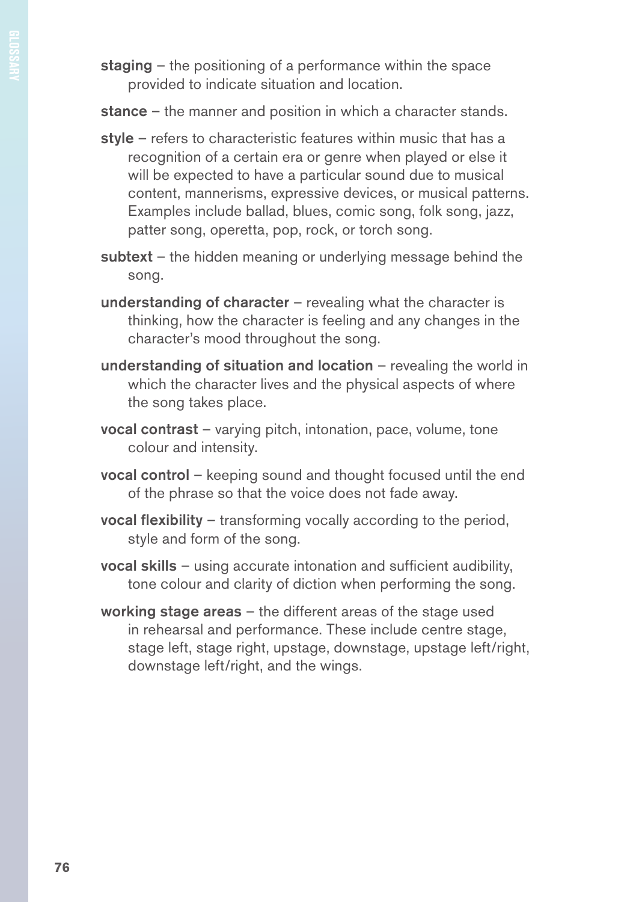**staging** – the positioning of a performance within the space provided to indicate situation and location.

**stance** – the manner and position in which a character stands.

**style** – refers to characteristic features within music that has a recognition of a certain era or genre when played or else it will be expected to have a particular sound due to musical content, mannerisms, expressive devices, or musical patterns. Examples include ballad, blues, comic song, folk song, jazz, patter song, operetta, pop, rock, or torch song.

**subtext** – the hidden meaning or underlying message behind the song.

**understanding of character** – revealing what the character is thinking, how the character is feeling and any changes in the character's mood throughout the song.

**understanding of situation and location** – revealing the world in which the character lives and the physical aspects of where the song takes place.

**vocal contrast** – varying pitch, intonation, pace, volume, tone colour and intensity.

**vocal control** – keeping sound and thought focused until the end of the phrase so that the voice does not fade away.

**vocal flexibility** – transforming vocally according to the period, style and form of the song.

**vocal skills** – using accurate intonation and sufficient audibility, tone colour and clarity of diction when performing the song.

**working stage areas** – the different areas of the stage used in rehearsal and performance. These include centre stage, stage left, stage right, upstage, downstage, upstage left/right, downstage left/right, and the wings.